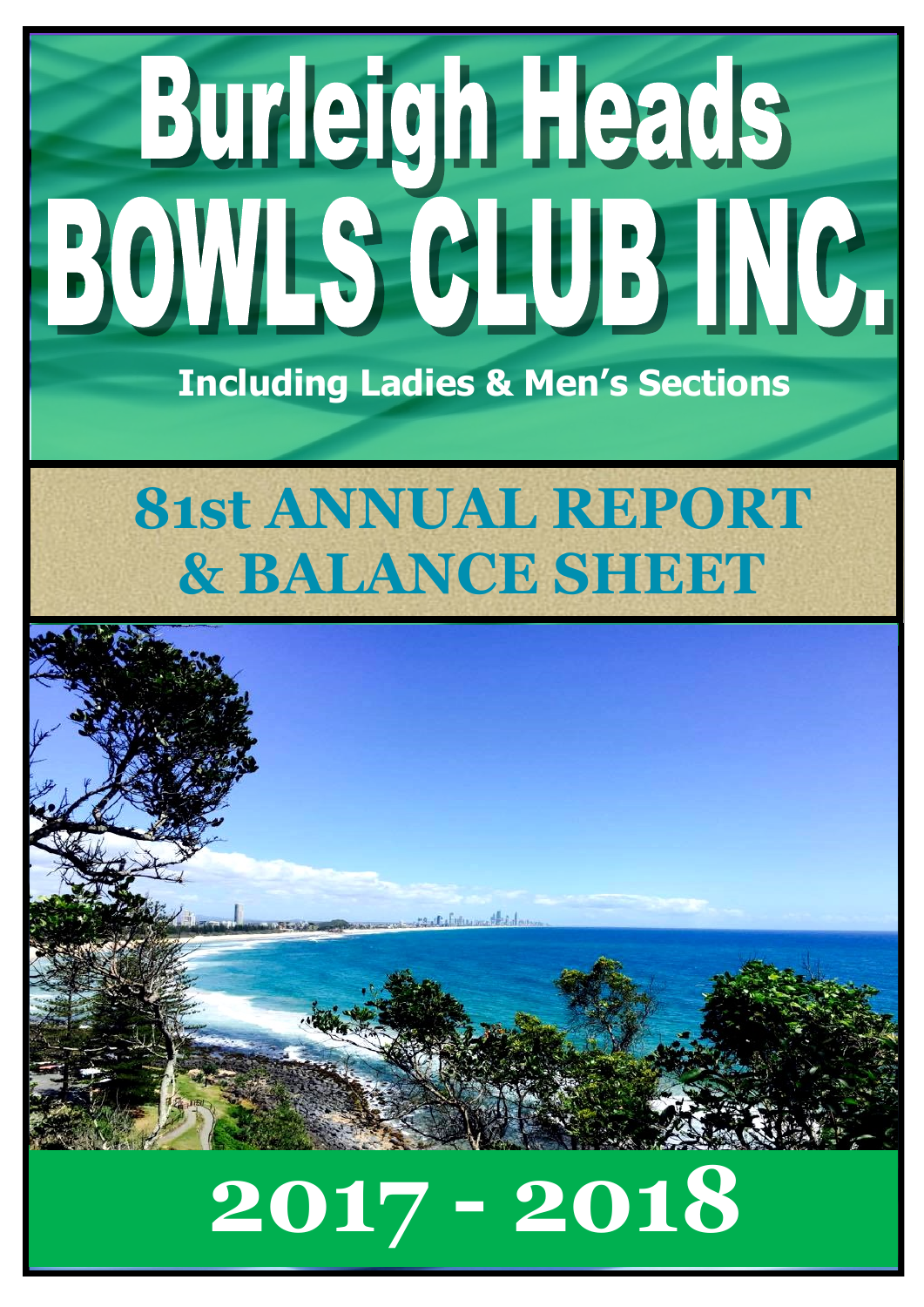# Burleigh Heads BOWLS CLUB INC.

**Including Ladies & Men's Sections**

## 81st ANNUAL REPORT & BALANCE SHEET

# 2017 - 2018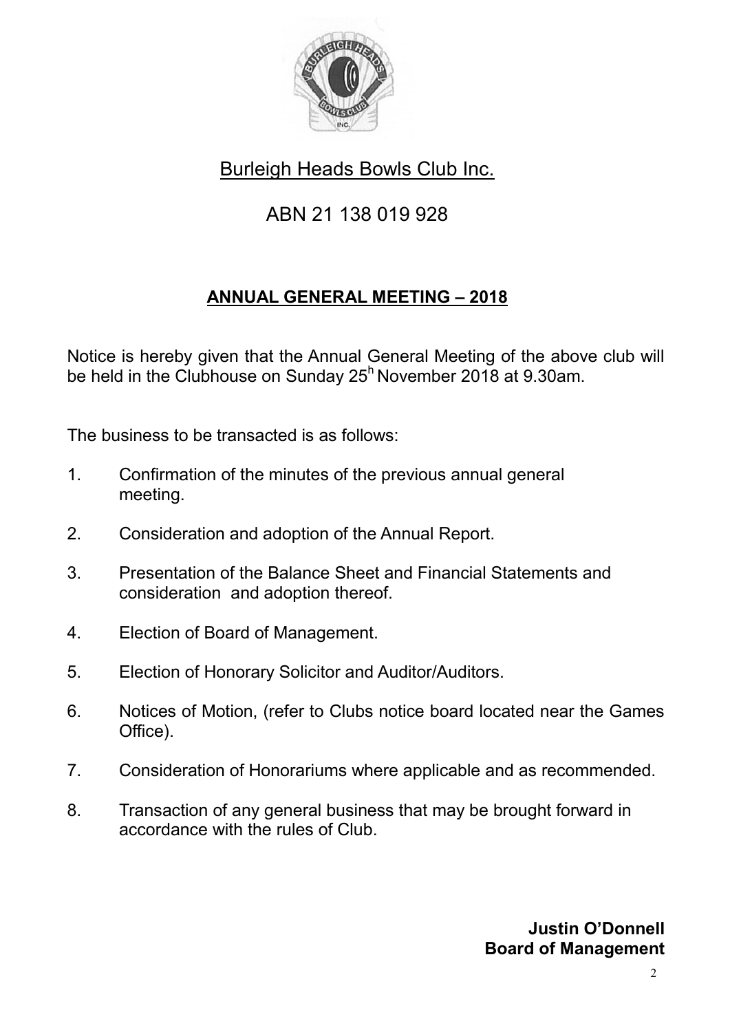# Burleigh Heads Bowls Club Inc.

## ABN 21 138 019 928

### ANNUAL GENERAL MEETING – 2018

Notice is hereby given that the Annual General Meeting of the above club will be held in the Clubhouse on Sunday 25h November 2018 at 9.30am.

The business to be transacted is as follows:

1. Confirmation of the minutes of the previous annual general meeting.
2. Consideration and adoption of the Annual Report.
3. Presentation of the Balance Sheet and Financial Statements and consideration and adoption thereof.
4. Election of Board of Management.
5. Election of Honorary Solicitor and Auditor/Auditors.
6. Notices of Motion, (refer to Clubs notice board located near the Games Office).
7. Consideration of Honorariums where applicable and as recommended.
8. Transaction of any general business that may be brought forward in accordance with the rules of Club.

**Justin O'Donnell**
**Board of Management**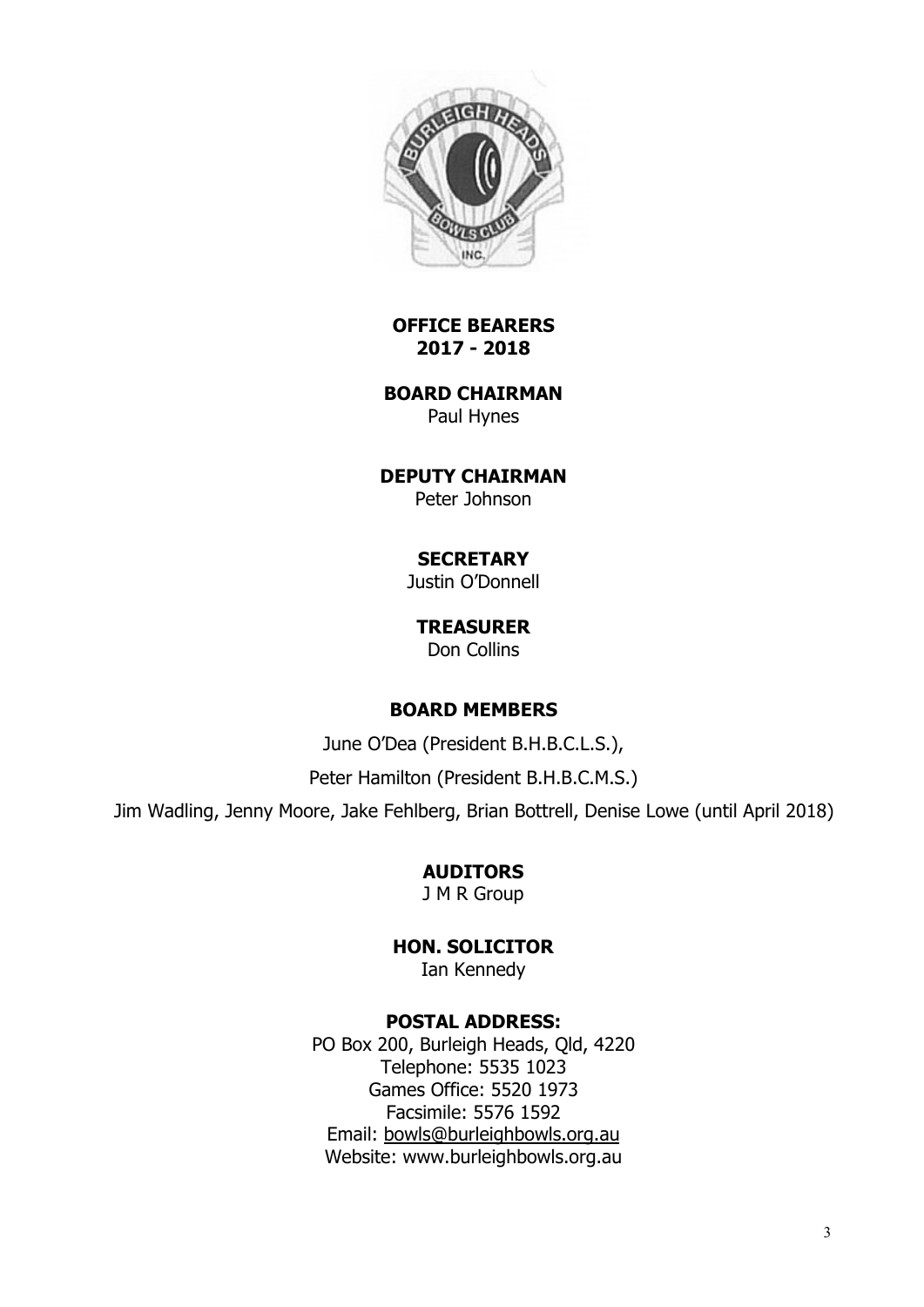# OFFICE BEARERS
# 2017 - 2018

## BOARD CHAIRMAN

Paul Hynes

## DEPUTY CHAIRMAN

Peter Johnson

## SECRETARY

Justin O'Donnell

## TREASURER

Don Collins

## BOARD MEMBERS

June O'Dea (President B.H.B.C.L.S.),

Peter Hamilton (President B.H.B.C.M.S.)

Jim Wadling, Jenny Moore, Jake Fehlberg, Brian Bottrell, Denise Lowe (until April 2018)

## AUDITORS

J M R Group

## HON. SOLICITOR

Ian Kennedy

## POSTAL ADDRESS:

PO Box 200, Burleigh Heads, Qld, 4220
Telephone: 5535 1023
Games Office: 5520 1973
Facsimile: 5576 1592
Email: bowls@burleighbowls.org.au
Website: www.burleighbowls.org.au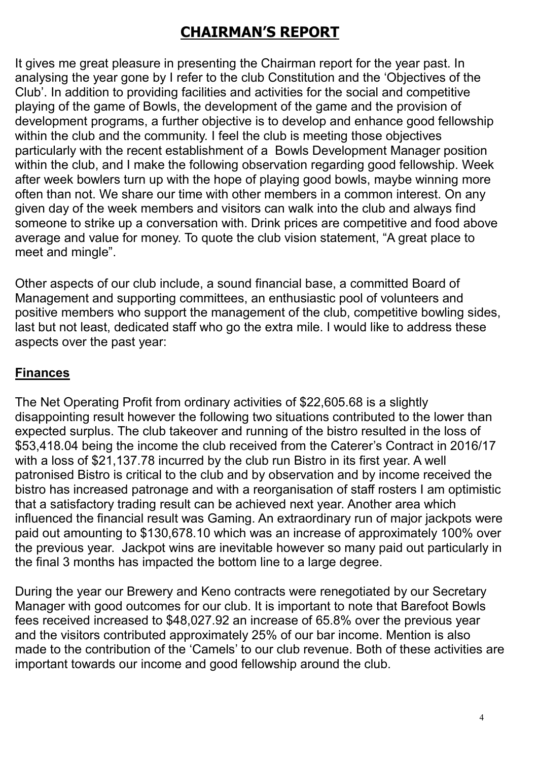# CHAIRMAN'S REPORT

It gives me great pleasure in presenting the Chairman report for the year past. In analysing the year gone by I refer to the club Constitution and the 'Objectives of the Club'. In addition to providing facilities and activities for the social and competitive playing of the game of Bowls, the development of the game and the provision of development programs, a further objective is to develop and enhance good fellowship within the club and the community. I feel the club is meeting those objectives particularly with the recent establishment of a Bowls Development Manager position within the club, and I make the following observation regarding good fellowship. Week after week bowlers turn up with the hope of playing good bowls, maybe winning more often than not. We share our time with other members in a common interest. On any given day of the week members and visitors can walk into the club and always find someone to strike up a conversation with. Drink prices are competitive and food above average and value for money. To quote the club vision statement, "A great place to meet and mingle".

Other aspects of our club include, a sound financial base, a committed Board of Management and supporting committees, an enthusiastic pool of volunteers and positive members who support the management of the club, competitive bowling sides, last but not least, dedicated staff who go the extra mile. I would like to address these aspects over the past year:

## Finances

The Net Operating Profit from ordinary activities of $22,605.68 is a slightly disappointing result however the following two situations contributed to the lower than expected surplus. The club takeover and running of the bistro resulted in the loss of $53,418.04 being the income the club received from the Caterer's Contract in 2016/17 with a loss of $21,137.78 incurred by the club run Bistro in its first year. A well patronised Bistro is critical to the club and by observation and by income received the bistro has increased patronage and with a reorganisation of staff rosters I am optimistic that a satisfactory trading result can be achieved next year. Another area which influenced the financial result was Gaming. An extraordinary run of major jackpots were paid out amounting to $130,678.10 which was an increase of approximately 100% over the previous year. Jackpot wins are inevitable however so many paid out particularly in the final 3 months has impacted the bottom line to a large degree.

During the year our Brewery and Keno contracts were renegotiated by our Secretary Manager with good outcomes for our club. It is important to note that Barefoot Bowls fees received increased to $48,027.92 an increase of 65.8% over the previous year and the visitors contributed approximately 25% of our bar income. Mention is also made to the contribution of the 'Camels' to our club revenue. Both of these activities are important towards our income and good fellowship around the club.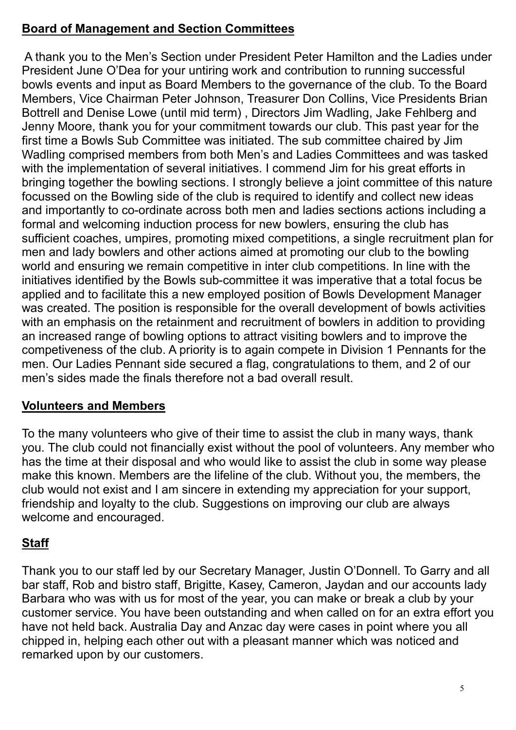## **Board of Management and Section Committees**

A thank you to the Men's Section under President Peter Hamilton and the Ladies under President June O'Dea for your untiring work and contribution to running successful bowls events and input as Board Members to the governance of the club. To the Board Members, Vice Chairman Peter Johnson, Treasurer Don Collins, Vice Presidents Brian Bottrell and Denise Lowe (until mid term) , Directors Jim Wadling, Jake Fehlberg and Jenny Moore, thank you for your commitment towards our club. This past year for the first time a Bowls Sub Committee was initiated. The sub committee chaired by Jim Wadling comprised members from both Men's and Ladies Committees and was tasked with the implementation of several initiatives. I commend Jim for his great efforts in bringing together the bowling sections. I strongly believe a joint committee of this nature focussed on the Bowling side of the club is required to identify and collect new ideas and importantly to co-ordinate across both men and ladies sections actions including a formal and welcoming induction process for new bowlers, ensuring the club has sufficient coaches, umpires, promoting mixed competitions, a single recruitment plan for men and lady bowlers and other actions aimed at promoting our club to the bowling world and ensuring we remain competitive in inter club competitions. In line with the initiatives identified by the Bowls sub-committee it was imperative that a total focus be applied and to facilitate this a new employed position of Bowls Development Manager was created. The position is responsible for the overall development of bowls activities with an emphasis on the retainment and recruitment of bowlers in addition to providing an increased range of bowling options to attract visiting bowlers and to improve the competiveness of the club. A priority is to again compete in Division 1 Pennants for the men. Our Ladies Pennant side secured a flag, congratulations to them, and 2 of our men's sides made the finals therefore not a bad overall result.

## **Volunteers and Members**

To the many volunteers who give of their time to assist the club in many ways, thank you. The club could not financially exist without the pool of volunteers. Any member who has the time at their disposal and who would like to assist the club in some way please make this known. Members are the lifeline of the club. Without you, the members, the club would not exist and I am sincere in extending my appreciation for your support, friendship and loyalty to the club. Suggestions on improving our club are always welcome and encouraged.

## **Staff**

Thank you to our staff led by our Secretary Manager, Justin O'Donnell. To Garry and all bar staff, Rob and bistro staff, Brigitte, Kasey, Cameron, Jaydan and our accounts lady Barbara who was with us for most of the year, you can make or break a club by your customer service. You have been outstanding and when called on for an extra effort you have not held back. Australia Day and Anzac day were cases in point where you all chipped in, helping each other out with a pleasant manner which was noticed and remarked upon by our customers.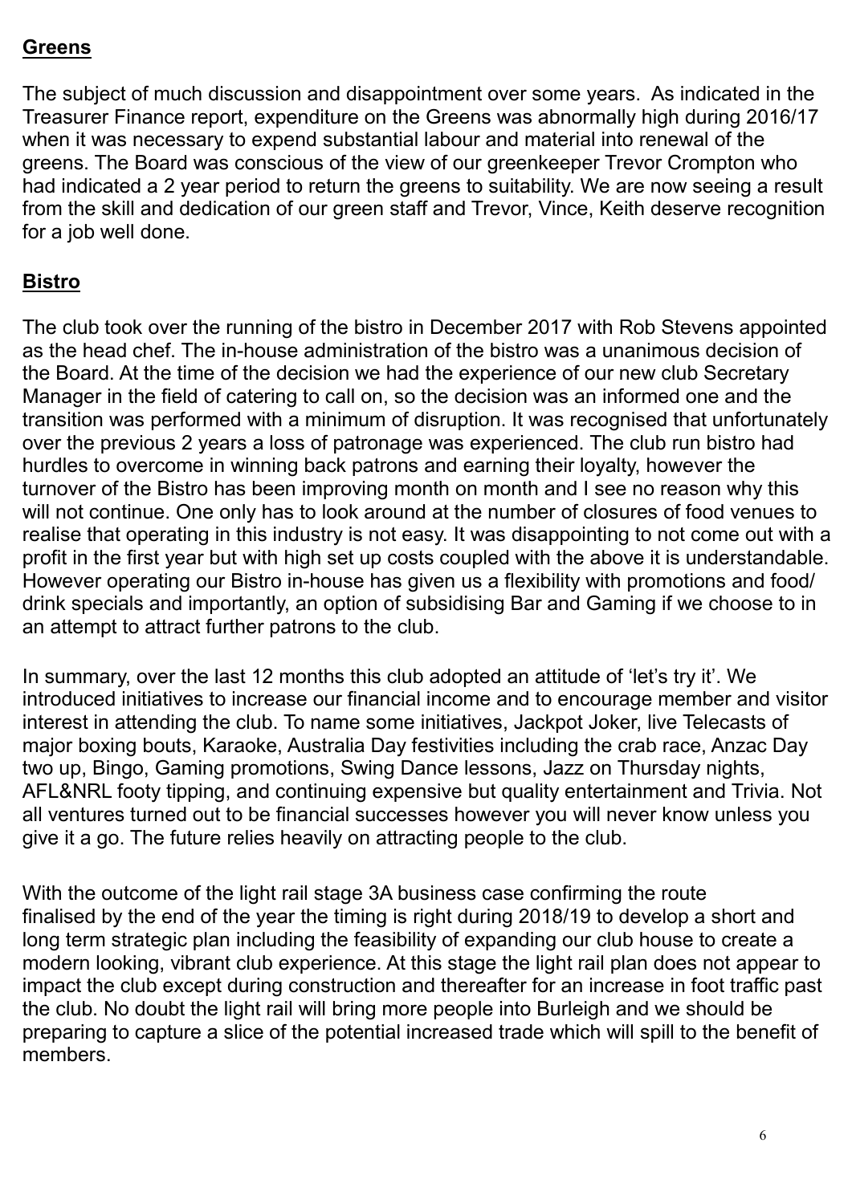## Greens

The subject of much discussion and disappointment over some years. As indicated in the Treasurer Finance report, expenditure on the Greens was abnormally high during 2016/17 when it was necessary to expend substantial labour and material into renewal of the greens. The Board was conscious of the view of our greenkeeper Trevor Crompton who had indicated a 2 year period to return the greens to suitability. We are now seeing a result from the skill and dedication of our green staff and Trevor, Vince, Keith deserve recognition for a job well done.

## Bistro

The club took over the running of the bistro in December 2017 with Rob Stevens appointed as the head chef. The in-house administration of the bistro was a unanimous decision of the Board. At the time of the decision we had the experience of our new club Secretary Manager in the field of catering to call on, so the decision was an informed one and the transition was performed with a minimum of disruption. It was recognised that unfortunately over the previous 2 years a loss of patronage was experienced. The club run bistro had hurdles to overcome in winning back patrons and earning their loyalty, however the turnover of the Bistro has been improving month on month and I see no reason why this will not continue. One only has to look around at the number of closures of food venues to realise that operating in this industry is not easy. It was disappointing to not come out with a profit in the first year but with high set up costs coupled with the above it is understandable. However operating our Bistro in-house has given us a flexibility with promotions and food/ drink specials and importantly, an option of subsidising Bar and Gaming if we choose to in an attempt to attract further patrons to the club.

In summary, over the last 12 months this club adopted an attitude of 'let's try it'. We introduced initiatives to increase our financial income and to encourage member and visitor interest in attending the club. To name some initiatives, Jackpot Joker, live Telecasts of major boxing bouts, Karaoke, Australia Day festivities including the crab race, Anzac Day two up, Bingo, Gaming promotions, Swing Dance lessons, Jazz on Thursday nights, AFL&NRL footy tipping, and continuing expensive but quality entertainment and Trivia. Not all ventures turned out to be financial successes however you will never know unless you give it a go. The future relies heavily on attracting people to the club.

With the outcome of the light rail stage 3A business case confirming the route finalised by the end of the year the timing is right during 2018/19 to develop a short and long term strategic plan including the feasibility of expanding our club house to create a modern looking, vibrant club experience. At this stage the light rail plan does not appear to impact the club except during construction and thereafter for an increase in foot traffic past the club. No doubt the light rail will bring more people into Burleigh and we should be preparing to capture a slice of the potential increased trade which will spill to the benefit of members.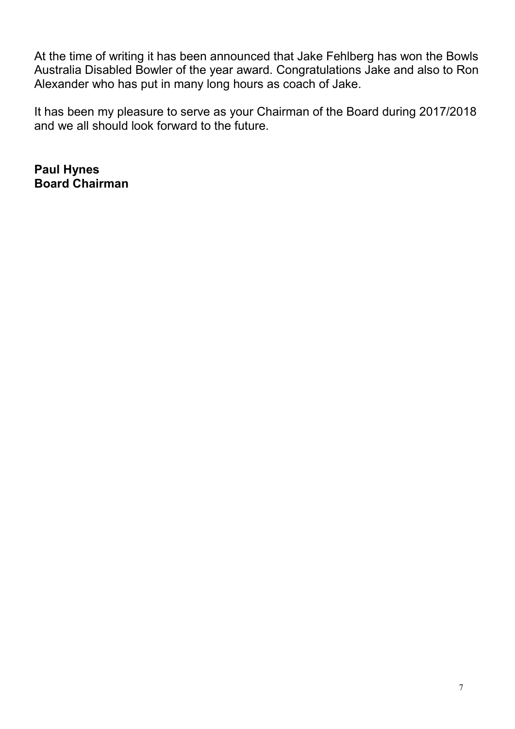At the time of writing it has been announced that Jake Fehlberg has won the Bowls Australia Disabled Bowler of the year award. Congratulations Jake and also to Ron Alexander who has put in many long hours as coach of Jake.

It has been my pleasure to serve as your Chairman of the Board during 2017/2018 and we all should look forward to the future.

**Paul Hynes**
**Board Chairman**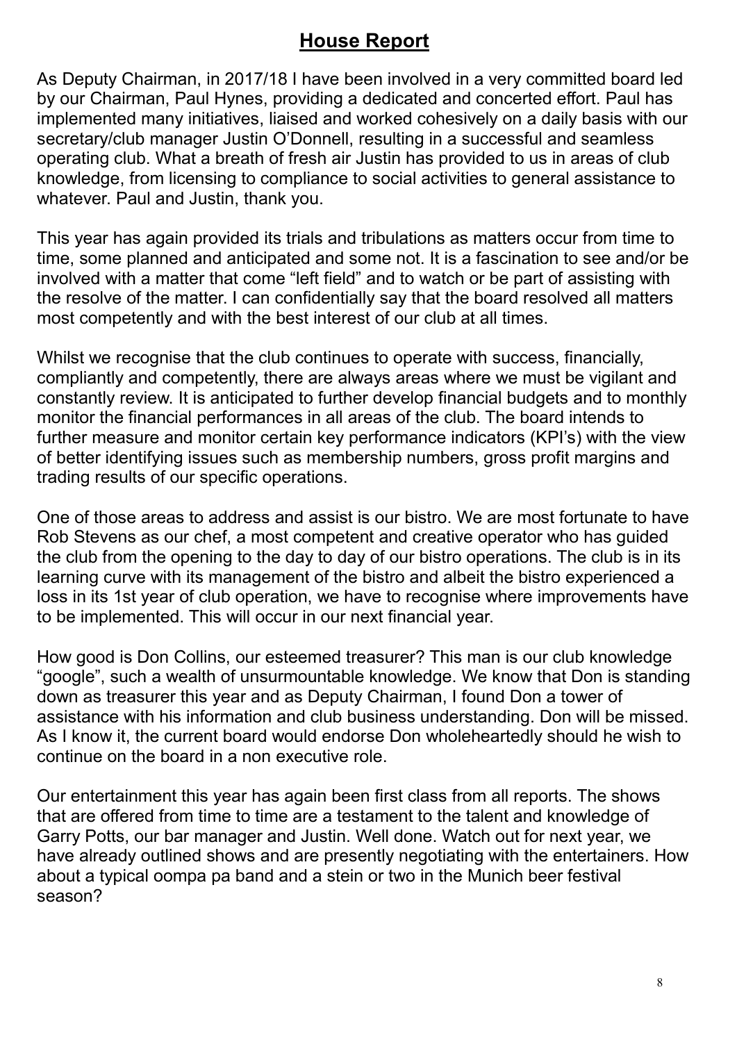## **House Report**

As Deputy Chairman, in 2017/18 I have been involved in a very committed board led by our Chairman, Paul Hynes, providing a dedicated and concerted effort. Paul has implemented many initiatives, liaised and worked cohesively on a daily basis with our secretary/club manager Justin O'Donnell, resulting in a successful and seamless operating club. What a breath of fresh air Justin has provided to us in areas of club knowledge, from licensing to compliance to social activities to general assistance to whatever. Paul and Justin, thank you.

This year has again provided its trials and tribulations as matters occur from time to time, some planned and anticipated and some not. It is a fascination to see and/or be involved with a matter that come "left field" and to watch or be part of assisting with the resolve of the matter. I can confidentially say that the board resolved all matters most competently and with the best interest of our club at all times.

Whilst we recognise that the club continues to operate with success, financially, compliantly and competently, there are always areas where we must be vigilant and constantly review. It is anticipated to further develop financial budgets and to monthly monitor the financial performances in all areas of the club. The board intends to further measure and monitor certain key performance indicators (KPI's) with the view of better identifying issues such as membership numbers, gross profit margins and trading results of our specific operations.

One of those areas to address and assist is our bistro. We are most fortunate to have Rob Stevens as our chef, a most competent and creative operator who has guided the club from the opening to the day to day of our bistro operations. The club is in its learning curve with its management of the bistro and albeit the bistro experienced a loss in its 1st year of club operation, we have to recognise where improvements have to be implemented. This will occur in our next financial year.

How good is Don Collins, our esteemed treasurer? This man is our club knowledge "google", such a wealth of unsurmountable knowledge. We know that Don is standing down as treasurer this year and as Deputy Chairman, I found Don a tower of assistance with his information and club business understanding. Don will be missed. As I know it, the current board would endorse Don wholeheartedly should he wish to continue on the board in a non executive role.

Our entertainment this year has again been first class from all reports. The shows that are offered from time to time are a testament to the talent and knowledge of Garry Potts, our bar manager and Justin. Well done. Watch out for next year, we have already outlined shows and are presently negotiating with the entertainers. How about a typical oompa pa band and a stein or two in the Munich beer festival season?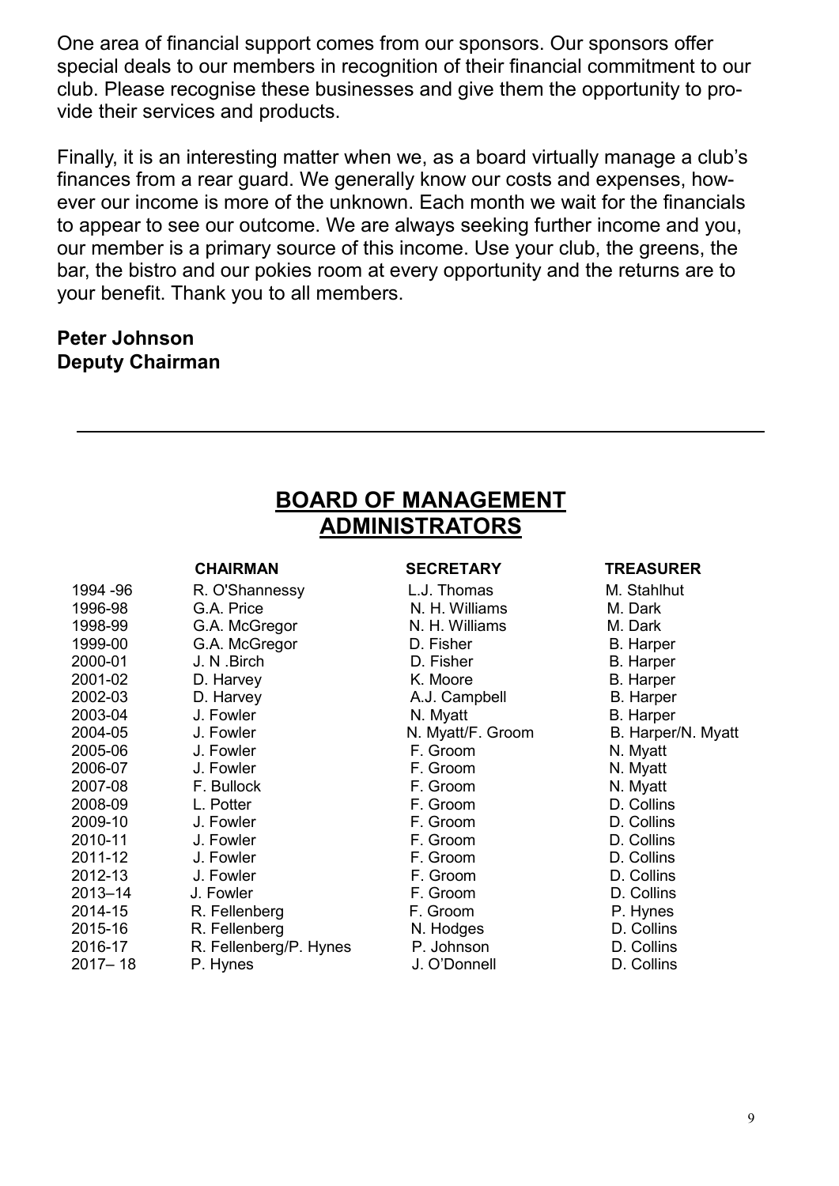One area of financial support comes from our sponsors. Our sponsors offer special deals to our members in recognition of their financial commitment to our club. Please recognise these businesses and give them the opportunity to provide their services and products.

Finally, it is an interesting matter when we, as a board virtually manage a club's finances from a rear guard. We generally know our costs and expenses, however our income is more of the unknown. Each month we wait for the financials to appear to see our outcome. We are always seeking further income and you, our member is a primary source of this income. Use your club, the greens, the bar, the bistro and our pokies room at every opportunity and the returns are to your benefit. Thank you to all members.

**Peter Johnson**
**Deputy Chairman**

---

## BOARD OF MANAGEMENT ADMINISTRATORS

| | CHAIRMAN | SECRETARY | TREASURER |
|---|---|---|---|
| 1994 -96 | R. O'Shannessy | L.J. Thomas | M. Stahlhut |
| 1996-98 | G.A. Price | N. H. Williams | M. Dark |
| 1998-99 | G.A. McGregor | N. H. Williams | M. Dark |
| 1999-00 | G.A. McGregor | D. Fisher | B. Harper |
| 2000-01 | J. N .Birch | D. Fisher | B. Harper |
| 2001-02 | D. Harvey | K. Moore | B. Harper |
| 2002-03 | D. Harvey | A.J. Campbell | B. Harper |
| 2003-04 | J. Fowler | N. Myatt | B. Harper |
| 2004-05 | J. Fowler | N. Myatt/F. Groom | B. Harper/N. Myatt |
| 2005-06 | J. Fowler | F. Groom | N. Myatt |
| 2006-07 | J. Fowler | F. Groom | N. Myatt |
| 2007-08 | F. Bullock | F. Groom | N. Myatt |
| 2008-09 | L. Potter | F. Groom | D. Collins |
| 2009-10 | J. Fowler | F. Groom | D. Collins |
| 2010-11 | J. Fowler | F. Groom | D. Collins |
| 2011-12 | J. Fowler | F. Groom | D. Collins |
| 2012-13 | J. Fowler | F. Groom | D. Collins |
| 2013–14 | J. Fowler | F. Groom | D. Collins |
| 2014-15 | R. Fellenberg | F. Groom | P. Hynes |
| 2015-16 | R. Fellenberg | N. Hodges | D. Collins |
| 2016-17 | R. Fellenberg/P. Hynes | P. Johnson | D. Collins |
| 2017– 18 | P. Hynes | J. O'Donnell | D. Collins |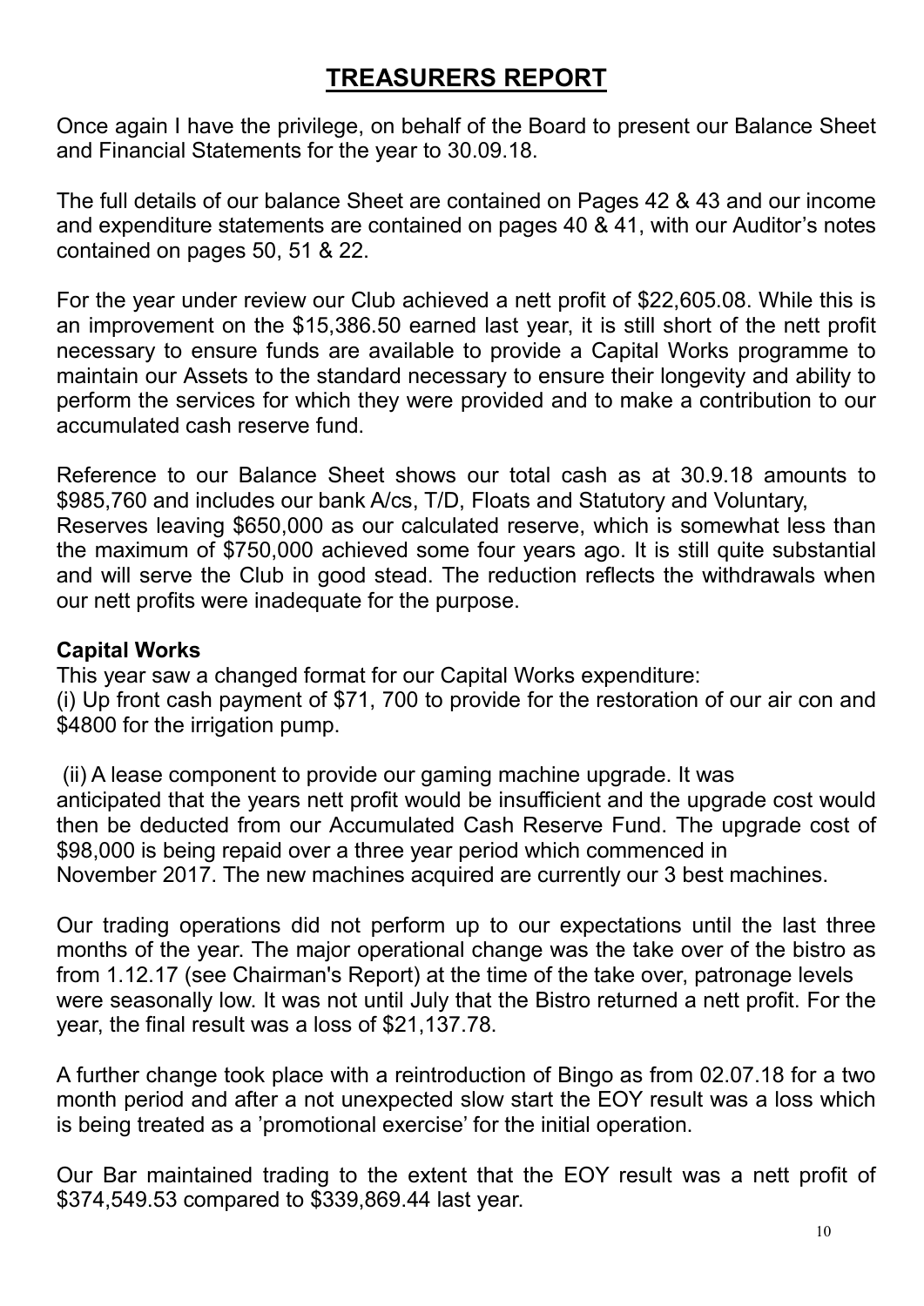# TREASURERS REPORT

Once again I have the privilege, on behalf of the Board to present our Balance Sheet and Financial Statements for the year to 30.09.18.

The full details of our balance Sheet are contained on Pages 42 & 43 and our income and expenditure statements are contained on pages 40 & 41, with our Auditor's notes contained on pages 50, 51 & 22.

For the year under review our Club achieved a nett profit of $22,605.08. While this is an improvement on the $15,386.50 earned last year, it is still short of the nett profit necessary to ensure funds are available to provide a Capital Works programme to maintain our Assets to the standard necessary to ensure their longevity and ability to perform the services for which they were provided and to make a contribution to our accumulated cash reserve fund.

Reference to our Balance Sheet shows our total cash as at 30.9.18 amounts to $985,760 and includes our bank A/cs, T/D, Floats and Statutory and Voluntary, Reserves leaving $650,000 as our calculated reserve, which is somewhat less than the maximum of $750,000 achieved some four years ago. It is still quite substantial and will serve the Club in good stead. The reduction reflects the withdrawals when our nett profits were inadequate for the purpose.

**Capital Works**

This year saw a changed format for our Capital Works expenditure:

(i) Up front cash payment of $71, 700 to provide for the restoration of our air con and $4800 for the irrigation pump.

(ii) A lease component to provide our gaming machine upgrade. It was anticipated that the years nett profit would be insufficient and the upgrade cost would then be deducted from our Accumulated Cash Reserve Fund. The upgrade cost of $98,000 is being repaid over a three year period which commenced in November 2017. The new machines acquired are currently our 3 best machines.

Our trading operations did not perform up to our expectations until the last three months of the year. The major operational change was the take over of the bistro as from 1.12.17 (see Chairman's Report) at the time of the take over, patronage levels were seasonally low. It was not until July that the Bistro returned a nett profit. For the year, the final result was a loss of $21,137.78.

A further change took place with a reintroduction of Bingo as from 02.07.18 for a two month period and after a not unexpected slow start the EOY result was a loss which is being treated as a 'promotional exercise' for the initial operation.

Our Bar maintained trading to the extent that the EOY result was a nett profit of $374,549.53 compared to $339,869.44 last year.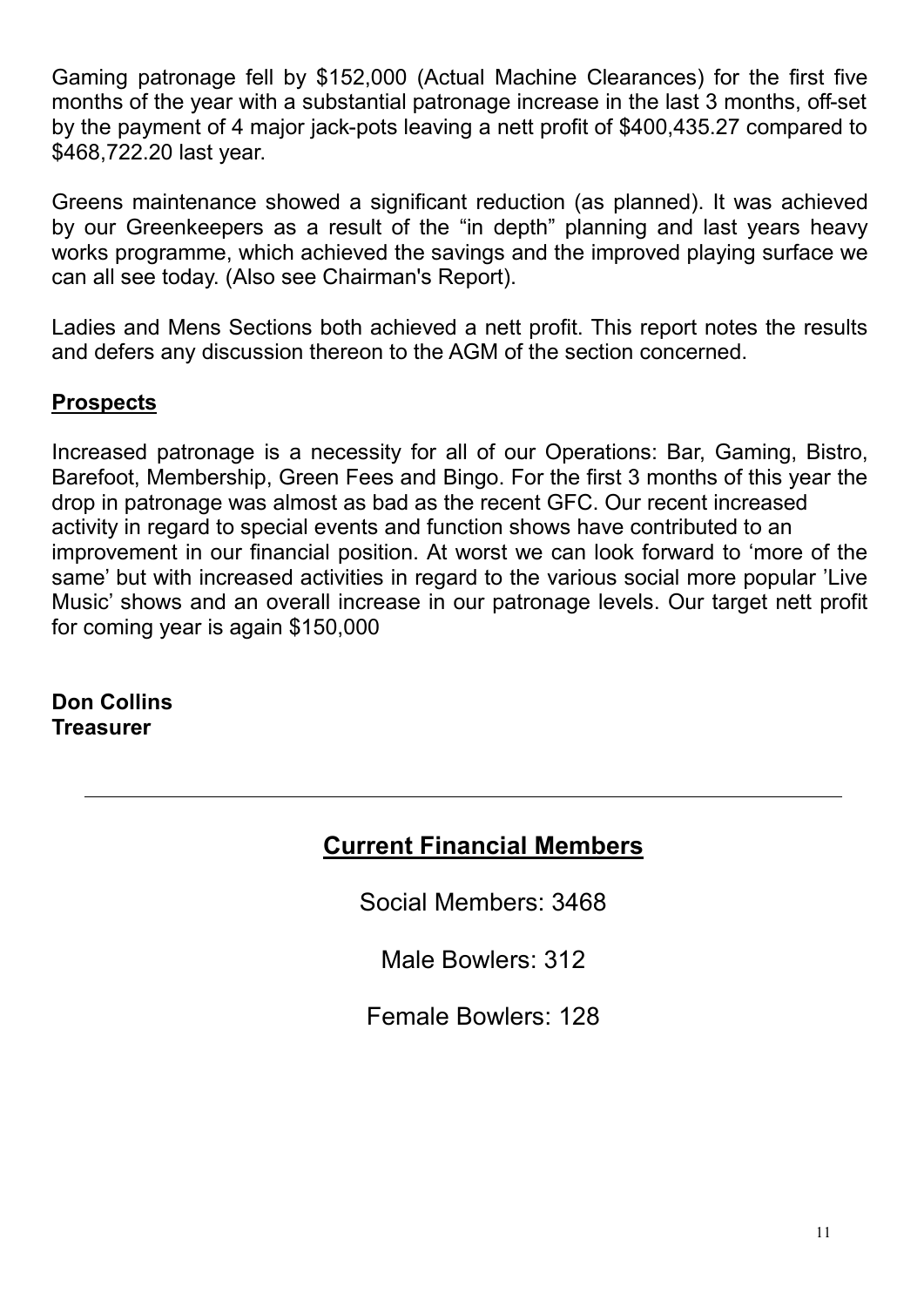Gaming patronage fell by $152,000 (Actual Machine Clearances) for the first five months of the year with a substantial patronage increase in the last 3 months, off-set by the payment of 4 major jack-pots leaving a nett profit of $400,435.27 compared to $468,722.20 last year.

Greens maintenance showed a significant reduction (as planned). It was achieved by our Greenkeepers as a result of the "in depth" planning and last years heavy works programme, which achieved the savings and the improved playing surface we can all see today. (Also see Chairman's Report).

Ladies and Mens Sections both achieved a nett profit. This report notes the results and defers any discussion thereon to the AGM of the section concerned.

## Prospects

Increased patronage is a necessity for all of our Operations: Bar, Gaming, Bistro, Barefoot, Membership, Green Fees and Bingo. For the first 3 months of this year the drop in patronage was almost as bad as the recent GFC. Our recent increased activity in regard to special events and function shows have contributed to an improvement in our financial position. At worst we can look forward to 'more of the same' but with increased activities in regard to the various social more popular 'Live Music' shows and an overall increase in our patronage levels. Our target nett profit for coming year is again $150,000

**Don Collins**
**Treasurer**

---

## Current Financial Members

Social Members: 3468

Male Bowlers: 312

Female Bowlers: 128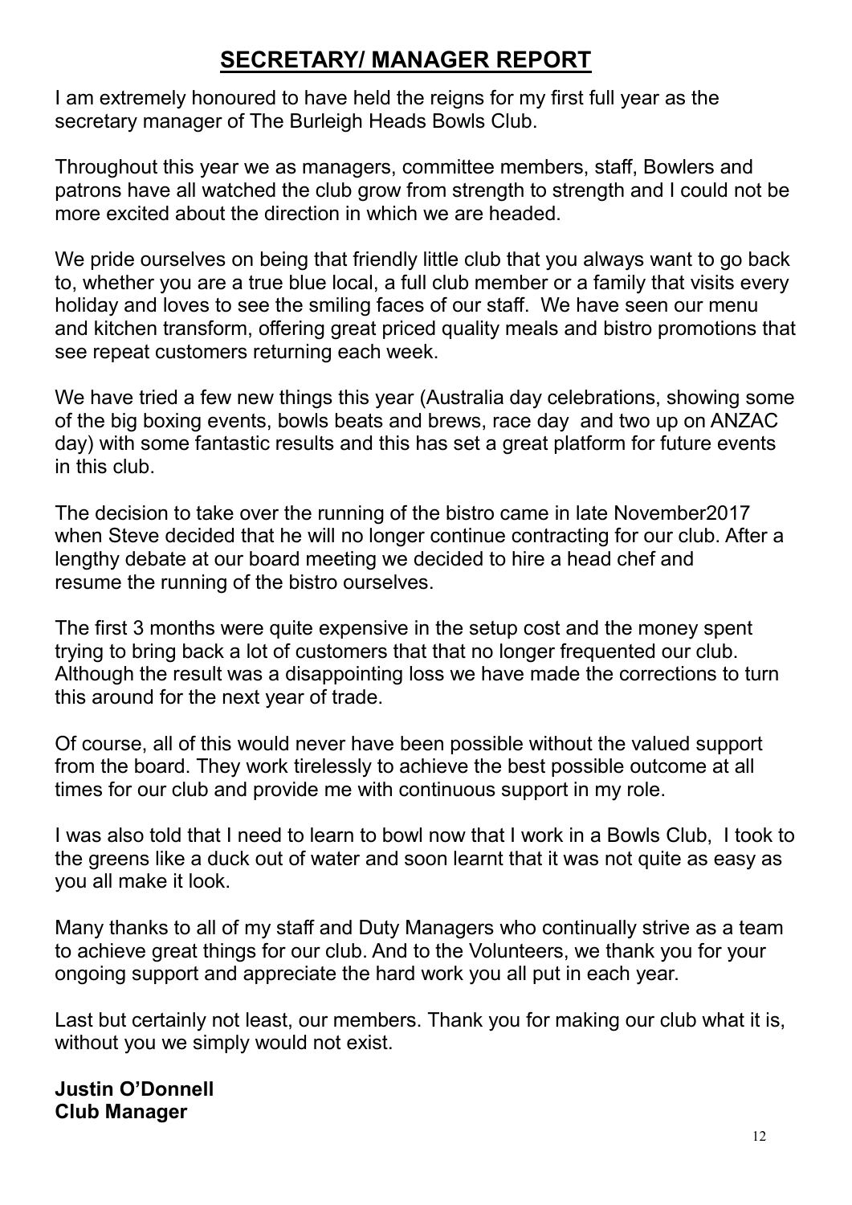# SECRETARY/ MANAGER REPORT

I am extremely honoured to have held the reigns for my first full year as the secretary manager of The Burleigh Heads Bowls Club.

Throughout this year we as managers, committee members, staff, Bowlers and patrons have all watched the club grow from strength to strength and I could not be more excited about the direction in which we are headed.

We pride ourselves on being that friendly little club that you always want to go back to, whether you are a true blue local, a full club member or a family that visits every holiday and loves to see the smiling faces of our staff. We have seen our menu and kitchen transform, offering great priced quality meals and bistro promotions that see repeat customers returning each week.

We have tried a few new things this year (Australia day celebrations, showing some of the big boxing events, bowls beats and brews, race day and two up on ANZAC day) with some fantastic results and this has set a great platform for future events in this club.

The decision to take over the running of the bistro came in late November2017 when Steve decided that he will no longer continue contracting for our club. After a lengthy debate at our board meeting we decided to hire a head chef and resume the running of the bistro ourselves.

The first 3 months were quite expensive in the setup cost and the money spent trying to bring back a lot of customers that that no longer frequented our club. Although the result was a disappointing loss we have made the corrections to turn this around for the next year of trade.

Of course, all of this would never have been possible without the valued support from the board. They work tirelessly to achieve the best possible outcome at all times for our club and provide me with continuous support in my role.

I was also told that I need to learn to bowl now that I work in a Bowls Club, I took to the greens like a duck out of water and soon learnt that it was not quite as easy as you all make it look.

Many thanks to all of my staff and Duty Managers who continually strive as a team to achieve great things for our club. And to the Volunteers, we thank you for your ongoing support and appreciate the hard work you all put in each year.

Last but certainly not least, our members. Thank you for making our club what it is, without you we simply would not exist.

**Justin O'Donnell**
**Club Manager**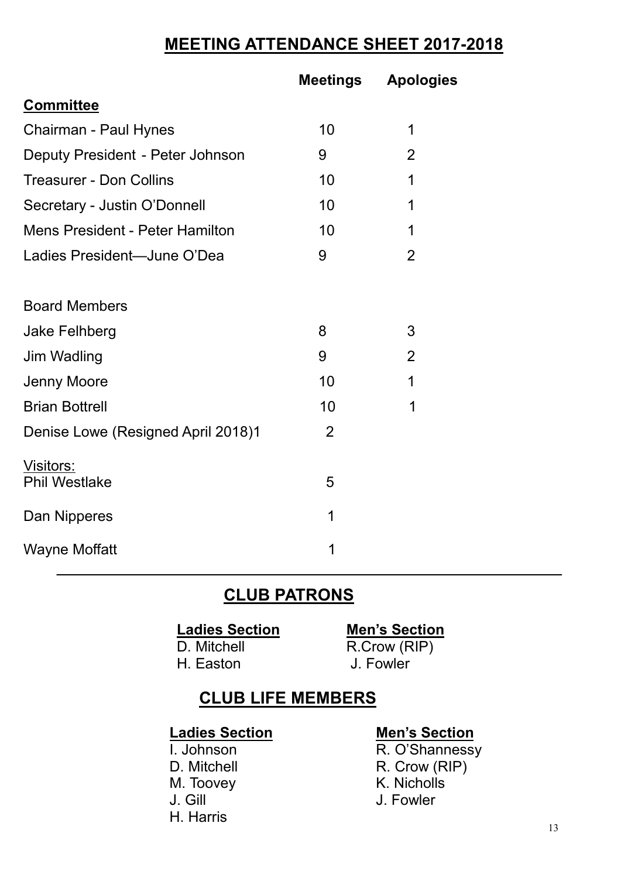# MEETING ATTENDANCE SHEET 2017-2018

| | Meetings | Apologies |
|---|---|---|
| **Committee** | | |
| Chairman - Paul Hynes | 10 | 1 |
| Deputy President - Peter Johnson | 9 | 2 |
| Treasurer - Don Collins | 10 | 1 |
| Secretary - Justin O'Donnell | 10 | 1 |
| Mens President - Peter Hamilton | 10 | 1 |
| Ladies President—June O'Dea | 9 | 2 |
| | | |
| Board Members | | |
| Jake Felhberg | 8 | 3 |
| Jim Wadling | 9 | 2 |
| Jenny Moore | 10 | 1 |
| Brian Bottrell | 10 | 1 |
| Denise Lowe (Resigned April 2018)1 | 2 | |
| Visitors: | | |
| Phil Westlake | 5 | |
| Dan Nipperes | 1 | |
| Wayne Moffatt | 1 | |

---

## CLUB PATRONS

| **Ladies Section** | **Men's Section** |
|---|---|
| D. Mitchell | R.Crow (RIP) |
| H. Easton | J. Fowler |

## CLUB LIFE MEMBERS

| **Ladies Section** | **Men's Section** |
|---|---|
| I. Johnson | R. O'Shannessy |
| D. Mitchell | R. Crow (RIP) |
| M. Toovey | K. Nicholls |
| J. Gill | J. Fowler |
| H. Harris | |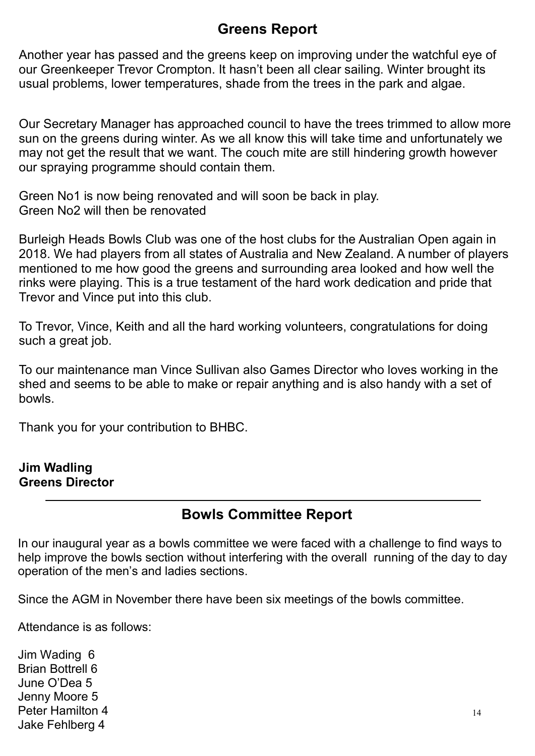## Greens Report

Another year has passed and the greens keep on improving under the watchful eye of our Greenkeeper Trevor Crompton. It hasn't been all clear sailing. Winter brought its usual problems, lower temperatures, shade from the trees in the park and algae.

Our Secretary Manager has approached council to have the trees trimmed to allow more sun on the greens during winter. As we all know this will take time and unfortunately we may not get the result that we want. The couch mite are still hindering growth however our spraying programme should contain them.

Green No1 is now being renovated and will soon be back in play.
Green No2 will then be renovated

Burleigh Heads Bowls Club was one of the host clubs for the Australian Open again in 2018. We had players from all states of Australia and New Zealand. A number of players mentioned to me how good the greens and surrounding area looked and how well the rinks were playing. This is a true testament of the hard work dedication and pride that Trevor and Vince put into this club.

To Trevor, Vince, Keith and all the hard working volunteers, congratulations for doing such a great job.

To our maintenance man Vince Sullivan also Games Director who loves working in the shed and seems to be able to make or repair anything and is also handy with a set of bowls.

Thank you for your contribution to BHBC.

**Jim Wadling**
**Greens Director**

---

## Bowls Committee Report

In our inaugural year as a bowls committee we were faced with a challenge to find ways to help improve the bowls section without interfering with the overall running of the day to day operation of the men's and ladies sections.

Since the AGM in November there have been six meetings of the bowls committee.

Attendance is as follows:

Jim Wading 6
Brian Bottrell 6
June O'Dea 5
Jenny Moore 5
Peter Hamilton 4
Jake Fehlberg 4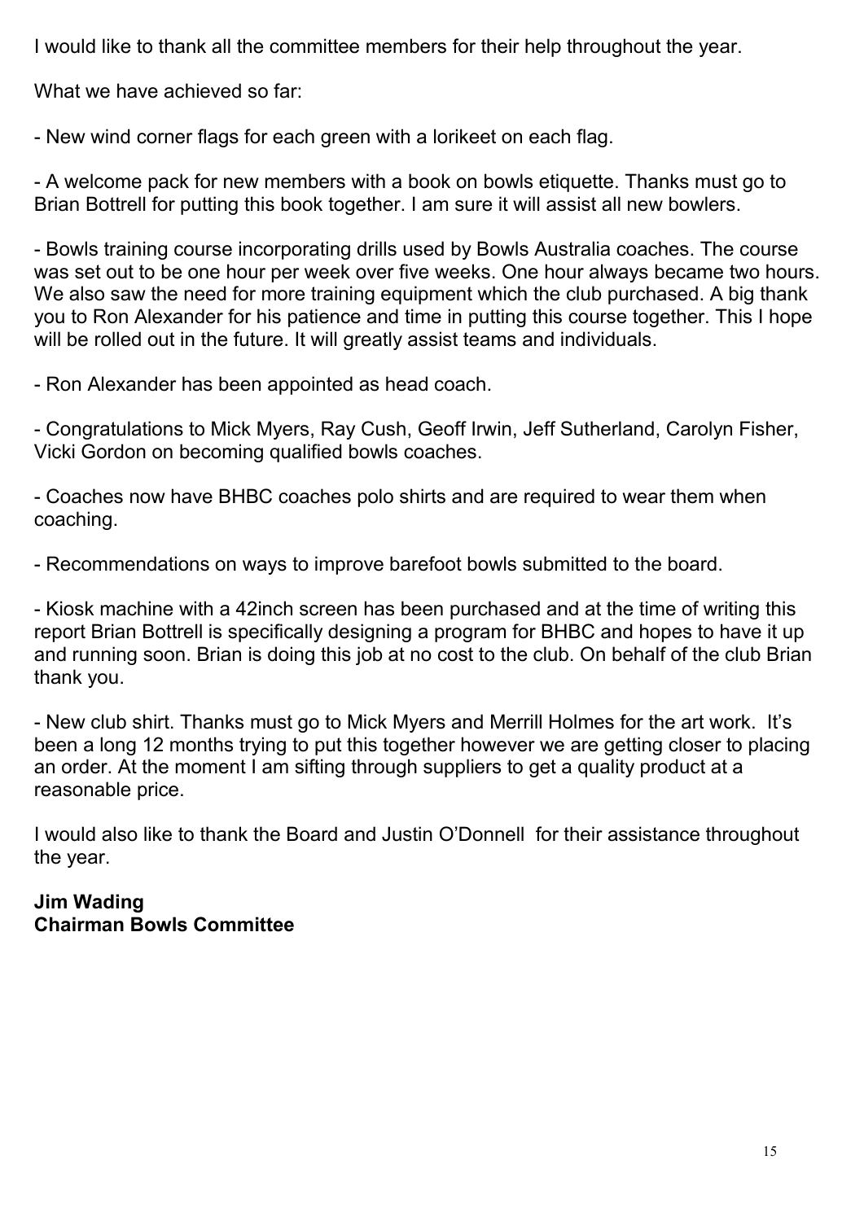I would like to thank all the committee members for their help throughout the year.

What we have achieved so far:

- New wind corner flags for each green with a lorikeet on each flag.

- A welcome pack for new members with a book on bowls etiquette. Thanks must go to Brian Bottrell for putting this book together. I am sure it will assist all new bowlers.

- Bowls training course incorporating drills used by Bowls Australia coaches. The course was set out to be one hour per week over five weeks. One hour always became two hours. We also saw the need for more training equipment which the club purchased. A big thank you to Ron Alexander for his patience and time in putting this course together. This I hope will be rolled out in the future. It will greatly assist teams and individuals.

- Ron Alexander has been appointed as head coach.

- Congratulations to Mick Myers, Ray Cush, Geoff Irwin, Jeff Sutherland, Carolyn Fisher, Vicki Gordon on becoming qualified bowls coaches.

- Coaches now have BHBC coaches polo shirts and are required to wear them when coaching.

- Recommendations on ways to improve barefoot bowls submitted to the board.

- Kiosk machine with a 42inch screen has been purchased and at the time of writing this report Brian Bottrell is specifically designing a program for BHBC and hopes to have it up and running soon. Brian is doing this job at no cost to the club. On behalf of the club Brian thank you.

- New club shirt. Thanks must go to Mick Myers and Merrill Holmes for the art work. It's been a long 12 months trying to put this together however we are getting closer to placing an order. At the moment I am sifting through suppliers to get a quality product at a reasonable price.

I would also like to thank the Board and Justin O'Donnell for their assistance throughout the year.

**Jim Wading**
**Chairman Bowls Committee**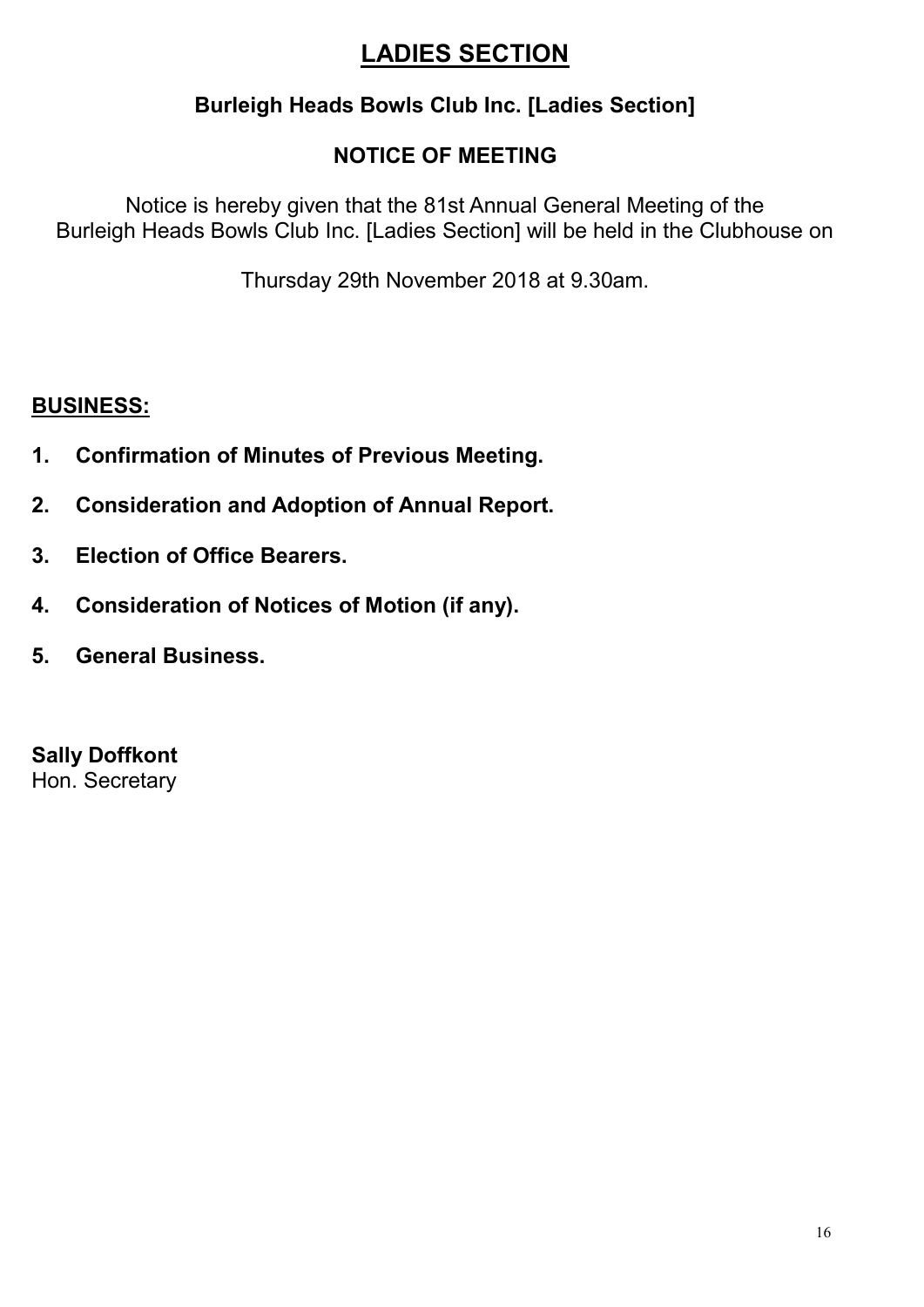# LADIES SECTION

## Burleigh Heads Bowls Club Inc. [Ladies Section]

## NOTICE OF MEETING

Notice is hereby given that the 81st Annual General Meeting of the Burleigh Heads Bowls Club Inc. [Ladies Section] will be held in the Clubhouse on

Thursday 29th November 2018 at 9.30am.

**BUSINESS:**

1. **Confirmation of Minutes of Previous Meeting.**
2. **Consideration and Adoption of Annual Report.**
3. **Election of Office Bearers.**
4. **Consideration of Notices of Motion (if any).**
5. **General Business.**

**Sally Doffkont**
Hon. Secretary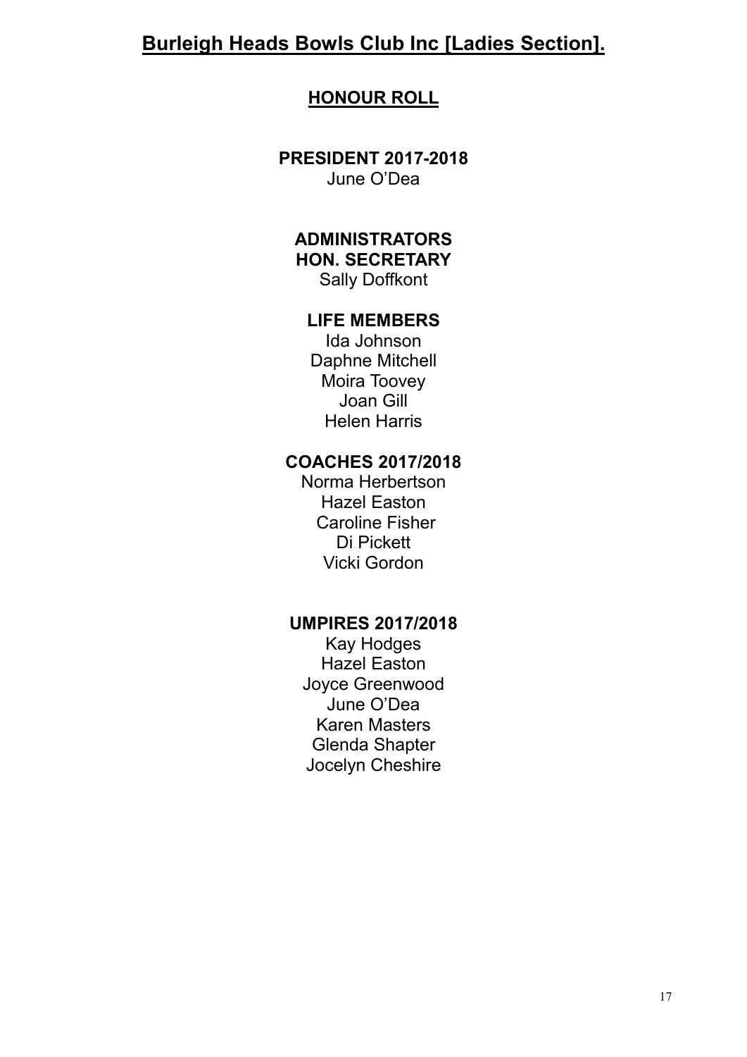# Burleigh Heads Bowls Club Inc [Ladies Section].

## HONOUR ROLL

**PRESIDENT 2017-2018**

June O'Dea

**ADMINISTRATORS**

**HON. SECRETARY**

Sally Doffkont

**LIFE MEMBERS**

Ida Johnson
Daphne Mitchell
Moira Toovey
Joan Gill
Helen Harris

**COACHES 2017/2018**

Norma Herbertson
Hazel Easton
Caroline Fisher
Di Pickett
Vicki Gordon

**UMPIRES 2017/2018**

Kay Hodges
Hazel Easton
Joyce Greenwood
June O'Dea
Karen Masters
Glenda Shapter
Jocelyn Cheshire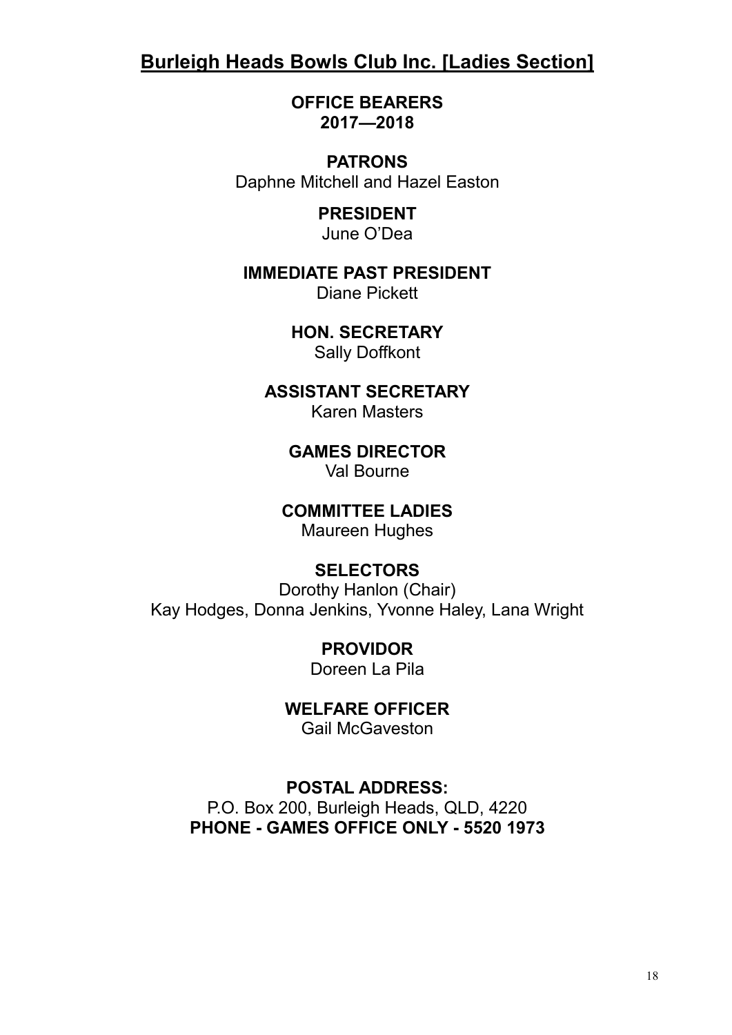# Burleigh Heads Bowls Club Inc. [Ladies Section]

**OFFICE BEARERS**
**2017—2018**

**PATRONS**
Daphne Mitchell and Hazel Easton

**PRESIDENT**
June O'Dea

**IMMEDIATE PAST PRESIDENT**
Diane Pickett

**HON. SECRETARY**
Sally Doffkont

**ASSISTANT SECRETARY**
Karen Masters

**GAMES DIRECTOR**
Val Bourne

**COMMITTEE LADIES**
Maureen Hughes

**SELECTORS**
Dorothy Hanlon (Chair)
Kay Hodges, Donna Jenkins, Yvonne Haley, Lana Wright

**PROVIDOR**
Doreen La Pila

**WELFARE OFFICER**
Gail McGaveston

**POSTAL ADDRESS:**
P.O. Box 200, Burleigh Heads, QLD, 4220
**PHONE - GAMES OFFICE ONLY - 5520 1973**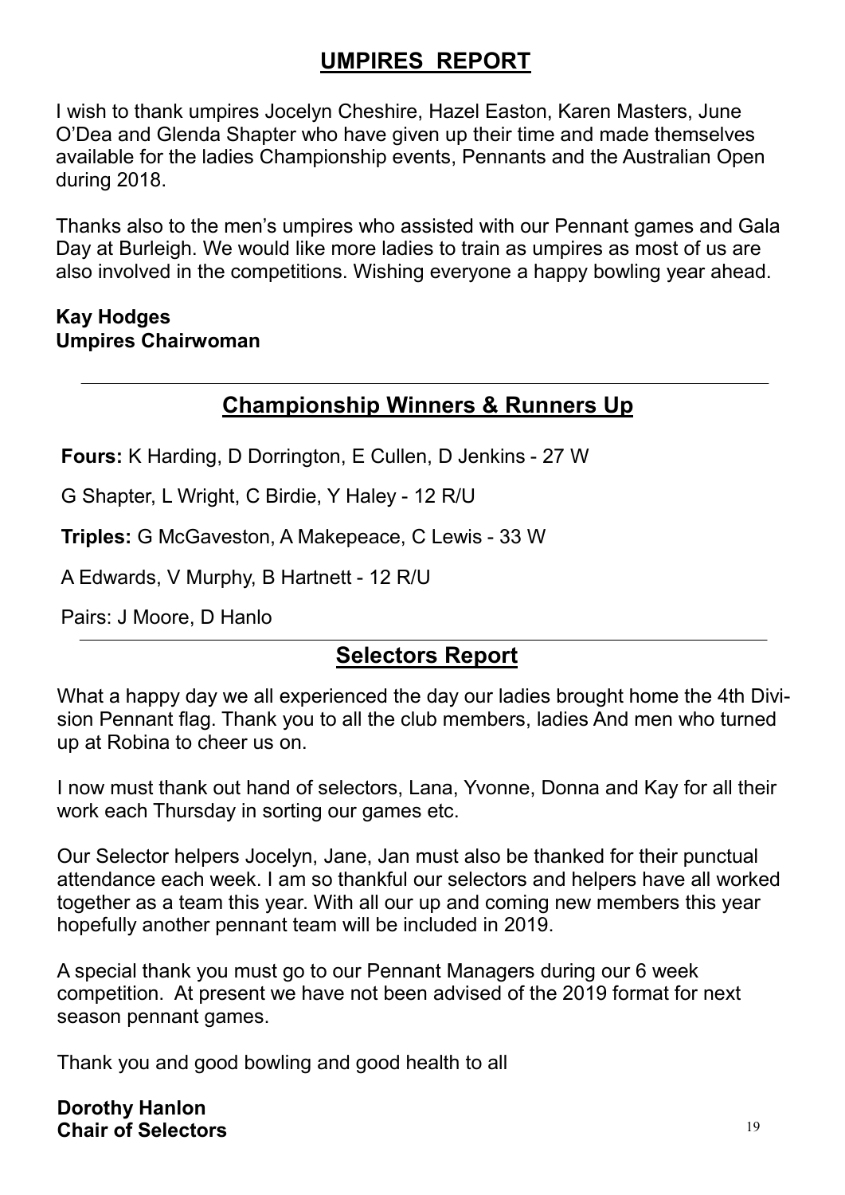## UMPIRES REPORT

I wish to thank umpires Jocelyn Cheshire, Hazel Easton, Karen Masters, June O'Dea and Glenda Shapter who have given up their time and made themselves available for the ladies Championship events, Pennants and the Australian Open during 2018.

Thanks also to the men's umpires who assisted with our Pennant games and Gala Day at Burleigh. We would like more ladies to train as umpires as most of us are also involved in the competitions. Wishing everyone a happy bowling year ahead.

**Kay Hodges**
**Umpires Chairwoman**

---

## Championship Winners & Runners Up

**Fours:** K Harding, D Dorrington, E Cullen, D Jenkins - 27 W

G Shapter, L Wright, C Birdie, Y Haley - 12 R/U

**Triples:** G McGaveston, A Makepeace, C Lewis - 33 W

A Edwards, V Murphy, B Hartnett - 12 R/U

Pairs: J Moore, D Hanlo

---

## Selectors Report

What a happy day we all experienced the day our ladies brought home the 4th Division Pennant flag. Thank you to all the club members, ladies And men who turned up at Robina to cheer us on.

I now must thank out hand of selectors, Lana, Yvonne, Donna and Kay for all their work each Thursday in sorting our games etc.

Our Selector helpers Jocelyn, Jane, Jan must also be thanked for their punctual attendance each week. I am so thankful our selectors and helpers have all worked together as a team this year. With all our up and coming new members this year hopefully another pennant team will be included in 2019.

A special thank you must go to our Pennant Managers during our 6 week competition. At present we have not been advised of the 2019 format for next season pennant games.

Thank you and good bowling and good health to all

**Dorothy Hanlon**
**Chair of Selectors**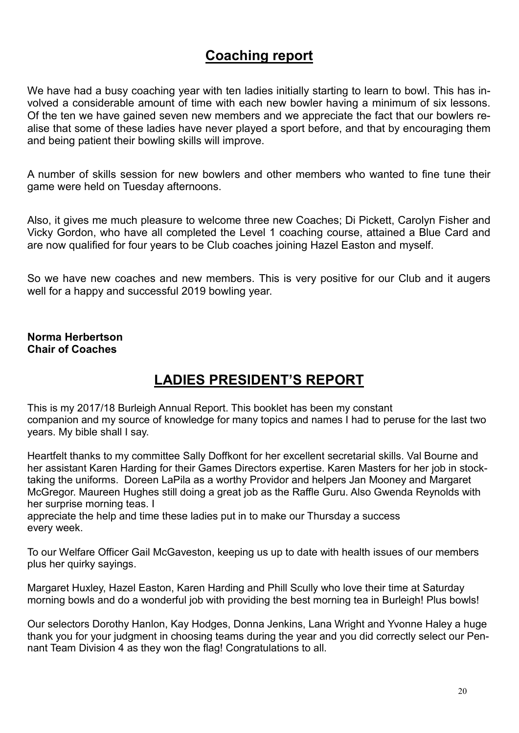## Coaching report

We have had a busy coaching year with ten ladies initially starting to learn to bowl. This has involved a considerable amount of time with each new bowler having a minimum of six lessons. Of the ten we have gained seven new members and we appreciate the fact that our bowlers realise that some of these ladies have never played a sport before, and that by encouraging them and being patient their bowling skills will improve.

A number of skills session for new bowlers and other members who wanted to fine tune their game were held on Tuesday afternoons.

Also, it gives me much pleasure to welcome three new Coaches; Di Pickett, Carolyn Fisher and Vicky Gordon, who have all completed the Level 1 coaching course, attained a Blue Card and are now qualified for four years to be Club coaches joining Hazel Easton and myself.

So we have new coaches and new members. This is very positive for our Club and it augers well for a happy and successful 2019 bowling year.

**Norma Herbertson**
**Chair of Coaches**

## LADIES PRESIDENT'S REPORT

This is my 2017/18 Burleigh Annual Report. This booklet has been my constant companion and my source of knowledge for many topics and names I had to peruse for the last two years. My bible shall I say.

Heartfelt thanks to my committee Sally Doffkont for her excellent secretarial skills. Val Bourne and her assistant Karen Harding for their Games Directors expertise. Karen Masters for her job in stock-taking the uniforms. Doreen LaPila as a worthy Providor and helpers Jan Mooney and Margaret McGregor. Maureen Hughes still doing a great job as the Raffle Guru. Also Gwenda Reynolds with her surprise morning teas. I appreciate the help and time these ladies put in to make our Thursday a success every week.

To our Welfare Officer Gail McGaveston, keeping us up to date with health issues of our members plus her quirky sayings.

Margaret Huxley, Hazel Easton, Karen Harding and Phill Scully who love their time at Saturday morning bowls and do a wonderful job with providing the best morning tea in Burleigh! Plus bowls!

Our selectors Dorothy Hanlon, Kay Hodges, Donna Jenkins, Lana Wright and Yvonne Haley a huge thank you for your judgment in choosing teams during the year and you did correctly select our Pennant Team Division 4 as they won the flag! Congratulations to all.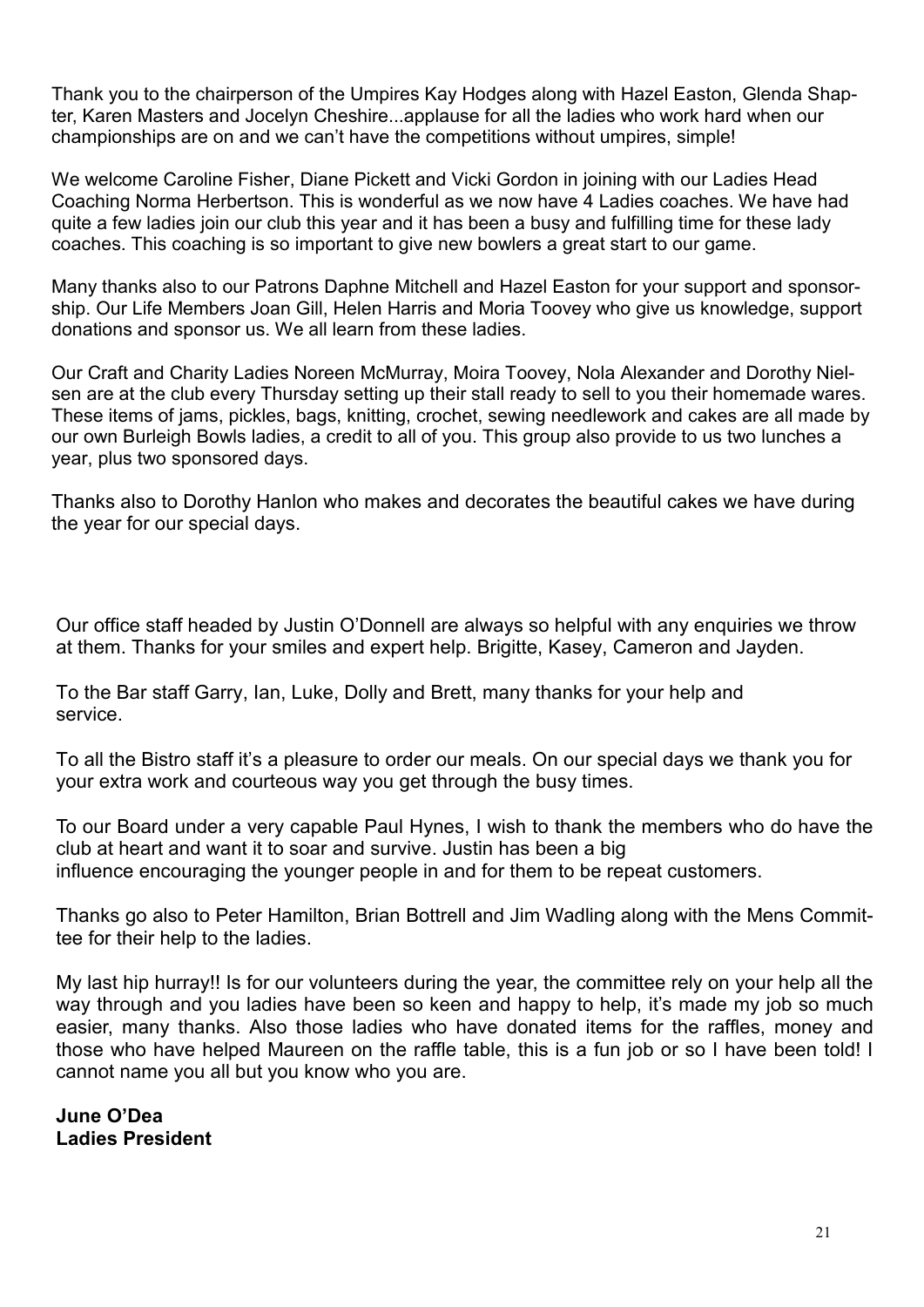Thank you to the chairperson of the Umpires Kay Hodges along with Hazel Easton, Glenda Shapter, Karen Masters and Jocelyn Cheshire...applause for all the ladies who work hard when our championships are on and we can't have the competitions without umpires, simple!

We welcome Caroline Fisher, Diane Pickett and Vicki Gordon in joining with our Ladies Head Coaching Norma Herbertson. This is wonderful as we now have 4 Ladies coaches. We have had quite a few ladies join our club this year and it has been a busy and fulfilling time for these lady coaches. This coaching is so important to give new bowlers a great start to our game.

Many thanks also to our Patrons Daphne Mitchell and Hazel Easton for your support and sponsorship. Our Life Members Joan Gill, Helen Harris and Moria Toovey who give us knowledge, support donations and sponsor us. We all learn from these ladies.

Our Craft and Charity Ladies Noreen McMurray, Moira Toovey, Nola Alexander and Dorothy Nielsen are at the club every Thursday setting up their stall ready to sell to you their homemade wares. These items of jams, pickles, bags, knitting, crochet, sewing needlework and cakes are all made by our own Burleigh Bowls ladies, a credit to all of you. This group also provide to us two lunches a year, plus two sponsored days.

Thanks also to Dorothy Hanlon who makes and decorates the beautiful cakes we have during the year for our special days.

Our office staff headed by Justin O'Donnell are always so helpful with any enquiries we throw at them. Thanks for your smiles and expert help. Brigitte, Kasey, Cameron and Jayden.

To the Bar staff Garry, Ian, Luke, Dolly and Brett, many thanks for your help and service.

To all the Bistro staff it's a pleasure to order our meals. On our special days we thank you for your extra work and courteous way you get through the busy times.

To our Board under a very capable Paul Hynes, I wish to thank the members who do have the club at heart and want it to soar and survive. Justin has been a big influence encouraging the younger people in and for them to be repeat customers.

Thanks go also to Peter Hamilton, Brian Bottrell and Jim Wadling along with the Mens Committee for their help to the ladies.

My last hip hurray!! Is for our volunteers during the year, the committee rely on your help all the way through and you ladies have been so keen and happy to help, it's made my job so much easier, many thanks. Also those ladies who have donated items for the raffles, money and those who have helped Maureen on the raffle table, this is a fun job or so I have been told! I cannot name you all but you know who you are.

**June O'Dea**
**Ladies President**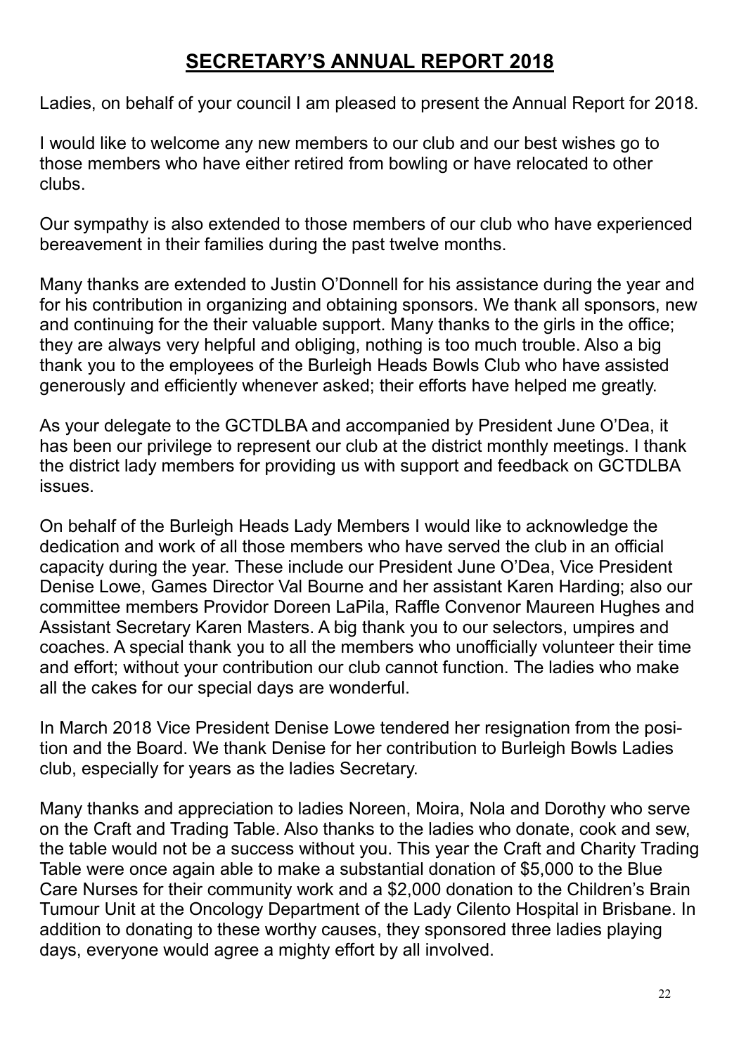# SECRETARY'S ANNUAL REPORT 2018

Ladies, on behalf of your council I am pleased to present the Annual Report for 2018.

I would like to welcome any new members to our club and our best wishes go to those members who have either retired from bowling or have relocated to other clubs.

Our sympathy is also extended to those members of our club who have experienced bereavement in their families during the past twelve months.

Many thanks are extended to Justin O'Donnell for his assistance during the year and for his contribution in organizing and obtaining sponsors. We thank all sponsors, new and continuing for the their valuable support. Many thanks to the girls in the office; they are always very helpful and obliging, nothing is too much trouble. Also a big thank you to the employees of the Burleigh Heads Bowls Club who have assisted generously and efficiently whenever asked; their efforts have helped me greatly.

As your delegate to the GCTDLBA and accompanied by President June O'Dea, it has been our privilege to represent our club at the district monthly meetings. I thank the district lady members for providing us with support and feedback on GCTDLBA issues.

On behalf of the Burleigh Heads Lady Members I would like to acknowledge the dedication and work of all those members who have served the club in an official capacity during the year. These include our President June O'Dea, Vice President Denise Lowe, Games Director Val Bourne and her assistant Karen Harding; also our committee members Providor Doreen LaPila, Raffle Convenor Maureen Hughes and Assistant Secretary Karen Masters. A big thank you to our selectors, umpires and coaches. A special thank you to all the members who unofficially volunteer their time and effort; without your contribution our club cannot function. The ladies who make all the cakes for our special days are wonderful.

In March 2018 Vice President Denise Lowe tendered her resignation from the position and the Board. We thank Denise for her contribution to Burleigh Bowls Ladies club, especially for years as the ladies Secretary.

Many thanks and appreciation to ladies Noreen, Moira, Nola and Dorothy who serve on the Craft and Trading Table. Also thanks to the ladies who donate, cook and sew, the table would not be a success without you. This year the Craft and Charity Trading Table were once again able to make a substantial donation of $5,000 to the Blue Care Nurses for their community work and a $2,000 donation to the Children's Brain Tumour Unit at the Oncology Department of the Lady Cilento Hospital in Brisbane. In addition to donating to these worthy causes, they sponsored three ladies playing days, everyone would agree a mighty effort by all involved.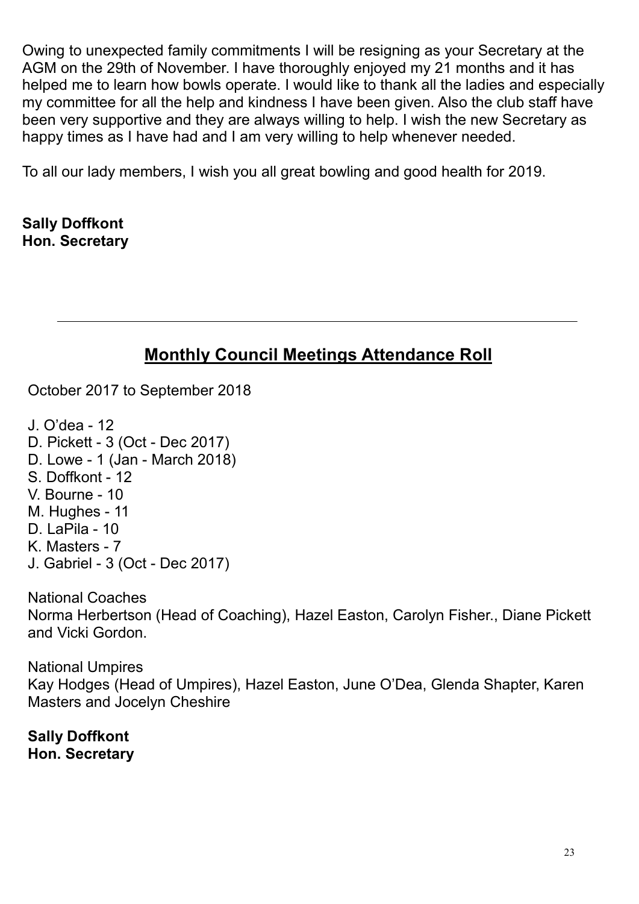Owing to unexpected family commitments I will be resigning as your Secretary at the AGM on the 29th of November. I have thoroughly enjoyed my 21 months and it has helped me to learn how bowls operate. I would like to thank all the ladies and especially my committee for all the help and kindness I have been given. Also the club staff have been very supportive and they are always willing to help. I wish the new Secretary as happy times as I have had and I am very willing to help whenever needed.

To all our lady members, I wish you all great bowling and good health for 2019.

**Sally Doffkont**
**Hon. Secretary**

---

## Monthly Council Meetings Attendance Roll

October 2017 to September 2018

J. O'dea - 12
D. Pickett - 3 (Oct - Dec 2017)
D. Lowe - 1 (Jan - March 2018)
S. Doffkont - 12
V. Bourne - 10
M. Hughes - 11
D. LaPila - 10
K. Masters - 7
J. Gabriel - 3 (Oct - Dec 2017)

National Coaches
Norma Herbertson (Head of Coaching), Hazel Easton, Carolyn Fisher., Diane Pickett and Vicki Gordon.

National Umpires
Kay Hodges (Head of Umpires), Hazel Easton, June O'Dea, Glenda Shapter, Karen Masters and Jocelyn Cheshire

**Sally Doffkont**
**Hon. Secretary**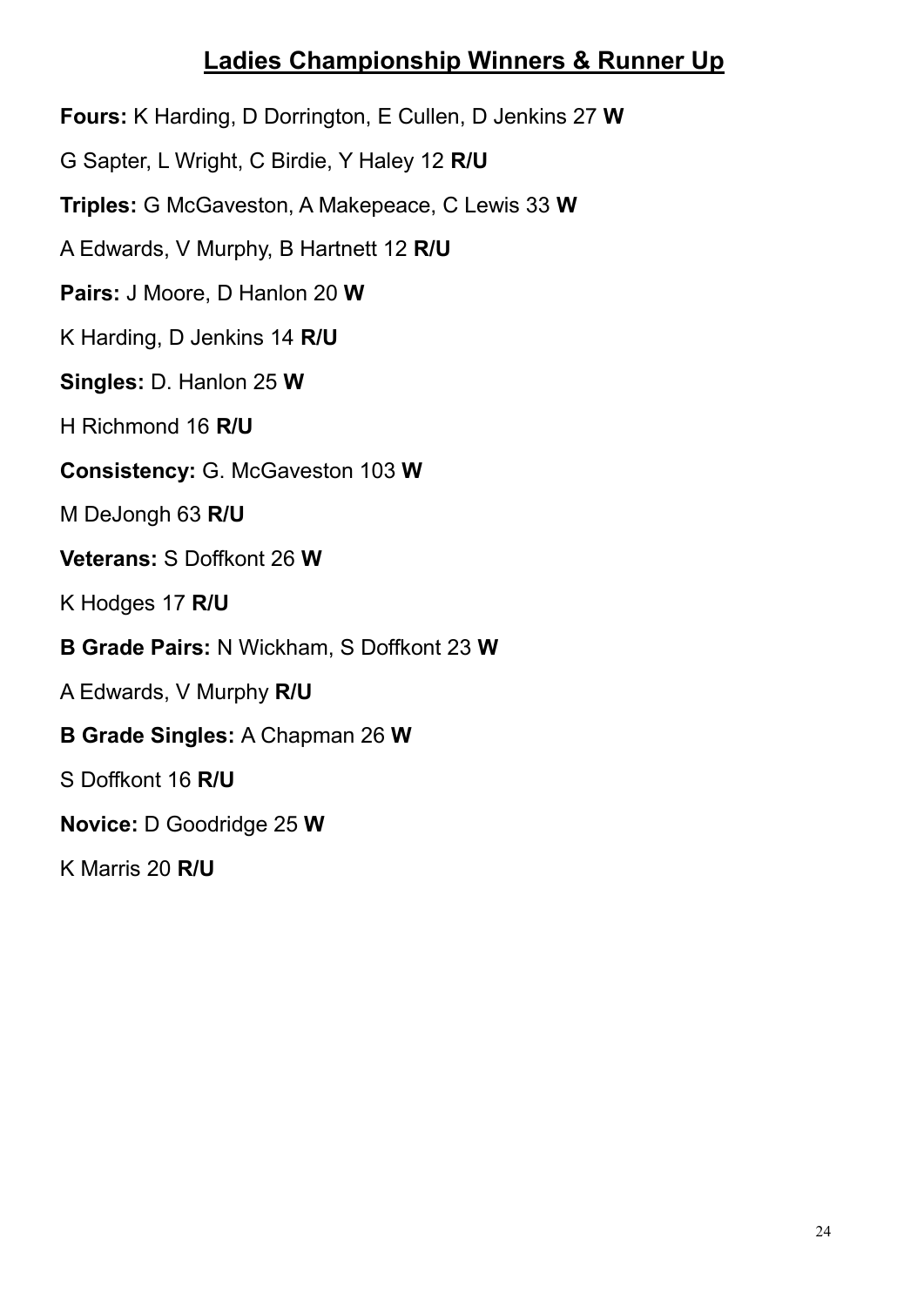## Ladies Championship Winners & Runner Up

**Fours:** K Harding, D Dorrington, E Cullen, D Jenkins 27 **W**

G Sapter, L Wright, C Birdie, Y Haley 12 **R/U**

**Triples:** G McGaveston, A Makepeace, C Lewis 33 **W**

A Edwards, V Murphy, B Hartnett 12 **R/U**

**Pairs:** J Moore, D Hanlon 20 **W**

K Harding, D Jenkins 14 **R/U**

**Singles:** D. Hanlon 25 **W**

H Richmond 16 **R/U**

**Consistency:** G. McGaveston 103 **W**

M DeJongh 63 **R/U**

**Veterans:** S Doffkont 26 **W**

K Hodges 17 **R/U**

**B Grade Pairs:** N Wickham, S Doffkont 23 **W**

A Edwards, V Murphy **R/U**

**B Grade Singles:** A Chapman 26 **W**

S Doffkont 16 **R/U**

**Novice:** D Goodridge 25 **W**

K Marris 20 **R/U**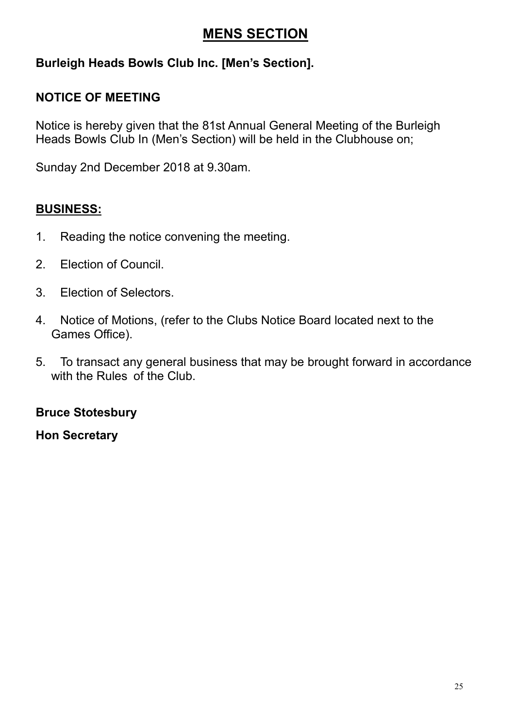# MENS SECTION

**Burleigh Heads Bowls Club Inc. [Men's Section].**

**NOTICE OF MEETING**

Notice is hereby given that the 81st Annual General Meeting of the Burleigh Heads Bowls Club In (Men's Section) will be held in the Clubhouse on;

Sunday 2nd December 2018 at 9.30am.

## BUSINESS:

1. Reading the notice convening the meeting.
2. Election of Council.
3. Election of Selectors.
4. Notice of Motions, (refer to the Clubs Notice Board located next to the Games Office).
5. To transact any general business that may be brought forward in accordance with the Rules of the Club.

**Bruce Stotesbury**

**Hon Secretary**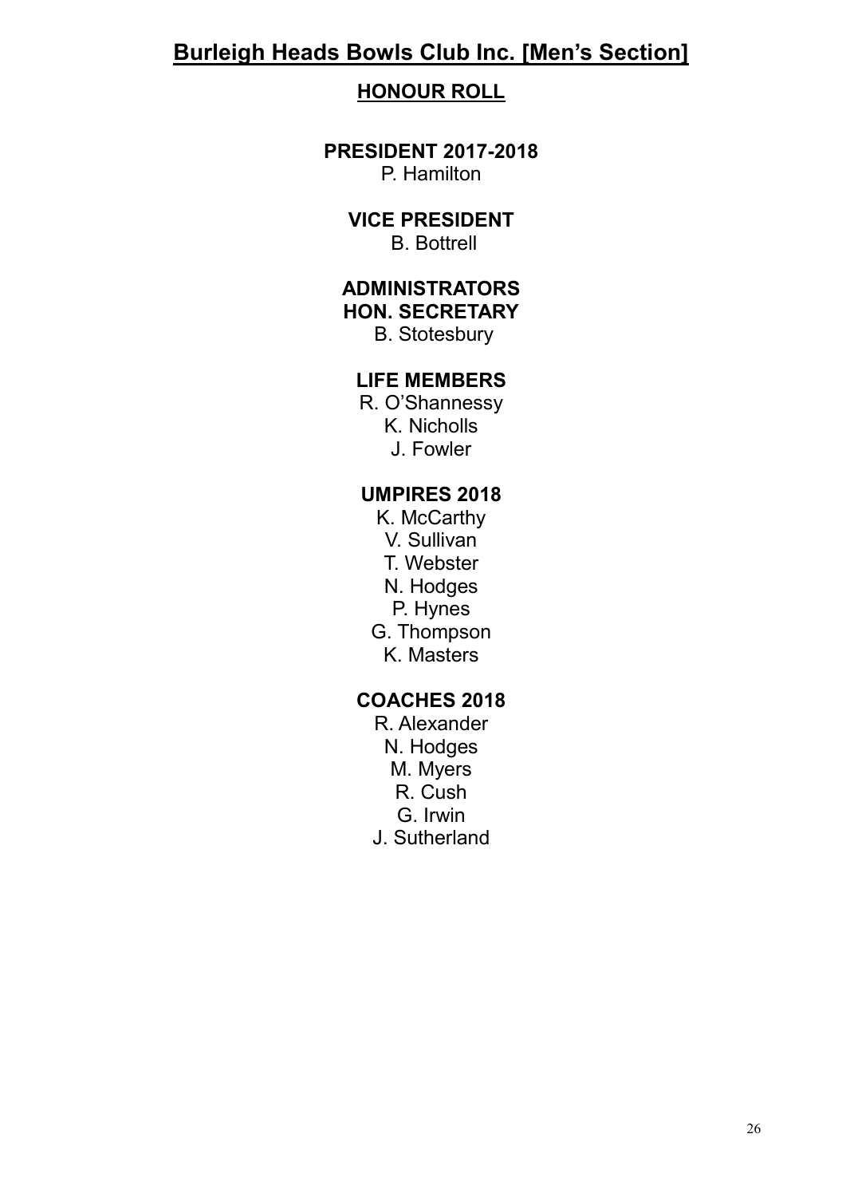# Burleigh Heads Bowls Club Inc. [Men's Section]

## HONOUR ROLL

**PRESIDENT 2017-2018**

P. Hamilton

**VICE PRESIDENT**

B. Bottrell

**ADMINISTRATORS**

**HON. SECRETARY**

B. Stotesbury

**LIFE MEMBERS**

R. O'Shannessy

K. Nicholls

J. Fowler

**UMPIRES 2018**

K. McCarthy

V. Sullivan

T. Webster

N. Hodges

P. Hynes

G. Thompson

K. Masters

**COACHES 2018**

R. Alexander

N. Hodges

M. Myers

R. Cush

G. Irwin

J. Sutherland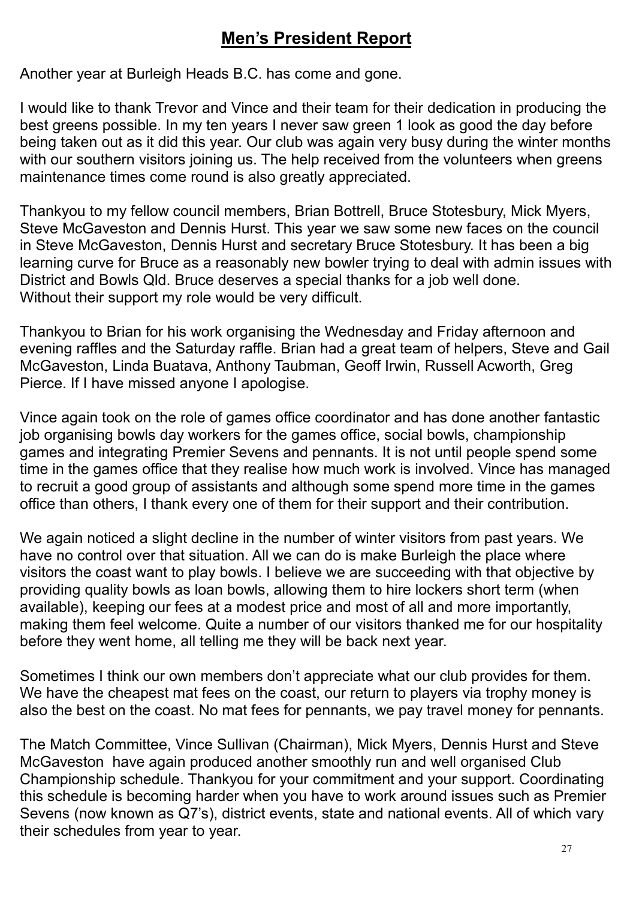# Men's President Report

Another year at Burleigh Heads B.C. has come and gone.

I would like to thank Trevor and Vince and their team for their dedication in producing the best greens possible. In my ten years I never saw green 1 look as good the day before being taken out as it did this year. Our club was again very busy during the winter months with our southern visitors joining us. The help received from the volunteers when greens maintenance times come round is also greatly appreciated.

Thankyou to my fellow council members, Brian Bottrell, Bruce Stotesbury, Mick Myers, Steve McGaveston and Dennis Hurst. This year we saw some new faces on the council in Steve McGaveston, Dennis Hurst and secretary Bruce Stotesbury. It has been a big learning curve for Bruce as a reasonably new bowler trying to deal with admin issues with District and Bowls Qld. Bruce deserves a special thanks for a job well done. Without their support my role would be very difficult.

Thankyou to Brian for his work organising the Wednesday and Friday afternoon and evening raffles and the Saturday raffle. Brian had a great team of helpers, Steve and Gail McGaveston, Linda Buatava, Anthony Taubman, Geoff Irwin, Russell Acworth, Greg Pierce. If I have missed anyone I apologise.

Vince again took on the role of games office coordinator and has done another fantastic job organising bowls day workers for the games office, social bowls, championship games and integrating Premier Sevens and pennants. It is not until people spend some time in the games office that they realise how much work is involved. Vince has managed to recruit a good group of assistants and although some spend more time in the games office than others, I thank every one of them for their support and their contribution.

We again noticed a slight decline in the number of winter visitors from past years. We have no control over that situation. All we can do is make Burleigh the place where visitors the coast want to play bowls. I believe we are succeeding with that objective by providing quality bowls as loan bowls, allowing them to hire lockers short term (when available), keeping our fees at a modest price and most of all and more importantly, making them feel welcome. Quite a number of our visitors thanked me for our hospitality before they went home, all telling me they will be back next year.

Sometimes I think our own members don't appreciate what our club provides for them. We have the cheapest mat fees on the coast, our return to players via trophy money is also the best on the coast. No mat fees for pennants, we pay travel money for pennants.

The Match Committee, Vince Sullivan (Chairman), Mick Myers, Dennis Hurst and Steve McGaveston have again produced another smoothly run and well organised Club Championship schedule. Thankyou for your commitment and your support. Coordinating this schedule is becoming harder when you have to work around issues such as Premier Sevens (now known as Q7's), district events, state and national events. All of which vary their schedules from year to year.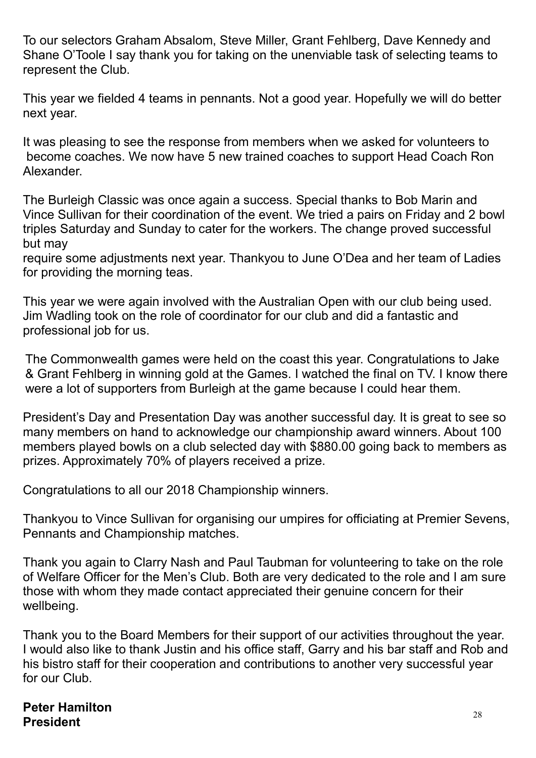To our selectors Graham Absalom, Steve Miller, Grant Fehlberg, Dave Kennedy and Shane O'Toole I say thank you for taking on the unenviable task of selecting teams to represent the Club.

This year we fielded 4 teams in pennants. Not a good year. Hopefully we will do better next year.

It was pleasing to see the response from members when we asked for volunteers to become coaches. We now have 5 new trained coaches to support Head Coach Ron Alexander.

The Burleigh Classic was once again a success. Special thanks to Bob Marin and Vince Sullivan for their coordination of the event. We tried a pairs on Friday and 2 bowl triples Saturday and Sunday to cater for the workers. The change proved successful but may
require some adjustments next year. Thankyou to June O'Dea and her team of Ladies for providing the morning teas.

This year we were again involved with the Australian Open with our club being used. Jim Wadling took on the role of coordinator for our club and did a fantastic and professional job for us.

The Commonwealth games were held on the coast this year. Congratulations to Jake & Grant Fehlberg in winning gold at the Games. I watched the final on TV. I know there were a lot of supporters from Burleigh at the game because I could hear them.

President's Day and Presentation Day was another successful day. It is great to see so many members on hand to acknowledge our championship award winners. About 100 members played bowls on a club selected day with $880.00 going back to members as prizes. Approximately 70% of players received a prize.

Congratulations to all our 2018 Championship winners.

Thankyou to Vince Sullivan for organising our umpires for officiating at Premier Sevens, Pennants and Championship matches.

Thank you again to Clarry Nash and Paul Taubman for volunteering to take on the role of Welfare Officer for the Men's Club. Both are very dedicated to the role and I am sure those with whom they made contact appreciated their genuine concern for their wellbeing.

Thank you to the Board Members for their support of our activities throughout the year. I would also like to thank Justin and his office staff, Garry and his bar staff and Rob and his bistro staff for their cooperation and contributions to another very successful year for our Club.

**Peter Hamilton**
**President**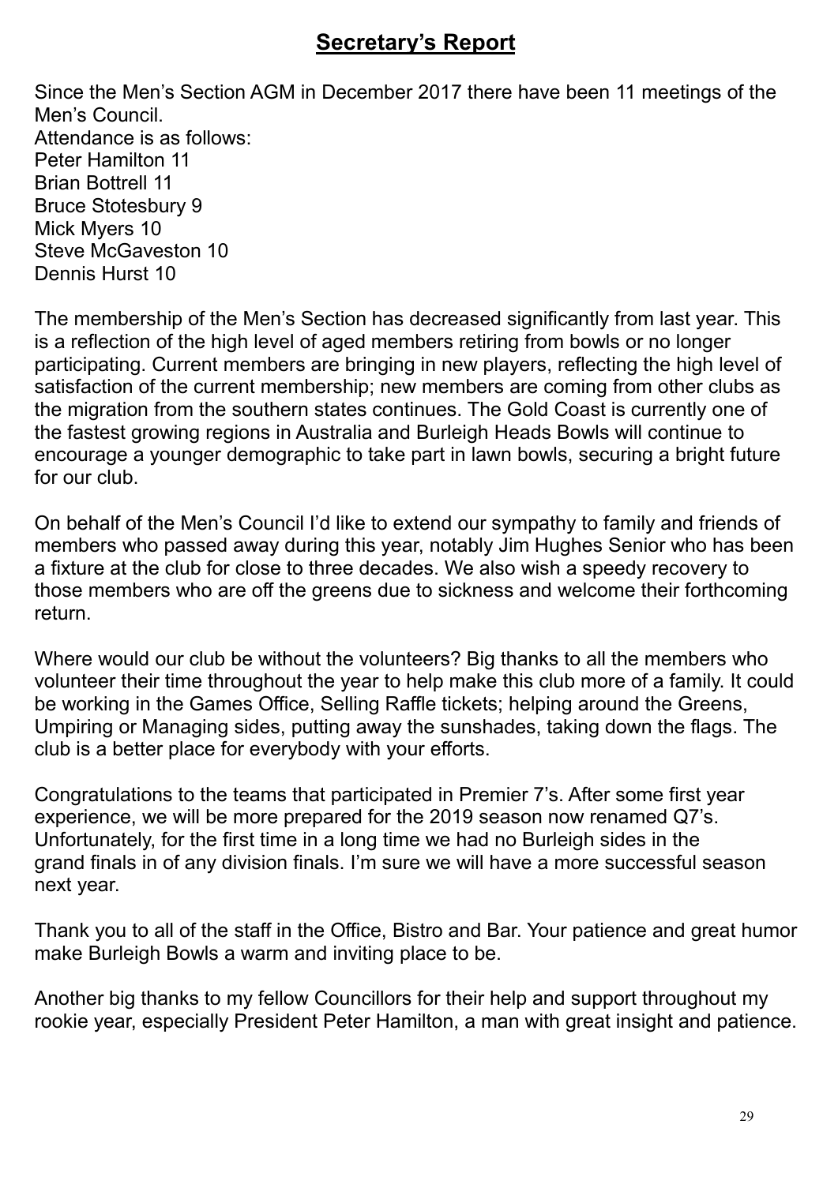## Secretary's Report

Since the Men's Section AGM in December 2017 there have been 11 meetings of the Men's Council.
Attendance is as follows:
Peter Hamilton 11
Brian Bottrell 11
Bruce Stotesbury 9
Mick Myers 10
Steve McGaveston 10
Dennis Hurst 10

The membership of the Men's Section has decreased significantly from last year. This is a reflection of the high level of aged members retiring from bowls or no longer participating. Current members are bringing in new players, reflecting the high level of satisfaction of the current membership; new members are coming from other clubs as the migration from the southern states continues. The Gold Coast is currently one of the fastest growing regions in Australia and Burleigh Heads Bowls will continue to encourage a younger demographic to take part in lawn bowls, securing a bright future for our club.

On behalf of the Men's Council I'd like to extend our sympathy to family and friends of members who passed away during this year, notably Jim Hughes Senior who has been a fixture at the club for close to three decades. We also wish a speedy recovery to those members who are off the greens due to sickness and welcome their forthcoming return.

Where would our club be without the volunteers? Big thanks to all the members who volunteer their time throughout the year to help make this club more of a family. It could be working in the Games Office, Selling Raffle tickets; helping around the Greens, Umpiring or Managing sides, putting away the sunshades, taking down the flags. The club is a better place for everybody with your efforts.

Congratulations to the teams that participated in Premier 7's. After some first year experience, we will be more prepared for the 2019 season now renamed Q7's. Unfortunately, for the first time in a long time we had no Burleigh sides in the grand finals in of any division finals. I'm sure we will have a more successful season next year.

Thank you to all of the staff in the Office, Bistro and Bar. Your patience and great humor make Burleigh Bowls a warm and inviting place to be.

Another big thanks to my fellow Councillors for their help and support throughout my rookie year, especially President Peter Hamilton, a man with great insight and patience.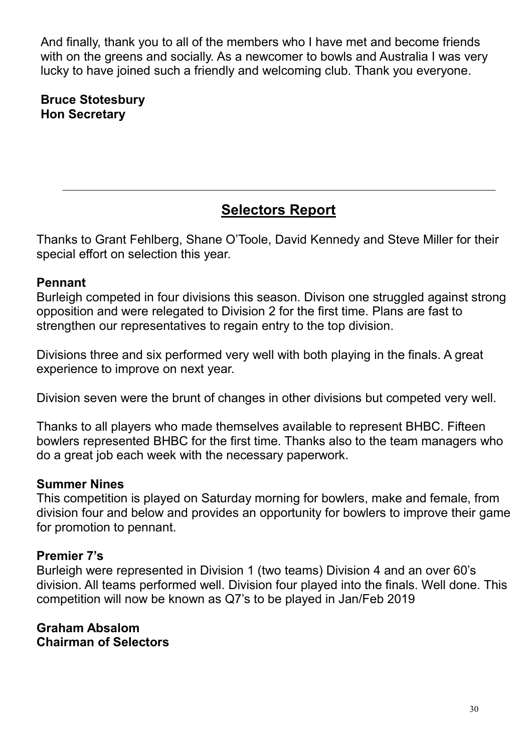And finally, thank you to all of the members who I have met and become friends with on the greens and socially. As a newcomer to bowls and Australia I was very lucky to have joined such a friendly and welcoming club. Thank you everyone.

**Bruce Stotesbury**
**Hon Secretary**

---

## Selectors Report

Thanks to Grant Fehlberg, Shane O'Toole, David Kennedy and Steve Miller for their special effort on selection this year.

**Pennant**
Burleigh competed in four divisions this season. Divison one struggled against strong opposition and were relegated to Division 2 for the first time. Plans are fast to strengthen our representatives to regain entry to the top division.

Divisions three and six performed very well with both playing in the finals. A great experience to improve on next year.

Division seven were the brunt of changes in other divisions but competed very well.

Thanks to all players who made themselves available to represent BHBC. Fifteen bowlers represented BHBC for the first time. Thanks also to the team managers who do a great job each week with the necessary paperwork.

**Summer Nines**
This competition is played on Saturday morning for bowlers, make and female, from division four and below and provides an opportunity for bowlers to improve their game for promotion to pennant.

**Premier 7's**
Burleigh were represented in Division 1 (two teams) Division 4 and an over 60's division. All teams performed well. Division four played into the finals. Well done. This competition will now be known as Q7's to be played in Jan/Feb 2019

**Graham Absalom**
**Chairman of Selectors**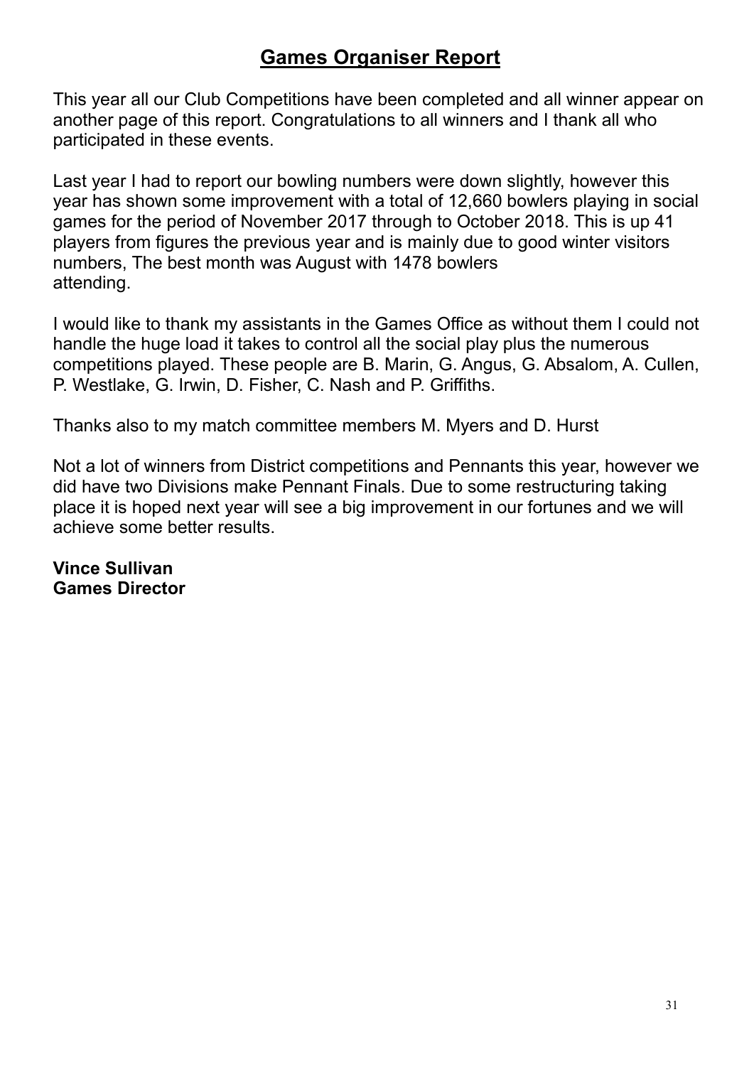# Games Organiser Report

This year all our Club Competitions have been completed and all winner appear on another page of this report. Congratulations to all winners and I thank all who participated in these events.

Last year I had to report our bowling numbers were down slightly, however this year has shown some improvement with a total of 12,660 bowlers playing in social games for the period of November 2017 through to October 2018. This is up 41 players from figures the previous year and is mainly due to good winter visitors numbers, The best month was August with 1478 bowlers attending.

I would like to thank my assistants in the Games Office as without them I could not handle the huge load it takes to control all the social play plus the numerous competitions played. These people are B. Marin, G. Angus, G. Absalom, A. Cullen, P. Westlake, G. Irwin, D. Fisher, C. Nash and P. Griffiths.

Thanks also to my match committee members M. Myers and D. Hurst

Not a lot of winners from District competitions and Pennants this year, however we did have two Divisions make Pennant Finals. Due to some restructuring taking place it is hoped next year will see a big improvement in our fortunes and we will achieve some better results.

**Vince Sullivan**
**Games Director**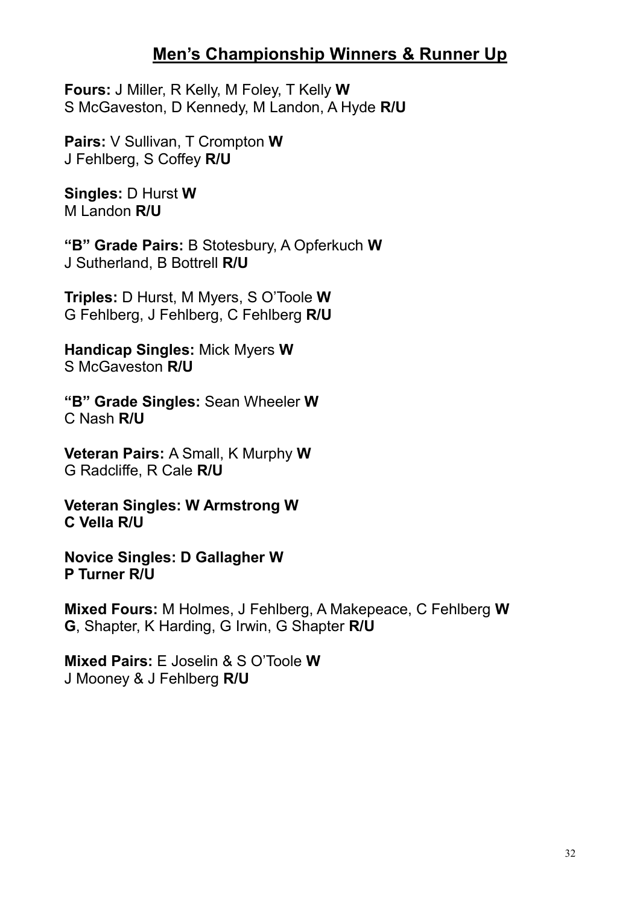## Men's Championship Winners & Runner Up

**Fours:** J Miller, R Kelly, M Foley, T Kelly **W**
S McGaveston, D Kennedy, M Landon, A Hyde **R/U**

**Pairs:** V Sullivan, T Crompton **W**
J Fehlberg, S Coffey **R/U**

**Singles:** D Hurst **W**
M Landon **R/U**

**"B" Grade Pairs:** B Stotesbury, A Opferkuch **W**
J Sutherland, B Bottrell **R/U**

**Triples:** D Hurst, M Myers, S O'Toole **W**
G Fehlberg, J Fehlberg, C Fehlberg **R/U**

**Handicap Singles:** Mick Myers **W**
S McGaveston **R/U**

**"B" Grade Singles:** Sean Wheeler **W**
C Nash **R/U**

**Veteran Pairs:** A Small, K Murphy **W**
G Radcliffe, R Cale **R/U**

**Veteran Singles: W Armstrong W**
**C Vella R/U**

**Novice Singles: D Gallagher W**
**P Turner R/U**

**Mixed Fours:** M Holmes, J Fehlberg, A Makepeace, C Fehlberg **W**
**G**, Shapter, K Harding, G Irwin, G Shapter **R/U**

**Mixed Pairs:** E Joselin & S O'Toole **W**
J Mooney & J Fehlberg **R/U**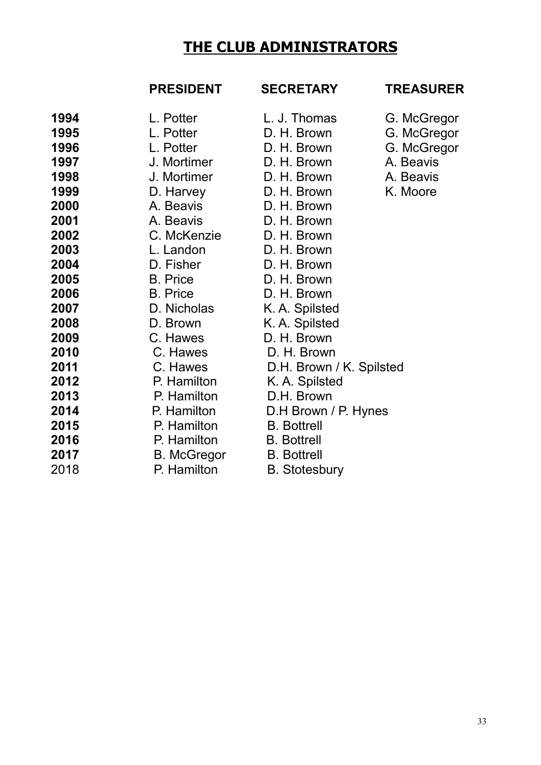# THE CLUB ADMINISTRATORS

| | PRESIDENT | SECRETARY | TREASURER |
|---|---|---|---|
| **1994** | L. Potter | L. J. Thomas | G. McGregor |
| **1995** | L. Potter | D. H. Brown | G. McGregor |
| **1996** | L. Potter | D. H. Brown | G. McGregor |
| **1997** | J. Mortimer | D. H. Brown | A. Beavis |
| **1998** | J. Mortimer | D. H. Brown | A. Beavis |
| **1999** | D. Harvey | D. H. Brown | K. Moore |
| **2000** | A. Beavis | D. H. Brown | |
| **2001** | A. Beavis | D. H. Brown | |
| **2002** | C. McKenzie | D. H. Brown | |
| **2003** | L. Landon | D. H. Brown | |
| **2004** | D. Fisher | D. H. Brown | |
| **2005** | B. Price | D. H. Brown | |
| **2006** | B. Price | D. H. Brown | |
| **2007** | D. Nicholas | K. A. Spilsted | |
| **2008** | D. Brown | K. A. Spilsted | |
| **2009** | C. Hawes | D. H. Brown | |
| **2010** | C. Hawes | D. H. Brown | |
| **2011** | C. Hawes | D.H. Brown / K. Spilsted | |
| **2012** | P. Hamilton | K. A. Spilsted | |
| **2013** | P. Hamilton | D.H. Brown | |
| **2014** | P. Hamilton | D.H Brown / P. Hynes | |
| **2015** | P. Hamilton | B. Bottrell | |
| **2016** | P. Hamilton | B. Bottrell | |
| **2017** | B. McGregor | B. Bottrell | |
| 2018 | P. Hamilton | B. Stotesbury | |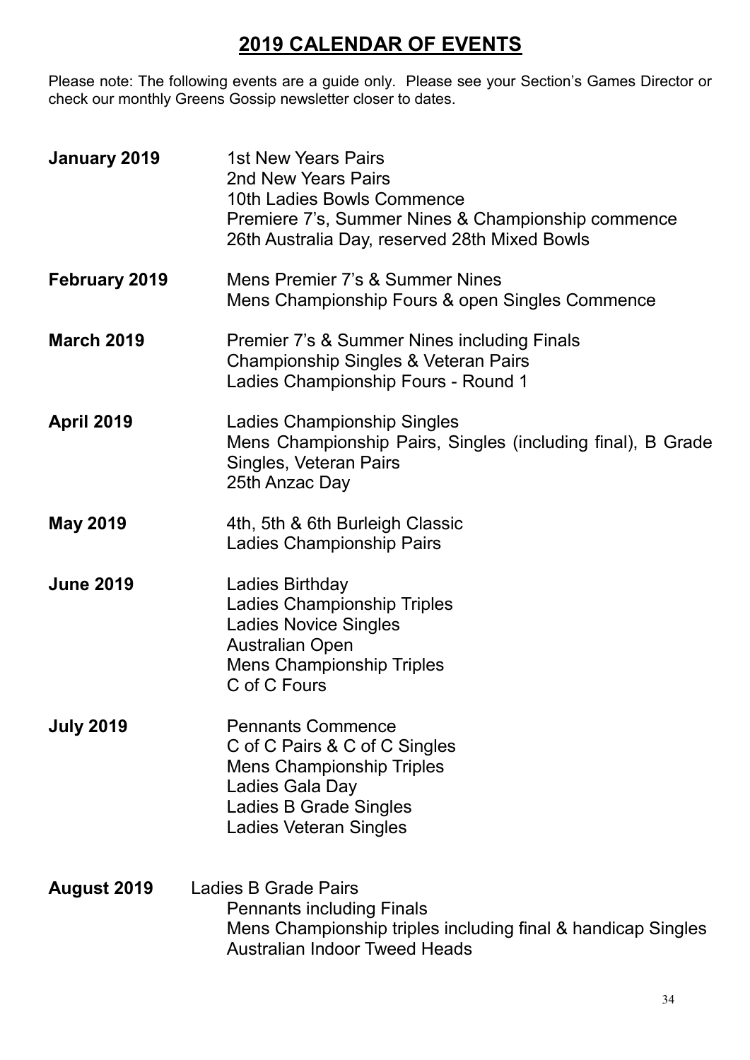# 2019 CALENDAR OF EVENTS

Please note: The following events are a guide only. Please see your Section's Games Director or check our monthly Greens Gossip newsletter closer to dates.

**January 2019**
- 1st New Years Pairs
- 2nd New Years Pairs
- 10th Ladies Bowls Commence
- Premiere 7's, Summer Nines & Championship commence
- 26th Australia Day, reserved 28th Mixed Bowls

**February 2019**
- Mens Premier 7's & Summer Nines
- Mens Championship Fours & open Singles Commence

**March 2019**
- Premier 7's & Summer Nines including Finals
- Championship Singles & Veteran Pairs
- Ladies Championship Fours - Round 1

**April 2019**
- Ladies Championship Singles
- Mens Championship Pairs, Singles (including final), B Grade Singles, Veteran Pairs
- 25th Anzac Day

**May 2019**
- 4th, 5th & 6th Burleigh Classic
- Ladies Championship Pairs

**June 2019**
- Ladies Birthday
- Ladies Championship Triples
- Ladies Novice Singles
- Australian Open
- Mens Championship Triples
- C of C Fours

**July 2019**
- Pennants Commence
- C of C Pairs & C of C Singles
- Mens Championship Triples
- Ladies Gala Day
- Ladies B Grade Singles
- Ladies Veteran Singles

**August 2019**
- Ladies B Grade Pairs
- Pennants including Finals
- Mens Championship triples including final & handicap Singles
- Australian Indoor Tweed Heads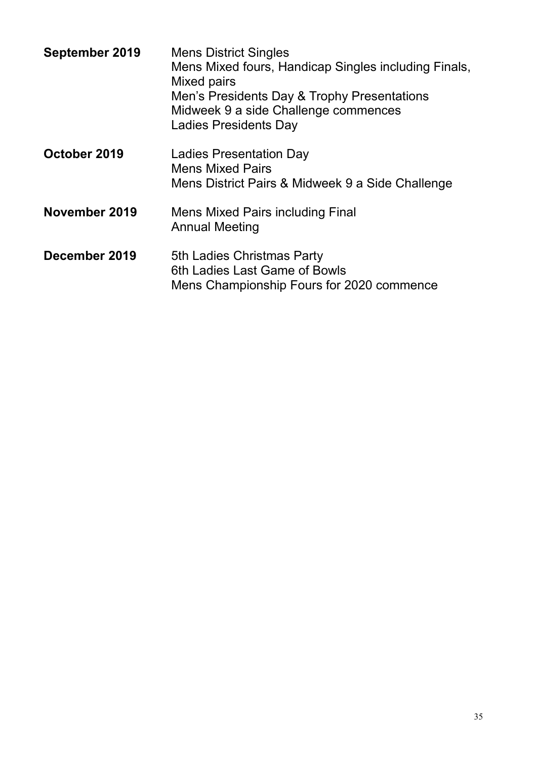**September 2019**

Mens District Singles
Mens Mixed fours, Handicap Singles including Finals, Mixed pairs
Men's Presidents Day & Trophy Presentations
Midweek 9 a side Challenge commences
Ladies Presidents Day

**October 2019**

Ladies Presentation Day
Mens Mixed Pairs
Mens District Pairs & Midweek 9 a Side Challenge

**November 2019**

Mens Mixed Pairs including Final
Annual Meeting

**December 2019**

5th Ladies Christmas Party
6th Ladies Last Game of Bowls
Mens Championship Fours for 2020 commence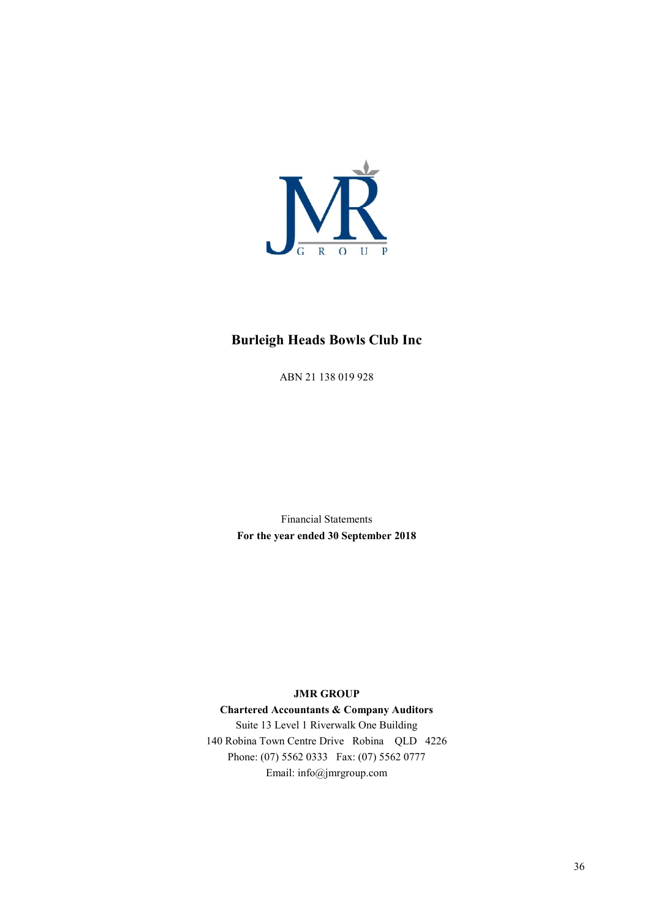# Burleigh Heads Bowls Club Inc

ABN 21 138 019 928

Financial Statements

**For the year ended 30 September 2018**

**JMR GROUP**

**Chartered Accountants & Company Auditors**

Suite 13 Level 1 Riverwalk One Building

140 Robina Town Centre Drive Robina QLD 4226

Phone: (07) 5562 0333 Fax: (07) 5562 0777

Email: info@jmrgroup.com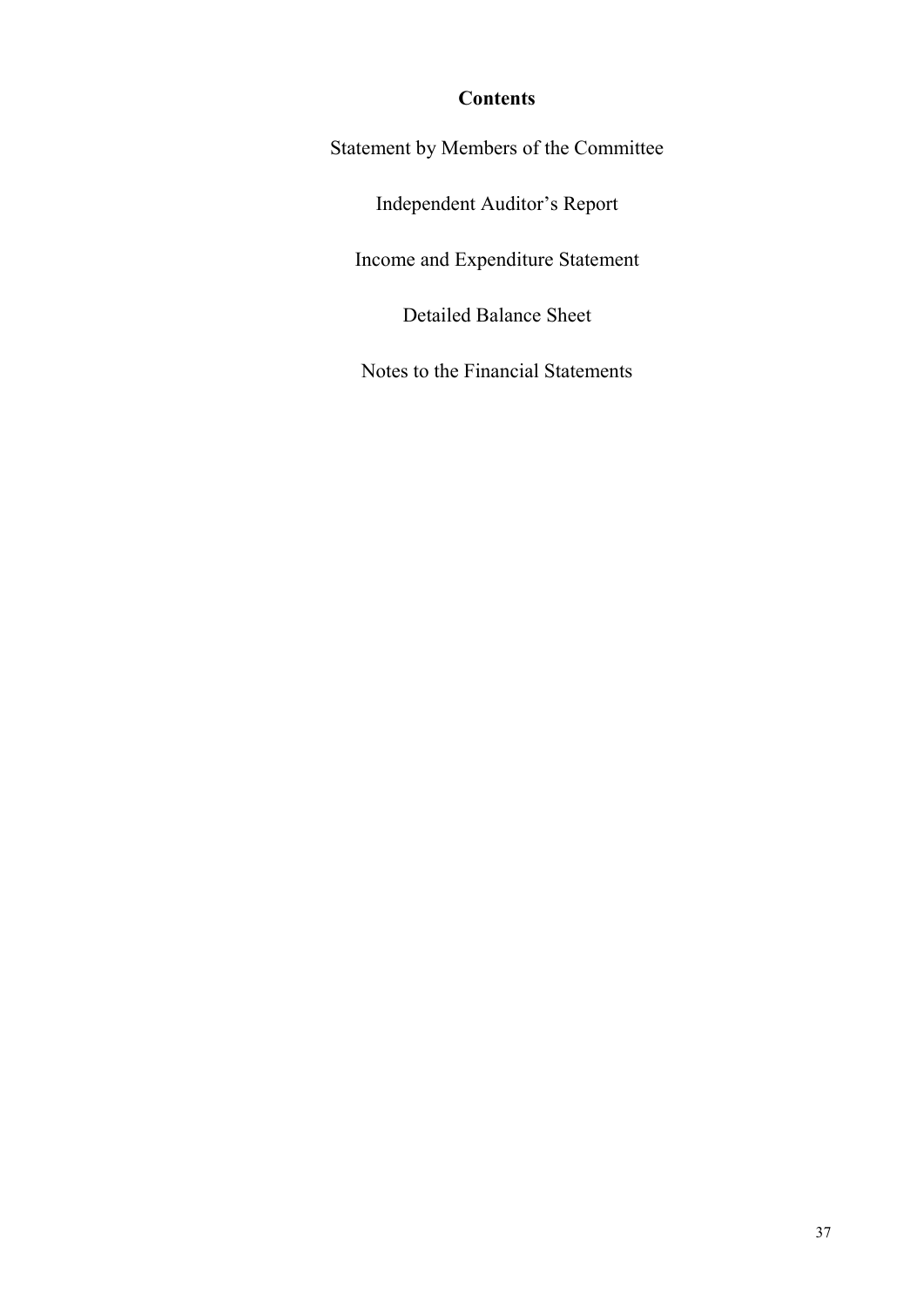## Contents

Statement by Members of the Committee

Independent Auditor's Report

Income and Expenditure Statement

Detailed Balance Sheet

Notes to the Financial Statements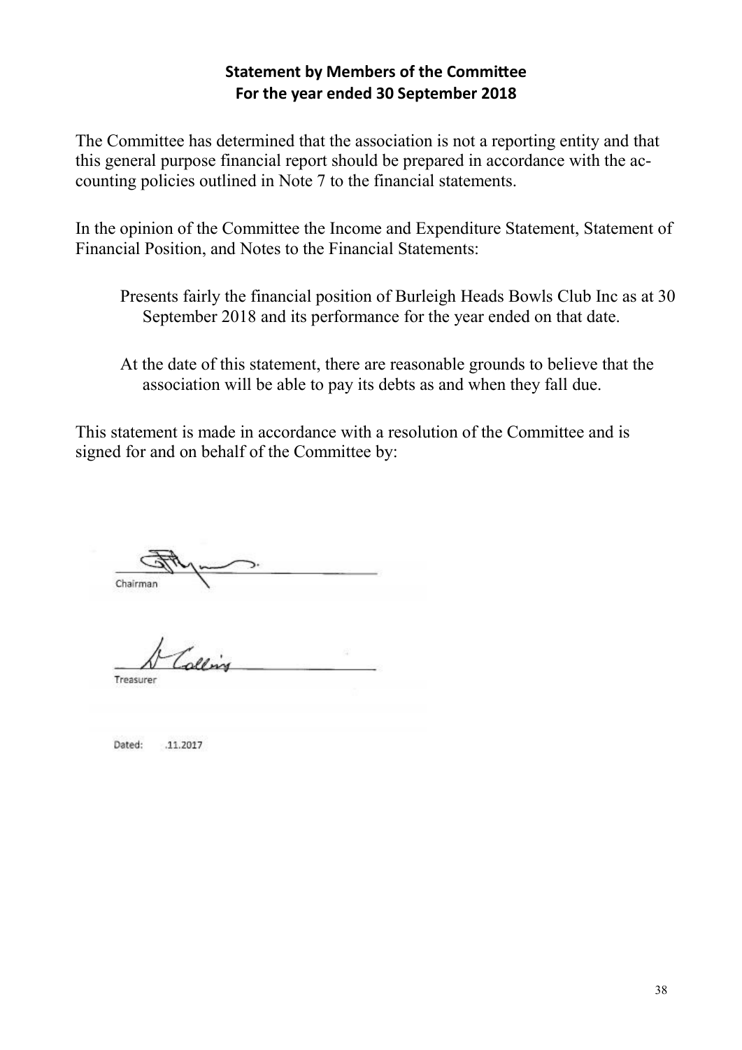## Statement by Members of the Committee
## For the year ended 30 September 2018

The Committee has determined that the association is not a reporting entity and that this general purpose financial report should be prepared in accordance with the accounting policies outlined in Note 7 to the financial statements.

In the opinion of the Committee the Income and Expenditure Statement, Statement of Financial Position, and Notes to the Financial Statements:

Presents fairly the financial position of Burleigh Heads Bowls Club Inc as at 30 September 2018 and its performance for the year ended on that date.

At the date of this statement, there are reasonable grounds to believe that the association will be able to pay its debts as and when they fall due.

This statement is made in accordance with a resolution of the Committee and is signed for and on behalf of the Committee by:

Chairman

Treasurer

Dated: .11.2017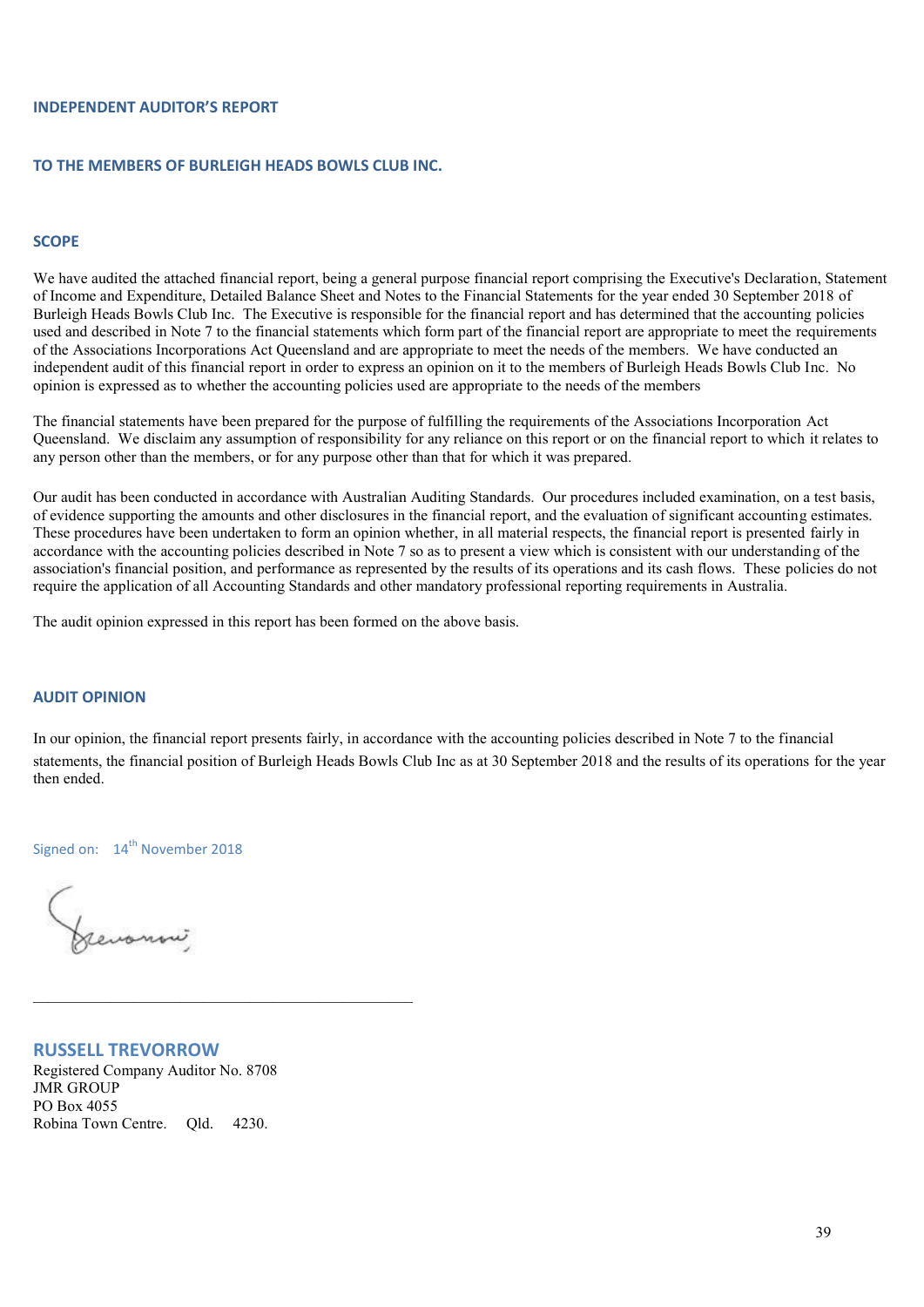## INDEPENDENT AUDITOR'S REPORT

## TO THE MEMBERS OF BURLEIGH HEADS BOWLS CLUB INC.

### SCOPE

We have audited the attached financial report, being a general purpose financial report comprising the Executive's Declaration, Statement of Income and Expenditure, Detailed Balance Sheet and Notes to the Financial Statements for the year ended 30 September 2018 of Burleigh Heads Bowls Club Inc. The Executive is responsible for the financial report and has determined that the accounting policies used and described in Note 7 to the financial statements which form part of the financial report are appropriate to meet the requirements of the Associations Incorporations Act Queensland and are appropriate to meet the needs of the members. We have conducted an independent audit of this financial report in order to express an opinion on it to the members of Burleigh Heads Bowls Club Inc. No opinion is expressed as to whether the accounting policies used are appropriate to the needs of the members

The financial statements have been prepared for the purpose of fulfilling the requirements of the Associations Incorporation Act Queensland. We disclaim any assumption of responsibility for any reliance on this report or on the financial report to which it relates to any person other than the members, or for any purpose other than that for which it was prepared.

Our audit has been conducted in accordance with Australian Auditing Standards. Our procedures included examination, on a test basis, of evidence supporting the amounts and other disclosures in the financial report, and the evaluation of significant accounting estimates. These procedures have been undertaken to form an opinion whether, in all material respects, the financial report is presented fairly in accordance with the accounting policies described in Note 7 so as to present a view which is consistent with our understanding of the association's financial position, and performance as represented by the results of its operations and its cash flows. These policies do not require the application of all Accounting Standards and other mandatory professional reporting requirements in Australia.

The audit opinion expressed in this report has been formed on the above basis.

### AUDIT OPINION

In our opinion, the financial report presents fairly, in accordance with the accounting policies described in Note 7 to the financial statements, the financial position of Burleigh Heads Bowls Club Inc as at 30 September 2018 and the results of its operations for the year then ended.

Signed on: 14th November 2018

**RUSSELL TREVORROW**
Registered Company Auditor No. 8708
JMR GROUP
PO Box 4055
Robina Town Centre. Qld. 4230.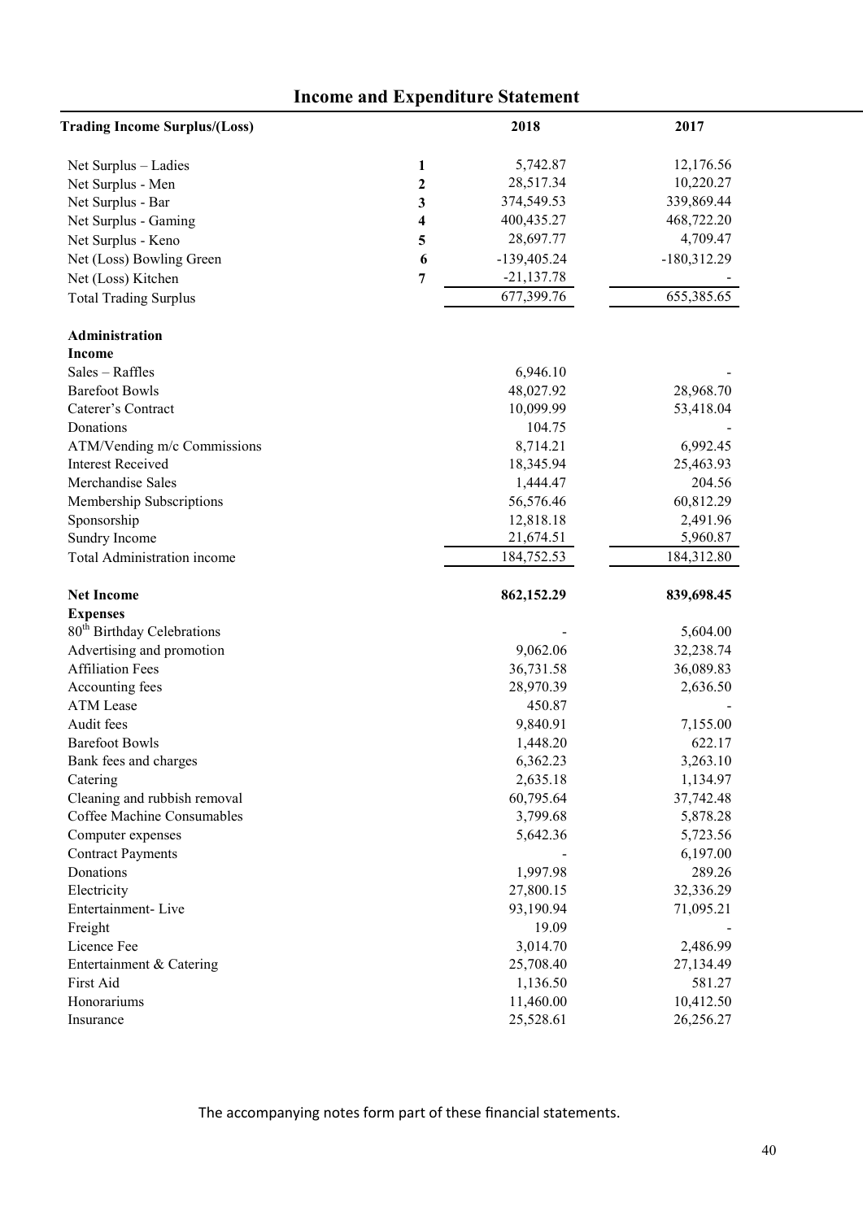# Income and Expenditure Statement

| Trading Income Surplus/(Loss) | | 2018 | 2017 |
|---|---|---|---|
| Net Surplus – Ladies | 1 | 5,742.87 | 12,176.56 |
| Net Surplus - Men | 2 | 28,517.34 | 10,220.27 |
| Net Surplus - Bar | 3 | 374,549.53 | 339,869.44 |
| Net Surplus - Gaming | 4 | 400,435.27 | 468,722.20 |
| Net Surplus - Keno | 5 | 28,697.77 | 4,709.47 |
| Net (Loss) Bowling Green | 6 | -139,405.24 | -180,312.29 |
| Net (Loss) Kitchen | 7 | -21,137.78 | - |
| Total Trading Surplus | | 677,399.76 | 655,385.65 |
| **Administration** | | | |
| **Income** | | | |
| Sales – Raffles | | 6,946.10 | - |
| Barefoot Bowls | | 48,027.92 | 28,968.70 |
| Caterer's Contract | | 10,099.99 | 53,418.04 |
| Donations | | 104.75 | - |
| ATM/Vending m/c Commissions | | 8,714.21 | 6,992.45 |
| Interest Received | | 18,345.94 | 25,463.93 |
| Merchandise Sales | | 1,444.47 | 204.56 |
| Membership Subscriptions | | 56,576.46 | 60,812.29 |
| Sponsorship | | 12,818.18 | 2,491.96 |
| Sundry Income | | 21,674.51 | 5,960.87 |
| Total Administration income | | 184,752.53 | 184,312.80 |
| **Net Income** | | **862,152.29** | **839,698.45** |
| **Expenses** | | | |
| 80th Birthday Celebrations | | - | 5,604.00 |
| Advertising and promotion | | 9,062.06 | 32,238.74 |
| Affiliation Fees | | 36,731.58 | 36,089.83 |
| Accounting fees | | 28,970.39 | 2,636.50 |
| ATM Lease | | 450.87 | - |
| Audit fees | | 9,840.91 | 7,155.00 |
| Barefoot Bowls | | 1,448.20 | 622.17 |
| Bank fees and charges | | 6,362.23 | 3,263.10 |
| Catering | | 2,635.18 | 1,134.97 |
| Cleaning and rubbish removal | | 60,795.64 | 37,742.48 |
| Coffee Machine Consumables | | 3,799.68 | 5,878.28 |
| Computer expenses | | 5,642.36 | 5,723.56 |
| Contract Payments | | - | 6,197.00 |
| Donations | | 1,997.98 | 289.26 |
| Electricity | | 27,800.15 | 32,336.29 |
| Entertainment- Live | | 93,190.94 | 71,095.21 |
| Freight | | 19.09 | - |
| Licence Fee | | 3,014.70 | 2,486.99 |
| Entertainment & Catering | | 25,708.40 | 27,134.49 |
| First Aid | | 1,136.50 | 581.27 |
| Honorariums | | 11,460.00 | 10,412.50 |
| Insurance | | 25,528.61 | 26,256.27 |

The accompanying notes form part of these financial statements.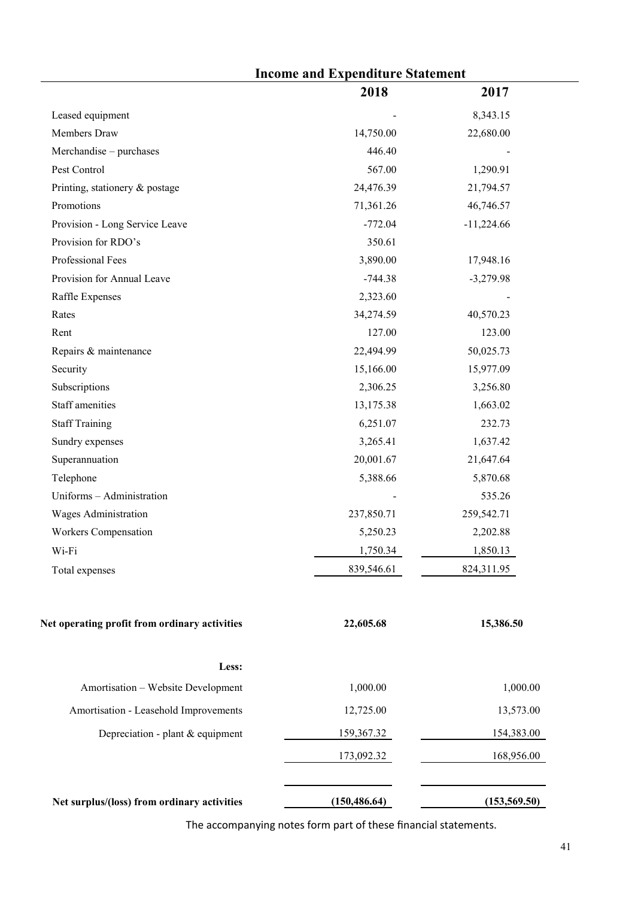## Income and Expenditure Statement

| | 2018 | 2017 |
|---|---|---|
| Leased equipment | - | 8,343.15 |
| Members Draw | 14,750.00 | 22,680.00 |
| Merchandise – purchases | 446.40 | - |
| Pest Control | 567.00 | 1,290.91 |
| Printing, stationery & postage | 24,476.39 | 21,794.57 |
| Promotions | 71,361.26 | 46,746.57 |
| Provision - Long Service Leave | -772.04 | -11,224.66 |
| Provision for RDO's | 350.61 | |
| Professional Fees | 3,890.00 | 17,948.16 |
| Provision for Annual Leave | -744.38 | -3,279.98 |
| Raffle Expenses | 2,323.60 | - |
| Rates | 34,274.59 | 40,570.23 |
| Rent | 127.00 | 123.00 |
| Repairs & maintenance | 22,494.99 | 50,025.73 |
| Security | 15,166.00 | 15,977.09 |
| Subscriptions | 2,306.25 | 3,256.80 |
| Staff amenities | 13,175.38 | 1,663.02 |
| Staff Training | 6,251.07 | 232.73 |
| Sundry expenses | 3,265.41 | 1,637.42 |
| Superannuation | 20,001.67 | 21,647.64 |
| Telephone | 5,388.66 | 5,870.68 |
| Uniforms – Administration | - | 535.26 |
| Wages Administration | 237,850.71 | 259,542.71 |
| Workers Compensation | 5,250.23 | 2,202.88 |
| Wi-Fi | 1,750.34 | 1,850.13 |
| Total expenses | 839,546.61 | 824,311.95 |
| | | |
| **Net operating profit from ordinary activities** | **22,605.68** | **15,386.50** |
| | | |
| **Less:** | | |
| Amortisation – Website Development | 1,000.00 | 1,000.00 |
| Amortisation - Leasehold Improvements | 12,725.00 | 13,573.00 |
| Depreciation - plant & equipment | 159,367.32 | 154,383.00 |
| | 173,092.32 | 168,956.00 |
| | | |
| **Net surplus/(loss) from ordinary activities** | **(150,486.64)** | **(153,569.50)** |

The accompanying notes form part of these financial statements.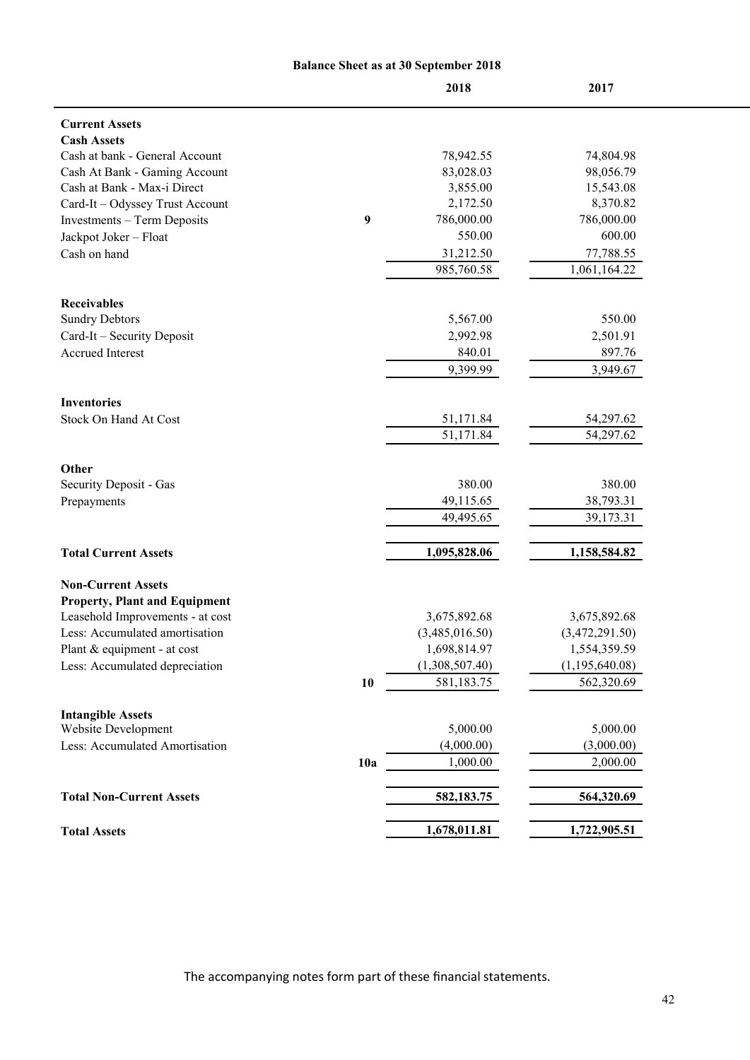## Balance Sheet as at 30 September 2018

| | Note | 2018 | 2017 |
|---|---|---|---|
| **Current Assets** | | | |
| **Cash Assets** | | | |
| Cash at bank - General Account | | 78,942.55 | 74,804.98 |
| Cash At bank - Gaming Account | | 83,028.03 | 98,056.79 |
| Cash at Bank - Max-i Direct | | 3,855.00 | 15,543.08 |
| Card-It – Odyssey Trust Account | | 2,172.50 | 8,370.82 |
| Investments – Term Deposits | 9 | 786,000.00 | 786,000.00 |
| Jackpot Joker – Float | | 550.00 | 600.00 |
| Cash on hand | | 31,212.50 | 77,788.55 |
| | | 985,760.58 | 1,061,164.22 |
| **Receivables** | | | |
| Sundry Debtors | | 5,567.00 | 550.00 |
| Card-It – Security Deposit | | 2,992.98 | 2,501.91 |
| Accrued Interest | | 840.01 | 897.76 |
| | | 9,399.99 | 3,949.67 |
| **Inventories** | | | |
| Stock On Hand At Cost | | 51,171.84 | 54,297.62 |
| | | 51,171.84 | 54,297.62 |
| **Other** | | | |
| Security Deposit - Gas | | 380.00 | 380.00 |
| Prepayments | | 49,115.65 | 38,793.31 |
| | | 49,495.65 | 39,173.31 |
| **Total Current Assets** | | **1,095,828.06** | **1,158,584.82** |
| **Non-Current Assets** | | | |
| **Property, Plant and Equipment** | | | |
| Leasehold Improvements - at cost | | 3,675,892.68 | 3,675,892.68 |
| Less: Accumulated amortisation | | (3,485,016.50) | (3,472,291.50) |
| Plant & equipment - at cost | | 1,698,814.97 | 1,554,359.59 |
| Less: Accumulated depreciation | | (1,308,507.40) | (1,195,640.08) |
| | 10 | 581,183.75 | 562,320.69 |
| **Intangible Assets** | | | |
| Website Development | | 5,000.00 | 5,000.00 |
| Less: Accumulated Amortisation | | (4,000.00) | (3,000.00) |
| | 10a | 1,000.00 | 2,000.00 |
| **Total Non-Current Assets** | | **582,183.75** | **564,320.69** |
| **Total Assets** | | **1,678,011.81** | **1,722,905.51** |

The accompanying notes form part of these financial statements.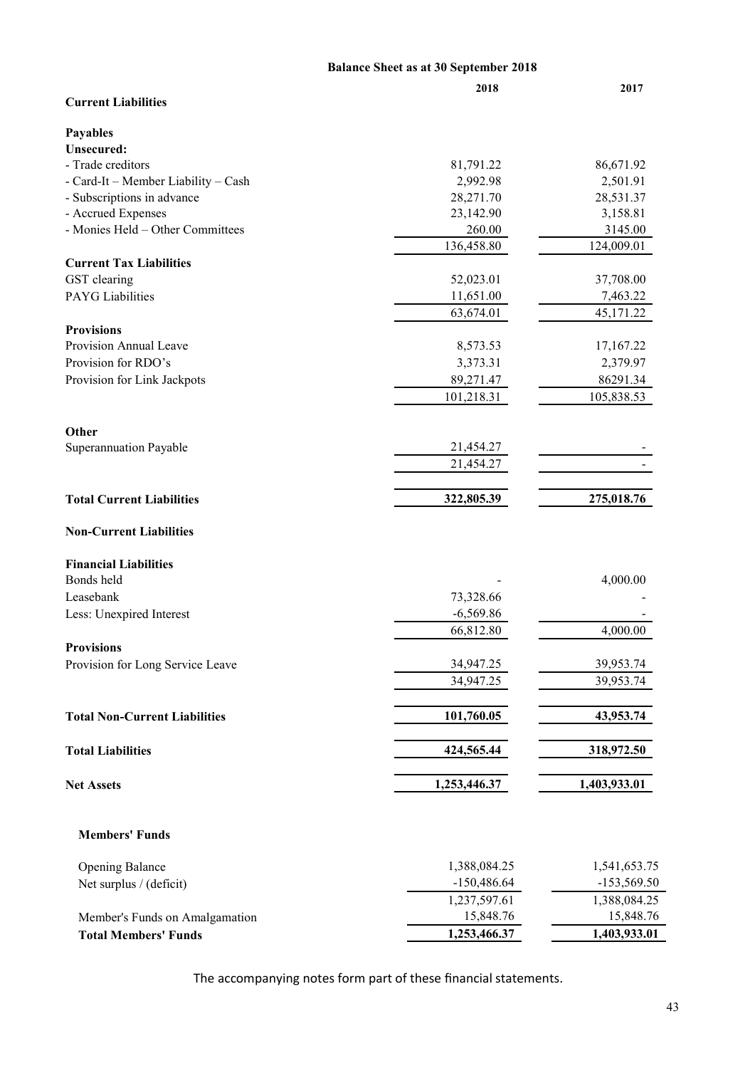## Balance Sheet as at 30 September 2018

| | 2018 | 2017 |
|---|---|---|
| **Current Liabilities** | | |
| | | |
| **Payables** | | |
| **Unsecured:** | | |
| - Trade creditors | 81,791.22 | 86,671.92 |
| - Card-It – Member Liability – Cash | 2,992.98 | 2,501.91 |
| - Subscriptions in advance | 28,271.70 | 28,531.37 |
| - Accrued Expenses | 23,142.90 | 3,158.81 |
| - Monies Held – Other Committees | 260.00 | 3145.00 |
| | 136,458.80 | 124,009.01 |
| **Current Tax Liabilities** | | |
| GST clearing | 52,023.01 | 37,708.00 |
| PAYG Liabilities | 11,651.00 | 7,463.22 |
| | 63,674.01 | 45,171.22 |
| **Provisions** | | |
| Provision Annual Leave | 8,573.53 | 17,167.22 |
| Provision for RDO's | 3,373.31 | 2,379.97 |
| Provision for Link Jackpots | 89,271.47 | 86291.34 |
| | 101,218.31 | 105,838.53 |
| | | |
| **Other** | | |
| Superannuation Payable | 21,454.27 | - |
| | 21,454.27 | - |
| | | |
| **Total Current Liabilities** | **322,805.39** | **275,018.76** |
| | | |
| **Non-Current Liabilities** | | |
| | | |
| **Financial Liabilities** | | |
| Bonds held | - | 4,000.00 |
| Leasebank | 73,328.66 | - |
| Less: Unexpired Interest | -6,569.86 | - |
| | 66,812.80 | 4,000.00 |
| **Provisions** | | |
| Provision for Long Service Leave | 34,947.25 | 39,953.74 |
| | 34,947.25 | 39,953.74 |
| | | |
| **Total Non-Current Liabilities** | **101,760.05** | **43,953.74** |
| | | |
| **Total Liabilities** | **424,565.44** | **318,972.50** |
| | | |
| **Net Assets** | **1,253,446.37** | **1,403,933.01** |

| **Members' Funds** | | |
|---|---|---|
| Opening Balance | 1,388,084.25 | 1,541,653.75 |
| Net surplus / (deficit) | -150,486.64 | -153,569.50 |
| | 1,237,597.61 | 1,388,084.25 |
| Member's Funds on Amalgamation | 15,848.76 | 15,848.76 |
| **Total Members' Funds** | **1,253,466.37** | **1,403,933.01** |

The accompanying notes form part of these financial statements.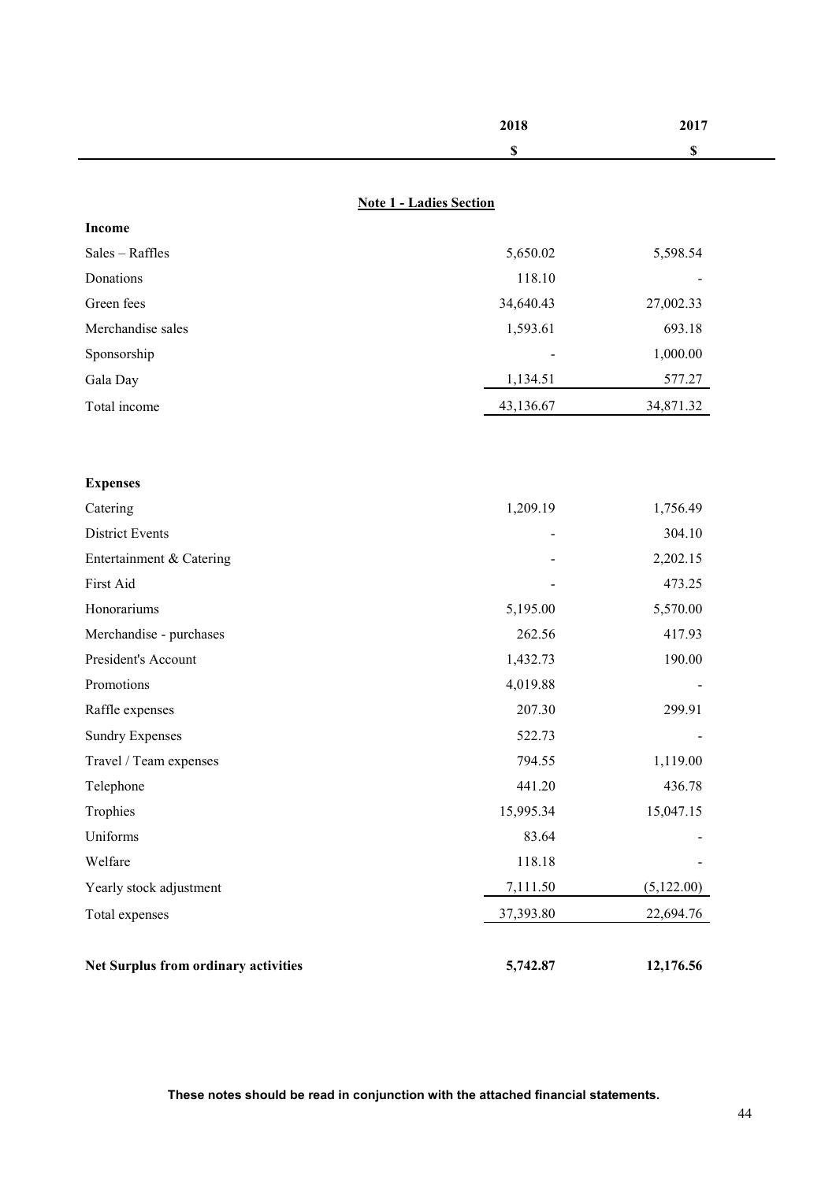| | 2018 | 2017 |
|---|---|---|
| | $ | $ |

**Note 1 - Ladies Section**

| | 2018 | 2017 |
|---|---|---|
| **Income** | | |
| Sales – Raffles | 5,650.02 | 5,598.54 |
| Donations | 118.10 | - |
| Green fees | 34,640.43 | 27,002.33 |
| Merchandise sales | 1,593.61 | 693.18 |
| Sponsorship | - | 1,000.00 |
| Gala Day | 1,134.51 | 577.27 |
| Total income | 43,136.67 | 34,871.32 |
| | | |
| **Expenses** | | |
| Catering | 1,209.19 | 1,756.49 |
| District Events | - | 304.10 |
| Entertainment & Catering | - | 2,202.15 |
| First Aid | - | 473.25 |
| Honorariums | 5,195.00 | 5,570.00 |
| Merchandise - purchases | 262.56 | 417.93 |
| President's Account | 1,432.73 | 190.00 |
| Promotions | 4,019.88 | - |
| Raffle expenses | 207.30 | 299.91 |
| Sundry Expenses | 522.73 | - |
| Travel / Team expenses | 794.55 | 1,119.00 |
| Telephone | 441.20 | 436.78 |
| Trophies | 15,995.34 | 15,047.15 |
| Uniforms | 83.64 | - |
| Welfare | 118.18 | - |
| Yearly stock adjustment | 7,111.50 | (5,122.00) |
| Total expenses | 37,393.80 | 22,694.76 |
| | | |
| **Net Surplus from ordinary activities** | **5,742.87** | **12,176.56** |

**These notes should be read in conjunction with the attached financial statements.**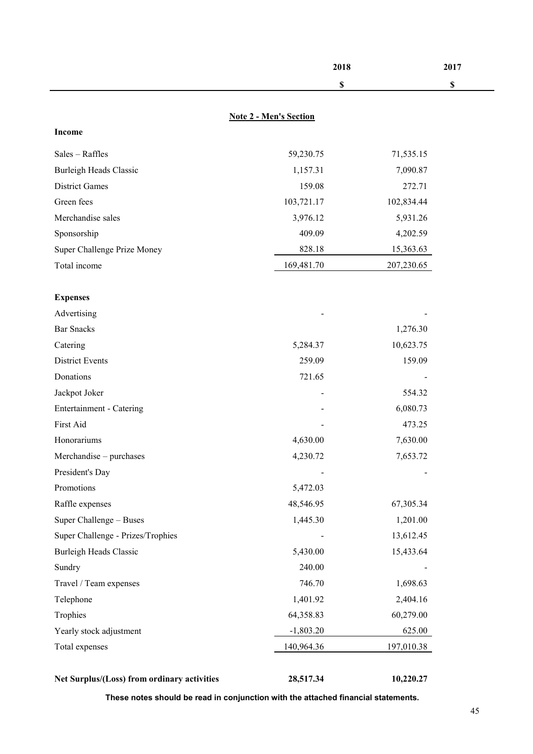## Note 2 - Men's Section

| | 2018 $ | 2017 $ |
|---|---|---|
| **Income** | | |
| Sales – Raffles | 59,230.75 | 71,535.15 |
| Burleigh Heads Classic | 1,157.31 | 7,090.87 |
| District Games | 159.08 | 272.71 |
| Green fees | 103,721.17 | 102,834.44 |
| Merchandise sales | 3,976.12 | 5,931.26 |
| Sponsorship | 409.09 | 4,202.59 |
| Super Challenge Prize Money | 828.18 | 15,363.63 |
| Total income | 169,481.70 | 207,230.65 |
| | | |
| **Expenses** | | |
| Advertising | - | - |
| Bar Snacks | | 1,276.30 |
| Catering | 5,284.37 | 10,623.75 |
| District Events | 259.09 | 159.09 |
| Donations | 721.65 | - |
| Jackpot Joker | - | 554.32 |
| Entertainment - Catering | - | 6,080.73 |
| First Aid | - | 473.25 |
| Honorariums | 4,630.00 | 7,630.00 |
| Merchandise – purchases | 4,230.72 | 7,653.72 |
| President's Day | - | - |
| Promotions | 5,472.03 | |
| Raffle expenses | 48,546.95 | 67,305.34 |
| Super Challenge – Buses | 1,445.30 | 1,201.00 |
| Super Challenge - Prizes/Trophies | - | 13,612.45 |
| Burleigh Heads Classic | 5,430.00 | 15,433.64 |
| Sundry | 240.00 | - |
| Travel / Team expenses | 746.70 | 1,698.63 |
| Telephone | 1,401.92 | 2,404.16 |
| Trophies | 64,358.83 | 60,279.00 |
| Yearly stock adjustment | -1,803.20 | 625.00 |
| Total expenses | 140,964.36 | 197,010.38 |
| | | |
| **Net Surplus/(Loss) from ordinary activities** | **28,517.34** | **10,220.27** |

**These notes should be read in conjunction with the attached financial statements.**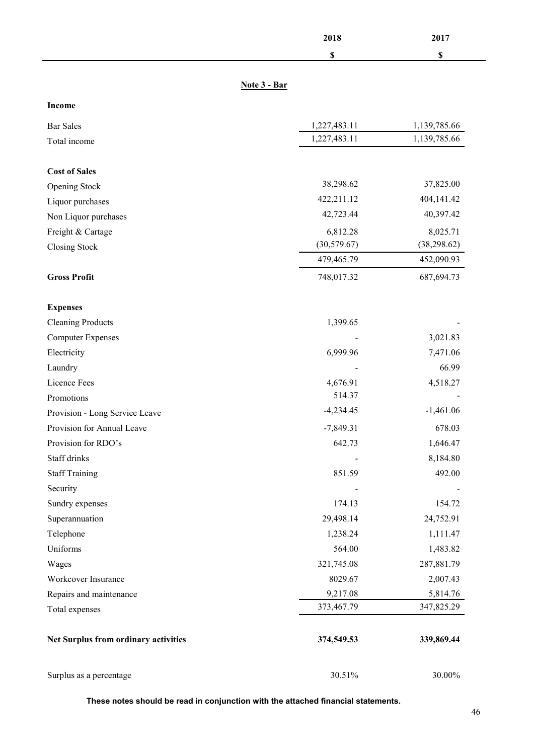## Note 3 - Bar

| | 2018 | 2017 |
|---|---|---|
| | $ | $ |
| **Income** | | |
| Bar Sales | 1,227,483.11 | 1,139,785.66 |
| Total income | 1,227,483.11 | 1,139,785.66 |
| **Cost of Sales** | | |
| Opening Stock | 38,298.62 | 37,825.00 |
| Liquor purchases | 422,211.12 | 404,141.42 |
| Non Liquor purchases | 42,723.44 | 40,397.42 |
| Freight & Cartage | 6,812.28 | 8,025.71 |
| Closing Stock | (30,579.67) | (38,298.62) |
| | 479,465.79 | 452,090.93 |
| **Gross Profit** | 748,017.32 | 687,694.73 |
| **Expenses** | | |
| Cleaning Products | 1,399.65 | - |
| Computer Expenses | - | 3,021.83 |
| Electricity | 6,999.96 | 7,471.06 |
| Laundry | - | 66.99 |
| Licence Fees | 4,676.91 | 4,518.27 |
| Promotions | 514.37 | - |
| Provision - Long Service Leave | -4,234.45 | -1,461.06 |
| Provision for Annual Leave | -7,849.31 | 678.03 |
| Provision for RDO's | 642.73 | 1,646.47 |
| Staff drinks | - | 8,184.80 |
| Staff Training | 851.59 | 492.00 |
| Security | - | - |
| Sundry expenses | 174.13 | 154.72 |
| Superannuation | 29,498.14 | 24,752.91 |
| Telephone | 1,238.24 | 1,111.47 |
| Uniforms | 564.00 | 1,483.82 |
| Wages | 321,745.08 | 287,881.79 |
| Workcover Insurance | 8029.67 | 2,007.43 |
| Repairs and maintenance | 9,217.08 | 5,814.76 |
| Total expenses | 373,467.79 | 347,825.29 |
| **Net Surplus from ordinary activities** | **374,549.53** | **339,869.44** |
| Surplus as a percentage | 30.51% | 30.00% |

**These notes should be read in conjunction with the attached financial statements.**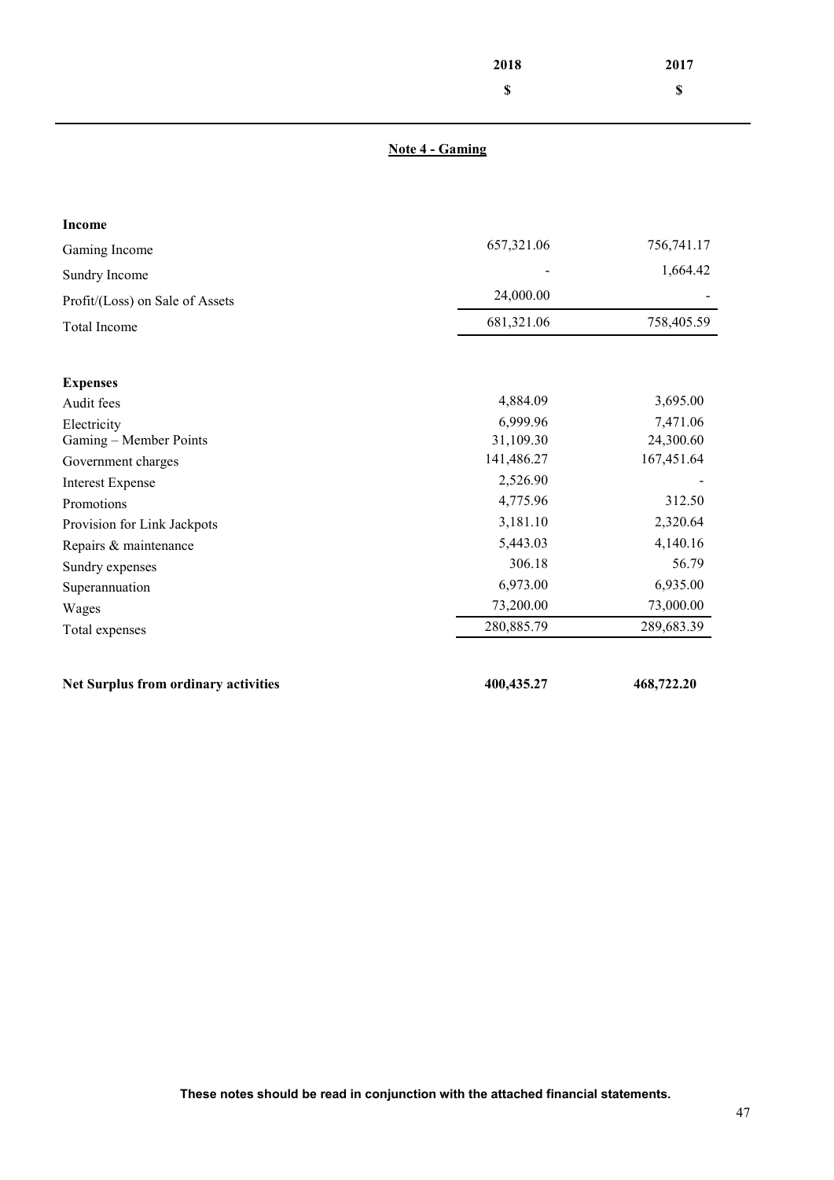## Note 4 - Gaming

| | 2018<br>$ | 2017<br>$ |
|---|---|---|
| **Income** | | |
| Gaming Income | 657,321.06 | 756,741.17 |
| Sundry Income | - | 1,664.42 |
| Profit/(Loss) on Sale of Assets | 24,000.00 | - |
| Total Income | 681,321.06 | 758,405.59 |
| | | |
| **Expenses** | | |
| Audit fees | 4,884.09 | 3,695.00 |
| Electricity | 6,999.96 | 7,471.06 |
| Gaming – Member Points | 31,109.30 | 24,300.60 |
| Government charges | 141,486.27 | 167,451.64 |
| Interest Expense | 2,526.90 | - |
| Promotions | 4,775.96 | 312.50 |
| Provision for Link Jackpots | 3,181.10 | 2,320.64 |
| Repairs & maintenance | 5,443.03 | 4,140.16 |
| Sundry expenses | 306.18 | 56.79 |
| Superannuation | 6,973.00 | 6,935.00 |
| Wages | 73,200.00 | 73,000.00 |
| Total expenses | 280,885.79 | 289,683.39 |
| | | |
| **Net Surplus from ordinary activities** | **400,435.27** | **468,722.20** |

**These notes should be read in conjunction with the attached financial statements.**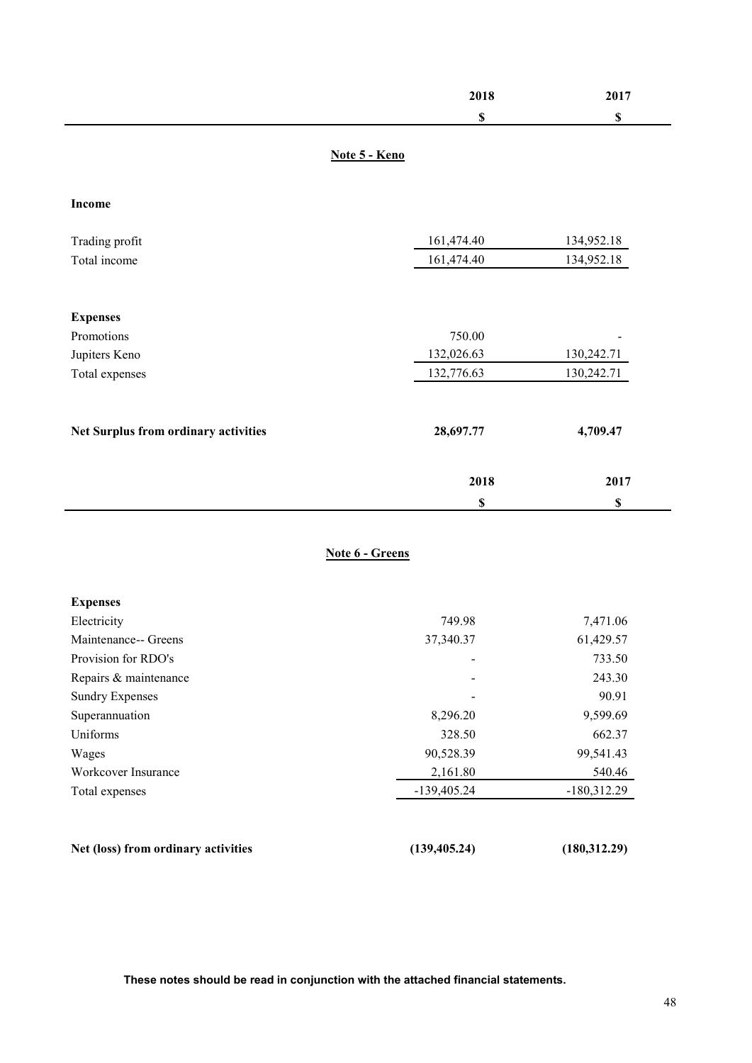## Note 5 - Keno

| | 2018 | 2017 |
|---|---|---|
| | $ | $ |
| **Income** | | |
| Trading profit | 161,474.40 | 134,952.18 |
| Total income | 161,474.40 | 134,952.18 |
| **Expenses** | | |
| Promotions | 750.00 | - |
| Jupiters Keno | 132,026.63 | 130,242.71 |
| Total expenses | 132,776.63 | 130,242.71 |
| **Net Surplus from ordinary activities** | **28,697.77** | **4,709.47** |

## Note 6 - Greens

| | 2018 | 2017 |
|---|---|---|
| | $ | $ |
| **Expenses** | | |
| Electricity | 749.98 | 7,471.06 |
| Maintenance-- Greens | 37,340.37 | 61,429.57 |
| Provision for RDO's | - | 733.50 |
| Repairs & maintenance | - | 243.30 |
| Sundry Expenses | - | 90.91 |
| Superannuation | 8,296.20 | 9,599.69 |
| Uniforms | 328.50 | 662.37 |
| Wages | 90,528.39 | 99,541.43 |
| Workcover Insurance | 2,161.80 | 540.46 |
| Total expenses | -139,405.24 | -180,312.29 |
| **Net (loss) from ordinary activities** | **(139,405.24)** | **(180,312.29)** |

**These notes should be read in conjunction with the attached financial statements.**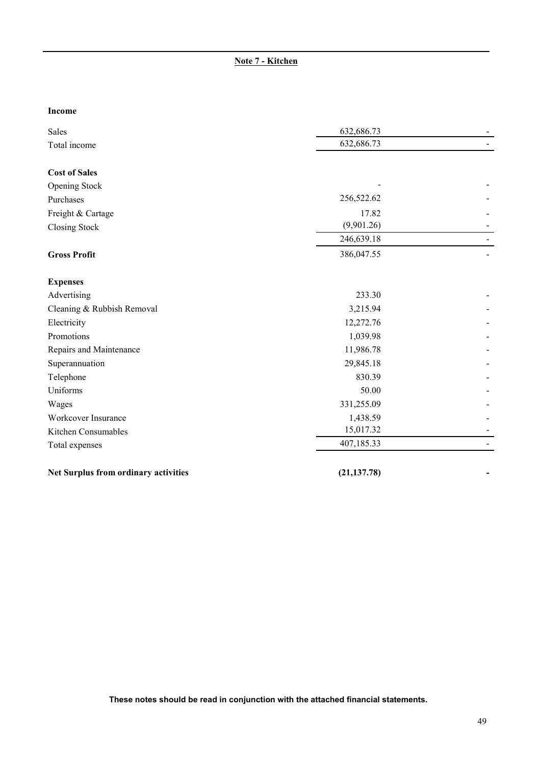## Note 7 - Kitchen

| | | |
|---|---|---|
| **Income** | | |
| Sales | 632,686.73 | - |
| Total income | 632,686.73 | - |
| | | |
| **Cost of Sales** | | |
| Opening Stock | - | - |
| Purchases | 256,522.62 | - |
| Freight & Cartage | 17.82 | - |
| Closing Stock | (9,901.26) | - |
| | 246,639.18 | - |
| **Gross Profit** | 386,047.55 | - |
| | | |
| **Expenses** | | |
| Advertising | 233.30 | - |
| Cleaning & Rubbish Removal | 3,215.94 | - |
| Electricity | 12,272.76 | - |
| Promotions | 1,039.98 | - |
| Repairs and Maintenance | 11,986.78 | - |
| Superannuation | 29,845.18 | - |
| Telephone | 830.39 | - |
| Uniforms | 50.00 | - |
| Wages | 331,255.09 | - |
| Workcover Insurance | 1,438.59 | - |
| Kitchen Consumables | 15,017.32 | - |
| Total expenses | 407,185.33 | - |
| | | |
| **Net Surplus from ordinary activities** | **(21,137.78)** | **-** |

**These notes should be read in conjunction with the attached financial statements.**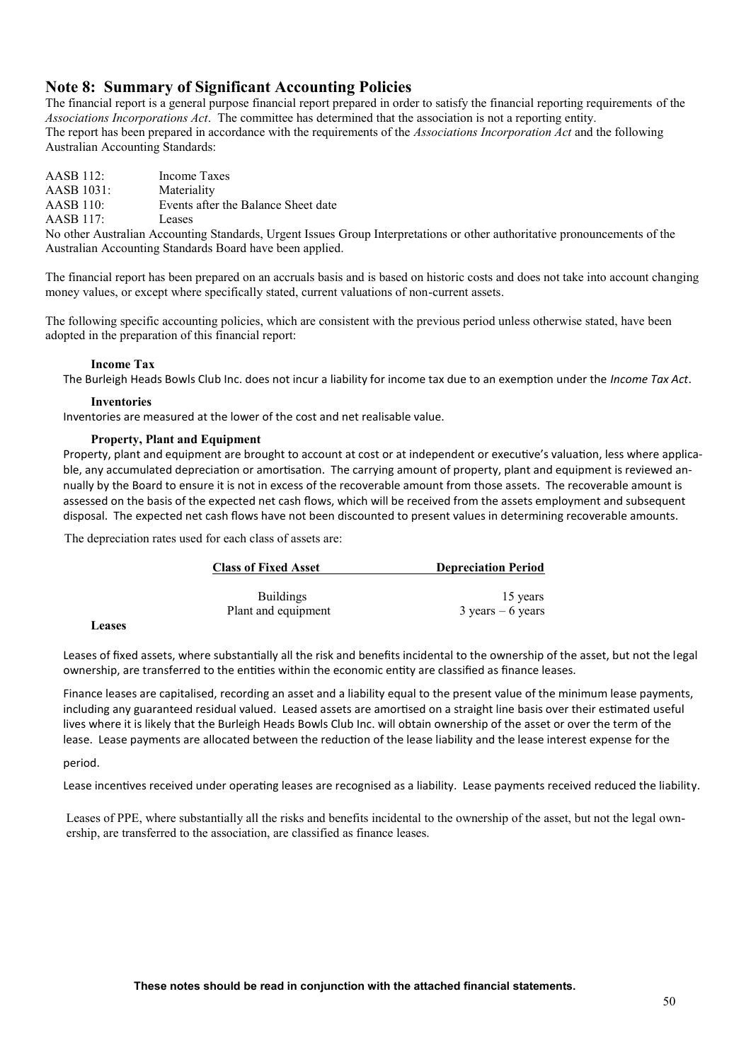## Note 8: Summary of Significant Accounting Policies

The financial report is a general purpose financial report prepared in order to satisfy the financial reporting requirements of the *Associations Incorporations Act*. The committee has determined that the association is not a reporting entity.
The report has been prepared in accordance with the requirements of the *Associations Incorporation Act* and the following Australian Accounting Standards:

| | |
|---|---|
| AASB 112: | Income Taxes |
| AASB 1031: | Materiality |
| AASB 110: | Events after the Balance Sheet date |
| AASB 117: | Leases |

No other Australian Accounting Standards, Urgent Issues Group Interpretations or other authoritative pronouncements of the Australian Accounting Standards Board have been applied.

The financial report has been prepared on an accruals basis and is based on historic costs and does not take into account changing money values, or except where specifically stated, current valuations of non-current assets.

The following specific accounting policies, which are consistent with the previous period unless otherwise stated, have been adopted in the preparation of this financial report:

**Income Tax**

The Burleigh Heads Bowls Club Inc. does not incur a liability for income tax due to an exemption under the *Income Tax Act*.

**Inventories**

Inventories are measured at the lower of the cost and net realisable value.

**Property, Plant and Equipment**

Property, plant and equipment are brought to account at cost or at independent or executive's valuation, less where applicable, any accumulated depreciation or amortisation. The carrying amount of property, plant and equipment is reviewed annually by the Board to ensure it is not in excess of the recoverable amount from those assets. The recoverable amount is assessed on the basis of the expected net cash flows, which will be received from the assets employment and subsequent disposal. The expected net cash flows have not been discounted to present values in determining recoverable amounts.

The depreciation rates used for each class of assets are:

| Class of Fixed Asset | Depreciation Period |
|---|---|
| Buildings | 15 years |
| Plant and equipment | 3 years – 6 years |

**Leases**

Leases of fixed assets, where substantially all the risk and benefits incidental to the ownership of the asset, but not the legal ownership, are transferred to the entities within the economic entity are classified as finance leases.

Finance leases are capitalised, recording an asset and a liability equal to the present value of the minimum lease payments, including any guaranteed residual valued. Leased assets are amortised on a straight line basis over their estimated useful lives where it is likely that the Burleigh Heads Bowls Club Inc. will obtain ownership of the asset or over the term of the lease. Lease payments are allocated between the reduction of the lease liability and the lease interest expense for the period.

Lease incentives received under operating leases are recognised as a liability. Lease payments received reduced the liability.

Leases of PPE, where substantially all the risks and benefits incidental to the ownership of the asset, but not the legal ownership, are transferred to the association, are classified as finance leases.

**These notes should be read in conjunction with the attached financial statements.**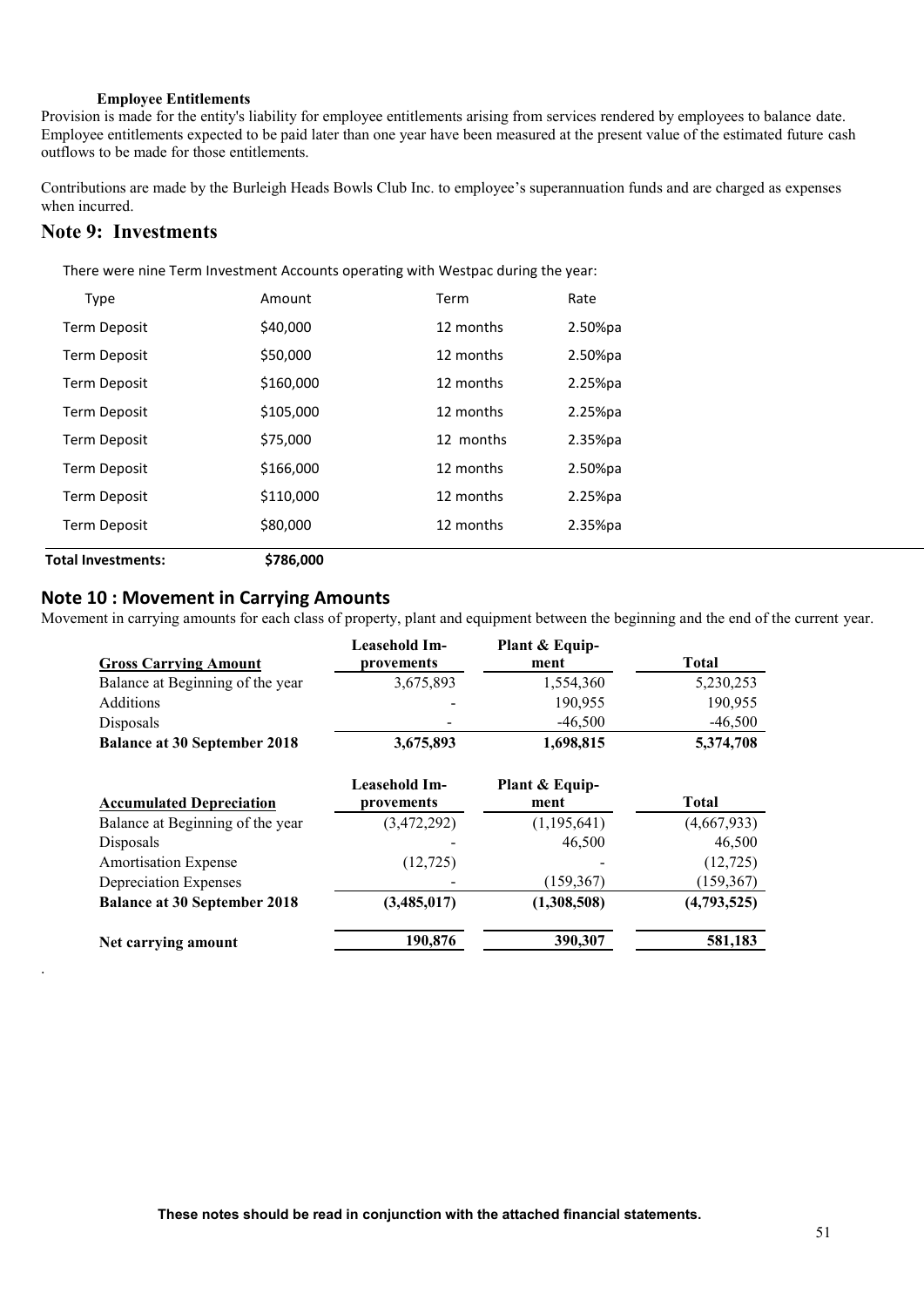### Employee Entitlements

Provision is made for the entity's liability for employee entitlements arising from services rendered by employees to balance date. Employee entitlements expected to be paid later than one year have been measured at the present value of the estimated future cash outflows to be made for those entitlements.

Contributions are made by the Burleigh Heads Bowls Club Inc. to employee's superannuation funds and are charged as expenses when incurred.

## Note 9: Investments

There were nine Term Investment Accounts operating with Westpac during the year:

| Type | Amount | Term | Rate |
|---|---|---|---|
| Term Deposit | $40,000 | 12 months | 2.50%pa |
| Term Deposit | $50,000 | 12 months | 2.50%pa |
| Term Deposit | $160,000 | 12 months | 2.25%pa |
| Term Deposit | $105,000 | 12 months | 2.25%pa |
| Term Deposit | $75,000 | 12 months | 2.35%pa |
| Term Deposit | $166,000 | 12 months | 2.50%pa |
| Term Deposit | $110,000 | 12 months | 2.25%pa |
| Term Deposit | $80,000 | 12 months | 2.35%pa |
| **Total Investments:** | **$786,000** | | |

## Note 10 : Movement in Carrying Amounts

Movement in carrying amounts for each class of property, plant and equipment between the beginning and the end of the current year.

| Gross Carrying Amount | Leasehold Improvements | Plant & Equipment | Total |
|---|---|---|---|
| Balance at Beginning of the year | 3,675,893 | 1,554,360 | 5,230,253 |
| Additions | - | 190,955 | 190,955 |
| Disposals | - | -46,500 | -46,500 |
| **Balance at 30 September 2018** | **3,675,893** | **1,698,815** | **5,374,708** |

| Accumulated Depreciation | Leasehold Improvements | Plant & Equipment | Total |
|---|---|---|---|
| Balance at Beginning of the year | (3,472,292) | (1,195,641) | (4,667,933) |
| Disposals | - | 46,500 | 46,500 |
| Amortisation Expense | (12,725) | - | (12,725) |
| Depreciation Expenses | - | (159,367) | (159,367) |
| **Balance at 30 September 2018** | **(3,485,017)** | **(1,308,508)** | **(4,793,525)** |
| **Net carrying amount** | **190,876** | **390,307** | **581,183** |

**These notes should be read in conjunction with the attached financial statements.**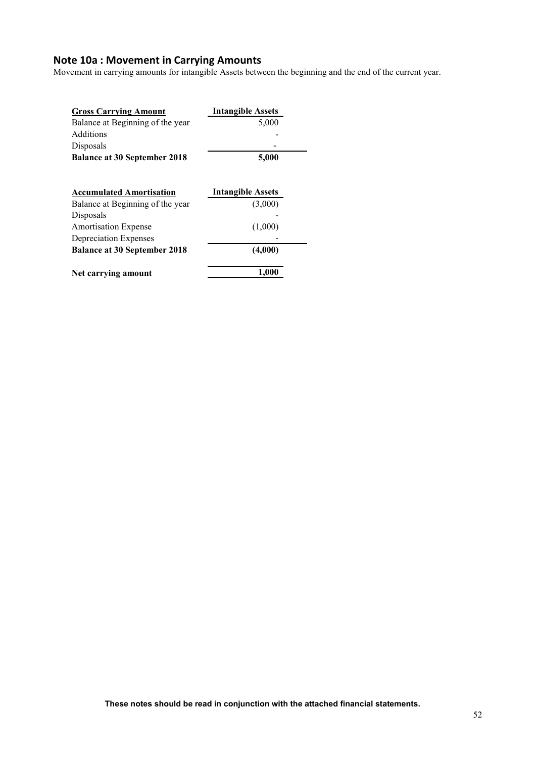## Note 10a : Movement in Carrying Amounts

Movement in carrying amounts for intangible Assets between the beginning and the end of the current year.

| Gross Carrying Amount | Intangible Assets |
|---|---|
| Balance at Beginning of the year | 5,000 |
| Additions | - |
| Disposals | - |
| **Balance at 30 September 2018** | **5,000** |

| Accumulated Amortisation | Intangible Assets |
|---|---|
| Balance at Beginning of the year | (3,000) |
| Disposals | - |
| Amortisation Expense | (1,000) |
| Depreciation Expenses | - |
| **Balance at 30 September 2018** | **(4,000)** |
| **Net carrying amount** | **1,000** |

**These notes should be read in conjunction with the attached financial statements.**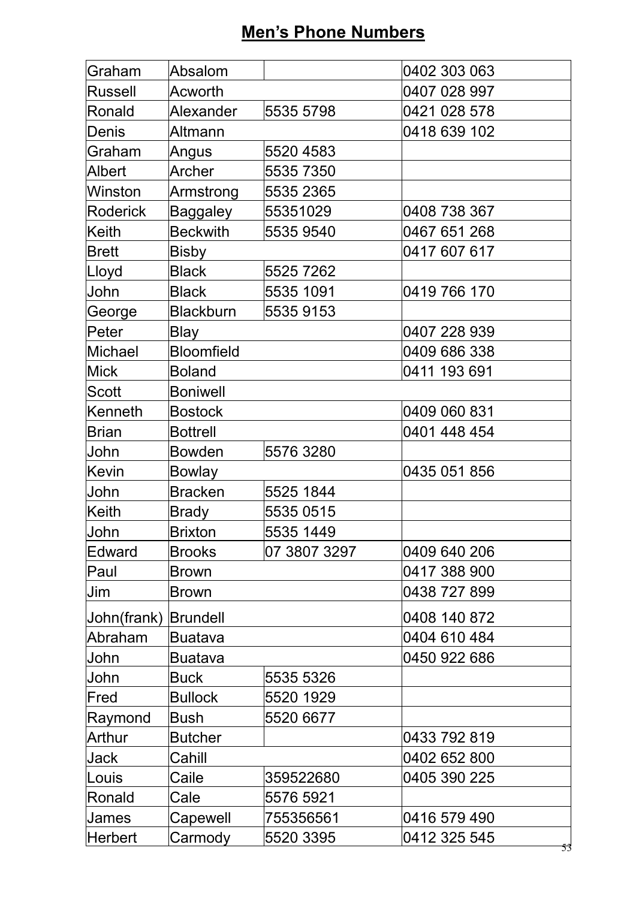# Men's Phone Numbers

| | | | |
|---|---|---|---|
| Graham | Absalom | | 0402 303 063 |
| Russell | Acworth | | 0407 028 997 |
| Ronald | Alexander | 5535 5798 | 0421 028 578 |
| Denis | Altmann | | 0418 639 102 |
| Graham | Angus | 5520 4583 | |
| Albert | Archer | 5535 7350 | |
| Winston | Armstrong | 5535 2365 | |
| Roderick | Baggaley | 55351029 | 0408 738 367 |
| Keith | Beckwith | 5535 9540 | 0467 651 268 |
| Brett | Bisby | | 0417 607 617 |
| Lloyd | Black | 5525 7262 | |
| John | Black | 5535 1091 | 0419 766 170 |
| George | Blackburn | 5535 9153 | |
| Peter | Blay | | 0407 228 939 |
| Michael | Bloomfield | | 0409 686 338 |
| Mick | Boland | | 0411 193 691 |
| Scott | Boniwell | | |
| Kenneth | Bostock | | 0409 060 831 |
| Brian | Bottrell | | 0401 448 454 |
| John | Bowden | 5576 3280 | |
| Kevin | Bowlay | | 0435 051 856 |
| John | Bracken | 5525 1844 | |
| Keith | Brady | 5535 0515 | |
| John | Brixton | 5535 1449 | |
| Edward | Brooks | 07 3807 3297 | 0409 640 206 |
| Paul | Brown | | 0417 388 900 |
| Jim | Brown | | 0438 727 899 |
| John(frank) | Brundell | | 0408 140 872 |
| Abraham | Buatava | | 0404 610 484 |
| John | Buatava | | 0450 922 686 |
| John | Buck | 5535 5326 | |
| Fred | Bullock | 5520 1929 | |
| Raymond | Bush | 5520 6677 | |
| Arthur | Butcher | | 0433 792 819 |
| Jack | Cahill | | 0402 652 800 |
| Louis | Caile | 359522680 | 0405 390 225 |
| Ronald | Cale | 5576 5921 | |
| James | Capewell | 755356561 | 0416 579 490 |
| Herbert | Carmody | 5520 3395 | 0412 325 545 |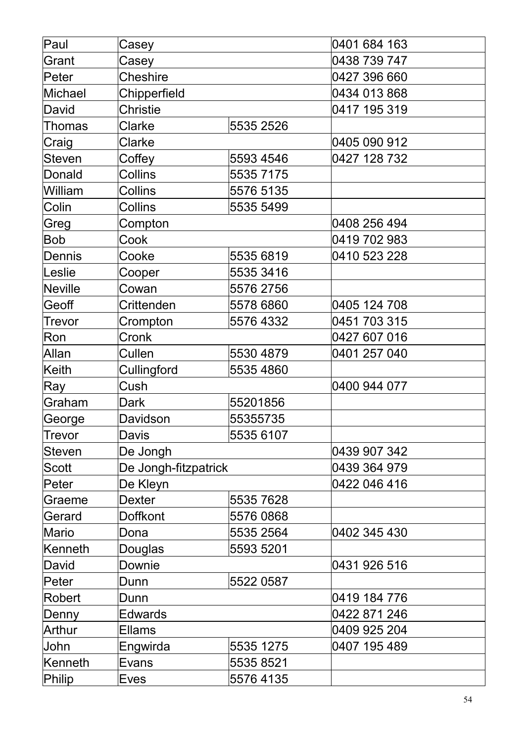| Paul | Casey | | 0401 684 163 |
|---|---|---|---|
| Grant | Casey | | 0438 739 747 |
| Peter | Cheshire | | 0427 396 660 |
| Michael | Chipperfield | | 0434 013 868 |
| David | Christie | | 0417 195 319 |
| Thomas | Clarke | 5535 2526 | |
| Craig | Clarke | | 0405 090 912 |
| Steven | Coffey | 5593 4546 | 0427 128 732 |
| Donald | Collins | 5535 7175 | |
| William | Collins | 5576 5135 | |
| Colin | Collins | 5535 5499 | |
| Greg | Compton | | 0408 256 494 |
| Bob | Cook | | 0419 702 983 |
| Dennis | Cooke | 5535 6819 | 0410 523 228 |
| Leslie | Cooper | 5535 3416 | |
| Neville | Cowan | 5576 2756 | |
| Geoff | Crittenden | 5578 6860 | 0405 124 708 |
| Trevor | Crompton | 5576 4332 | 0451 703 315 |
| Ron | Cronk | | 0427 607 016 |
| Allan | Cullen | 5530 4879 | 0401 257 040 |
| Keith | Cullingford | 5535 4860 | |
| Ray | Cush | | 0400 944 077 |
| Graham | Dark | 55201856 | |
| George | Davidson | 55355735 | |
| Trevor | Davis | 5535 6107 | |
| Steven | De Jongh | | 0439 907 342 |
| Scott | De Jongh-fitzpatrick | | 0439 364 979 |
| Peter | De Kleyn | | 0422 046 416 |
| Graeme | Dexter | 5535 7628 | |
| Gerard | Doffkont | 5576 0868 | |
| Mario | Dona | 5535 2564 | 0402 345 430 |
| Kenneth | Douglas | 5593 5201 | |
| David | Downie | | 0431 926 516 |
| Peter | Dunn | 5522 0587 | |
| Robert | Dunn | | 0419 184 776 |
| Denny | Edwards | | 0422 871 246 |
| Arthur | Ellams | | 0409 925 204 |
| John | Engwirda | 5535 1275 | 0407 195 489 |
| Kenneth | Evans | 5535 8521 | |
| Philip | Eves | 5576 4135 | |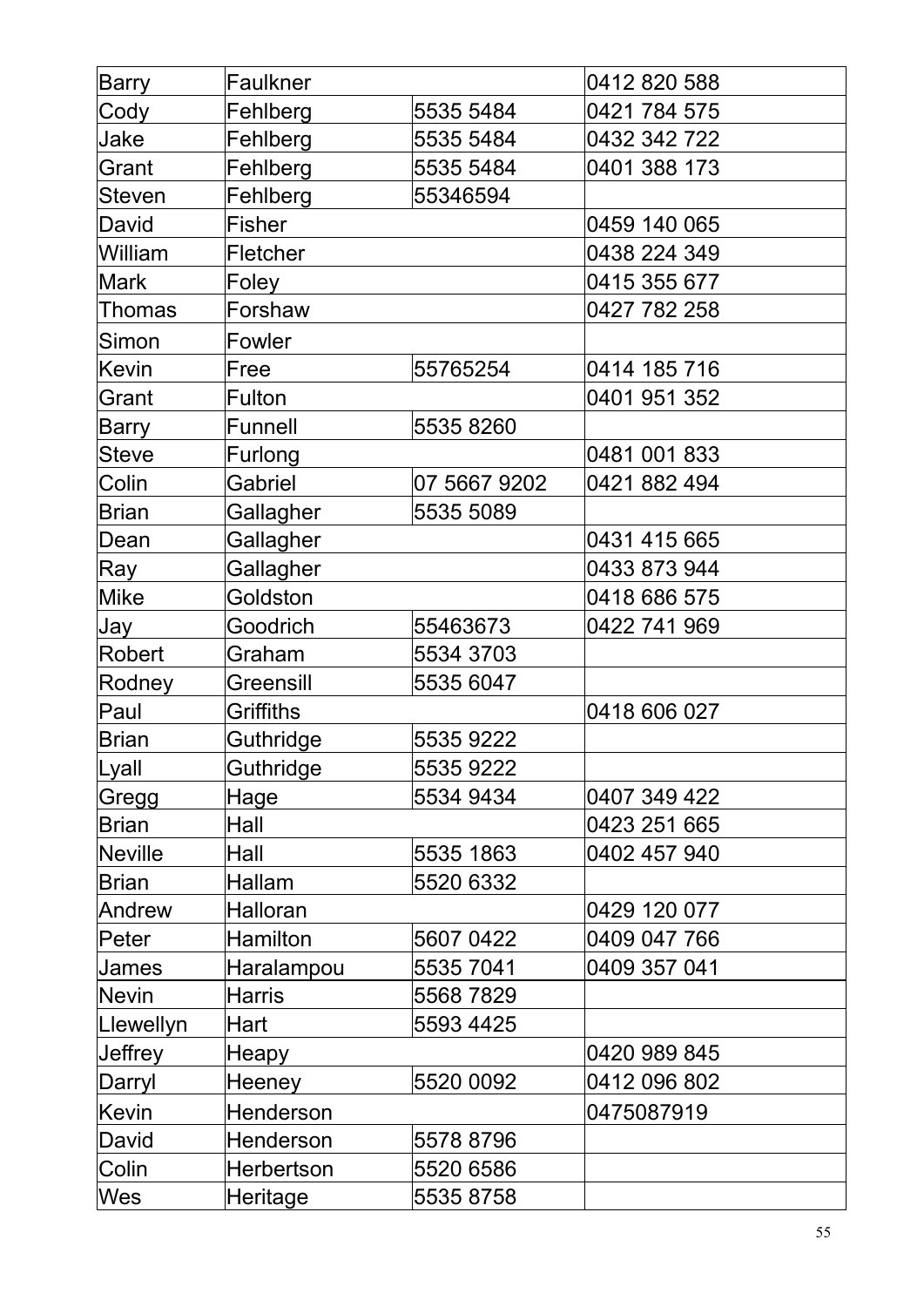| Barry | Faulkner | | 0412 820 588 |
|---|---|---|---|
| Cody | Fehlberg | 5535 5484 | 0421 784 575 |
| Jake | Fehlberg | 5535 5484 | 0432 342 722 |
| Grant | Fehlberg | 5535 5484 | 0401 388 173 |
| Steven | Fehlberg | 55346594 | |
| David | Fisher | | 0459 140 065 |
| William | Fletcher | | 0438 224 349 |
| Mark | Foley | | 0415 355 677 |
| Thomas | Forshaw | | 0427 782 258 |
| Simon | Fowler | | |
| Kevin | Free | 55765254 | 0414 185 716 |
| Grant | Fulton | | 0401 951 352 |
| Barry | Funnell | 5535 8260 | |
| Steve | Furlong | | 0481 001 833 |
| Colin | Gabriel | 07 5667 9202 | 0421 882 494 |
| Brian | Gallagher | 5535 5089 | |
| Dean | Gallagher | | 0431 415 665 |
| Ray | Gallagher | | 0433 873 944 |
| Mike | Goldston | | 0418 686 575 |
| Jay | Goodrich | 55463673 | 0422 741 969 |
| Robert | Graham | 5534 3703 | |
| Rodney | Greensill | 5535 6047 | |
| Paul | Griffiths | | 0418 606 027 |
| Brian | Guthridge | 5535 9222 | |
| Lyall | Guthridge | 5535 9222 | |
| Gregg | Hage | 5534 9434 | 0407 349 422 |
| Brian | Hall | | 0423 251 665 |
| Neville | Hall | 5535 1863 | 0402 457 940 |
| Brian | Hallam | 5520 6332 | |
| Andrew | Halloran | | 0429 120 077 |
| Peter | Hamilton | 5607 0422 | 0409 047 766 |
| James | Haralampou | 5535 7041 | 0409 357 041 |
| Nevin | Harris | 5568 7829 | |
| Llewellyn | Hart | 5593 4425 | |
| Jeffrey | Heapy | | 0420 989 845 |
| Darryl | Heeney | 5520 0092 | 0412 096 802 |
| Kevin | Henderson | | 0475087919 |
| David | Henderson | 5578 8796 | |
| Colin | Herbertson | 5520 6586 | |
| Wes | Heritage | 5535 8758 | |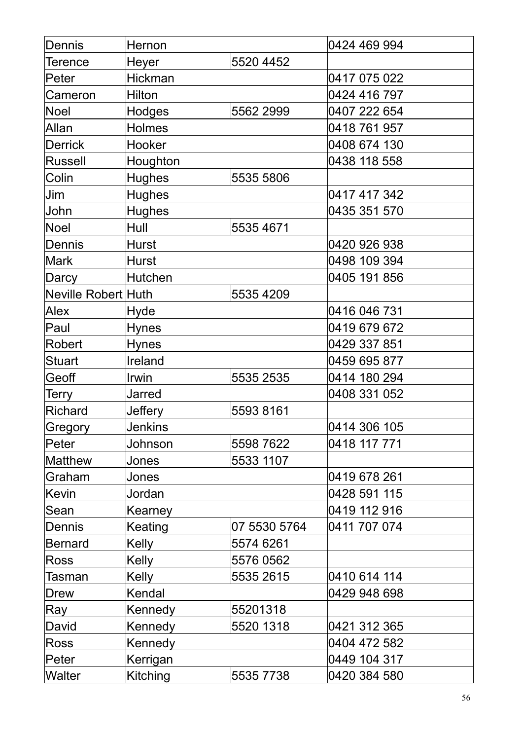| Dennis | Hernon | | 0424 469 994 |
|---|---|---|---|
| Terence | Heyer | 5520 4452 | |
| Peter | Hickman | | 0417 075 022 |
| Cameron | Hilton | | 0424 416 797 |
| Noel | Hodges | 5562 2999 | 0407 222 654 |
| Allan | Holmes | | 0418 761 957 |
| Derrick | Hooker | | 0408 674 130 |
| Russell | Houghton | | 0438 118 558 |
| Colin | Hughes | 5535 5806 | |
| Jim | Hughes | | 0417 417 342 |
| John | Hughes | | 0435 351 570 |
| Noel | Hull | 5535 4671 | |
| Dennis | Hurst | | 0420 926 938 |
| Mark | Hurst | | 0498 109 394 |
| Darcy | Hutchen | | 0405 191 856 |
| Neville Robert | Huth | 5535 4209 | |
| Alex | Hyde | | 0416 046 731 |
| Paul | Hynes | | 0419 679 672 |
| Robert | Hynes | | 0429 337 851 |
| Stuart | Ireland | | 0459 695 877 |
| Geoff | Irwin | 5535 2535 | 0414 180 294 |
| Terry | Jarred | | 0408 331 052 |
| Richard | Jeffery | 5593 8161 | |
| Gregory | Jenkins | | 0414 306 105 |
| Peter | Johnson | 5598 7622 | 0418 117 771 |
| Matthew | Jones | 5533 1107 | |
| Graham | Jones | | 0419 678 261 |
| Kevin | Jordan | | 0428 591 115 |
| Sean | Kearney | | 0419 112 916 |
| Dennis | Keating | 07 5530 5764 | 0411 707 074 |
| Bernard | Kelly | 5574 6261 | |
| Ross | Kelly | 5576 0562 | |
| Tasman | Kelly | 5535 2615 | 0410 614 114 |
| Drew | Kendal | | 0429 948 698 |
| Ray | Kennedy | 55201318 | |
| David | Kennedy | 5520 1318 | 0421 312 365 |
| Ross | Kennedy | | 0404 472 582 |
| Peter | Kerrigan | | 0449 104 317 |
| Walter | Kitching | 5535 7738 | 0420 384 580 |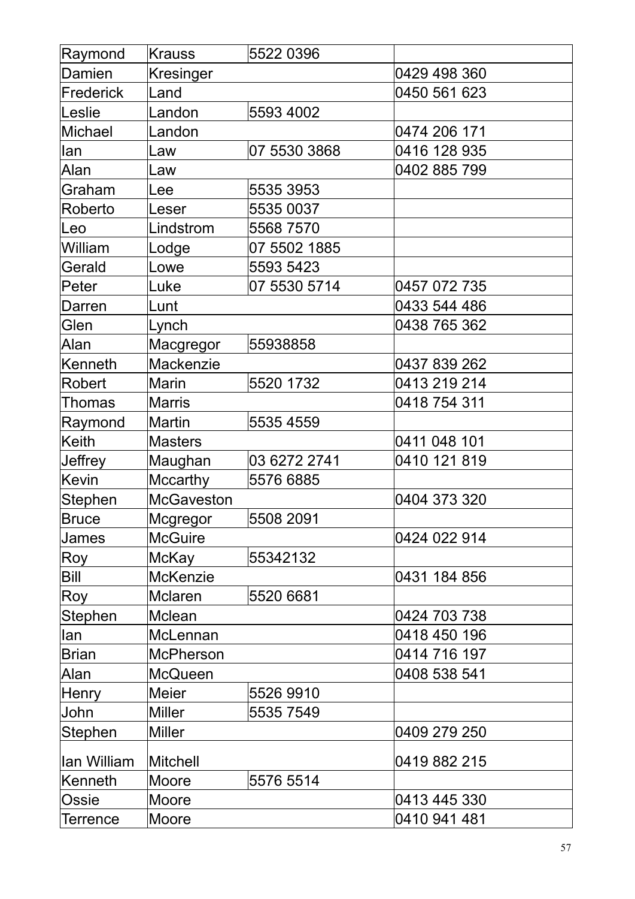| Raymond | Krauss | 5522 0396 | |
|---|---|---|---|
| Damien | Kresinger | | 0429 498 360 |
| Frederick | Land | | 0450 561 623 |
| Leslie | Landon | 5593 4002 | |
| Michael | Landon | | 0474 206 171 |
| Ian | Law | 07 5530 3868 | 0416 128 935 |
| Alan | Law | | 0402 885 799 |
| Graham | Lee | 5535 3953 | |
| Roberto | Leser | 5535 0037 | |
| Leo | Lindstrom | 5568 7570 | |
| William | Lodge | 07 5502 1885 | |
| Gerald | Lowe | 5593 5423 | |
| Peter | Luke | 07 5530 5714 | 0457 072 735 |
| Darren | Lunt | | 0433 544 486 |
| Glen | Lynch | | 0438 765 362 |
| Alan | Macgregor | 55938858 | |
| Kenneth | Mackenzie | | 0437 839 262 |
| Robert | Marin | 5520 1732 | 0413 219 214 |
| Thomas | Marris | | 0418 754 311 |
| Raymond | Martin | 5535 4559 | |
| Keith | Masters | | 0411 048 101 |
| Jeffrey | Maughan | 03 6272 2741 | 0410 121 819 |
| Kevin | Mccarthy | 5576 6885 | |
| Stephen | McGaveston | | 0404 373 320 |
| Bruce | Mcgregor | 5508 2091 | |
| James | McGuire | | 0424 022 914 |
| Roy | McKay | 55342132 | |
| Bill | McKenzie | | 0431 184 856 |
| Roy | Mclaren | 5520 6681 | |
| Stephen | Mclean | | 0424 703 738 |
| Ian | McLennan | | 0418 450 196 |
| Brian | McPherson | | 0414 716 197 |
| Alan | McQueen | | 0408 538 541 |
| Henry | Meier | 5526 9910 | |
| John | Miller | 5535 7549 | |
| Stephen | Miller | | 0409 279 250 |
| Ian William | Mitchell | | 0419 882 215 |
| Kenneth | Moore | 5576 5514 | |
| Ossie | Moore | | 0413 445 330 |
| Terrence | Moore | | 0410 941 481 |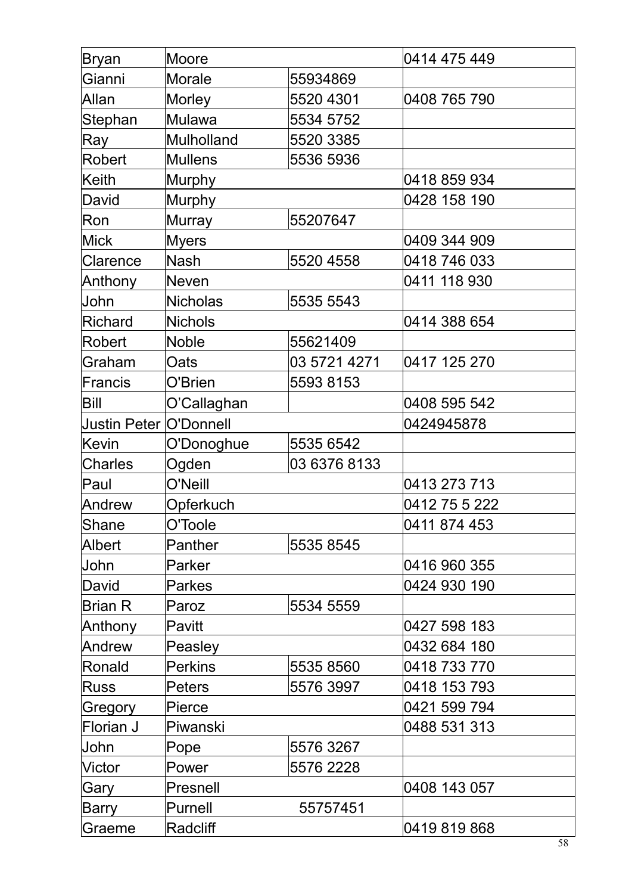| Bryan | Moore | | 0414 475 449 |
|---|---|---|---|
| Gianni | Morale | 55934869 | |
| Allan | Morley | 5520 4301 | 0408 765 790 |
| Stephan | Mulawa | 5534 5752 | |
| Ray | Mulholland | 5520 3385 | |
| Robert | Mullens | 5536 5936 | |
| Keith | Murphy | | 0418 859 934 |
| David | Murphy | | 0428 158 190 |
| Ron | Murray | 55207647 | |
| Mick | Myers | | 0409 344 909 |
| Clarence | Nash | 5520 4558 | 0418 746 033 |
| Anthony | Neven | | 0411 118 930 |
| John | Nicholas | 5535 5543 | |
| Richard | Nichols | | 0414 388 654 |
| Robert | Noble | 55621409 | |
| Graham | Oats | 03 5721 4271 | 0417 125 270 |
| Francis | O'Brien | 5593 8153 | |
| Bill | O'Callaghan | | 0408 595 542 |
| Justin Peter | O'Donnell | | 0424945878 |
| Kevin | O'Donoghue | 5535 6542 | |
| Charles | Ogden | 03 6376 8133 | |
| Paul | O'Neill | | 0413 273 713 |
| Andrew | Opferkuch | | 0412 75 5 222 |
| Shane | O'Toole | | 0411 874 453 |
| Albert | Panther | 5535 8545 | |
| John | Parker | | 0416 960 355 |
| David | Parkes | | 0424 930 190 |
| Brian R | Paroz | 5534 5559 | |
| Anthony | Pavitt | | 0427 598 183 |
| Andrew | Peasley | | 0432 684 180 |
| Ronald | Perkins | 5535 8560 | 0418 733 770 |
| Russ | Peters | 5576 3997 | 0418 153 793 |
| Gregory | Pierce | | 0421 599 794 |
| Florian J | Piwanski | | 0488 531 313 |
| John | Pope | 5576 3267 | |
| Victor | Power | 5576 2228 | |
| Gary | Presnell | | 0408 143 057 |
| Barry | Purnell | 55757451 | |
| Graeme | Radcliff | | 0419 819 868 |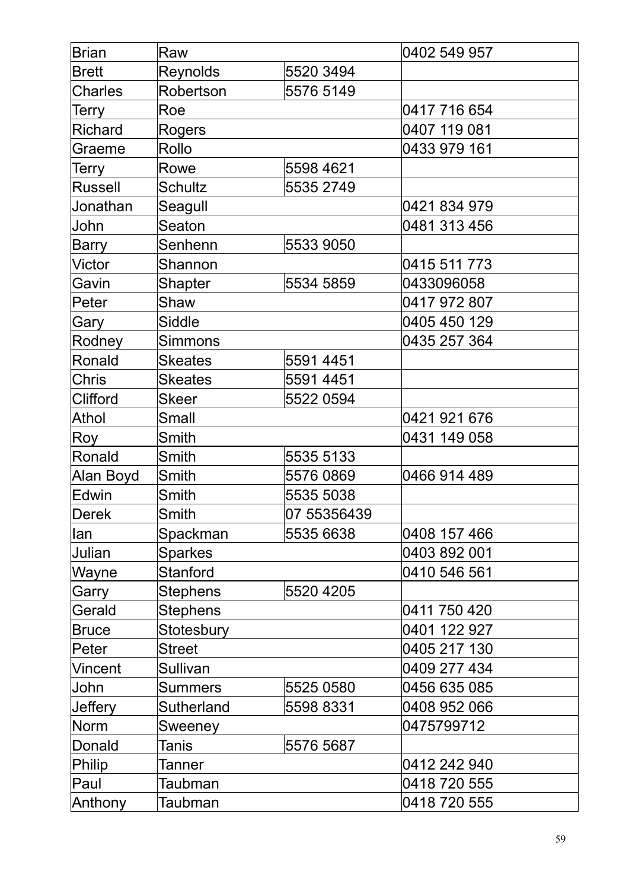| Brian | Raw | | 0402 549 957 |
|---|---|---|---|
| Brett | Reynolds | 5520 3494 | |
| Charles | Robertson | 5576 5149 | |
| Terry | Roe | | 0417 716 654 |
| Richard | Rogers | | 0407 119 081 |
| Graeme | Rollo | | 0433 979 161 |
| Terry | Rowe | 5598 4621 | |
| Russell | Schultz | 5535 2749 | |
| Jonathan | Seagull | | 0421 834 979 |
| John | Seaton | | 0481 313 456 |
| Barry | Senhenn | 5533 9050 | |
| Victor | Shannon | | 0415 511 773 |
| Gavin | Shapter | 5534 5859 | 0433096058 |
| Peter | Shaw | | 0417 972 807 |
| Gary | Siddle | | 0405 450 129 |
| Rodney | Simmons | | 0435 257 364 |
| Ronald | Skeates | 5591 4451 | |
| Chris | Skeates | 5591 4451 | |
| Clifford | Skeer | 5522 0594 | |
| Athol | Small | | 0421 921 676 |
| Roy | Smith | | 0431 149 058 |
| Ronald | Smith | 5535 5133 | |
| Alan Boyd | Smith | 5576 0869 | 0466 914 489 |
| Edwin | Smith | 5535 5038 | |
| Derek | Smith | 07 55356439 | |
| Ian | Spackman | 5535 6638 | 0408 157 466 |
| Julian | Sparkes | | 0403 892 001 |
| Wayne | Stanford | | 0410 546 561 |
| Garry | Stephens | 5520 4205 | |
| Gerald | Stephens | | 0411 750 420 |
| Bruce | Stotesbury | | 0401 122 927 |
| Peter | Street | | 0405 217 130 |
| Vincent | Sullivan | | 0409 277 434 |
| John | Summers | 5525 0580 | 0456 635 085 |
| Jeffery | Sutherland | 5598 8331 | 0408 952 066 |
| Norm | Sweeney | | 0475799712 |
| Donald | Tanis | 5576 5687 | |
| Philip | Tanner | | 0412 242 940 |
| Paul | Taubman | | 0418 720 555 |
| Anthony | Taubman | | 0418 720 555 |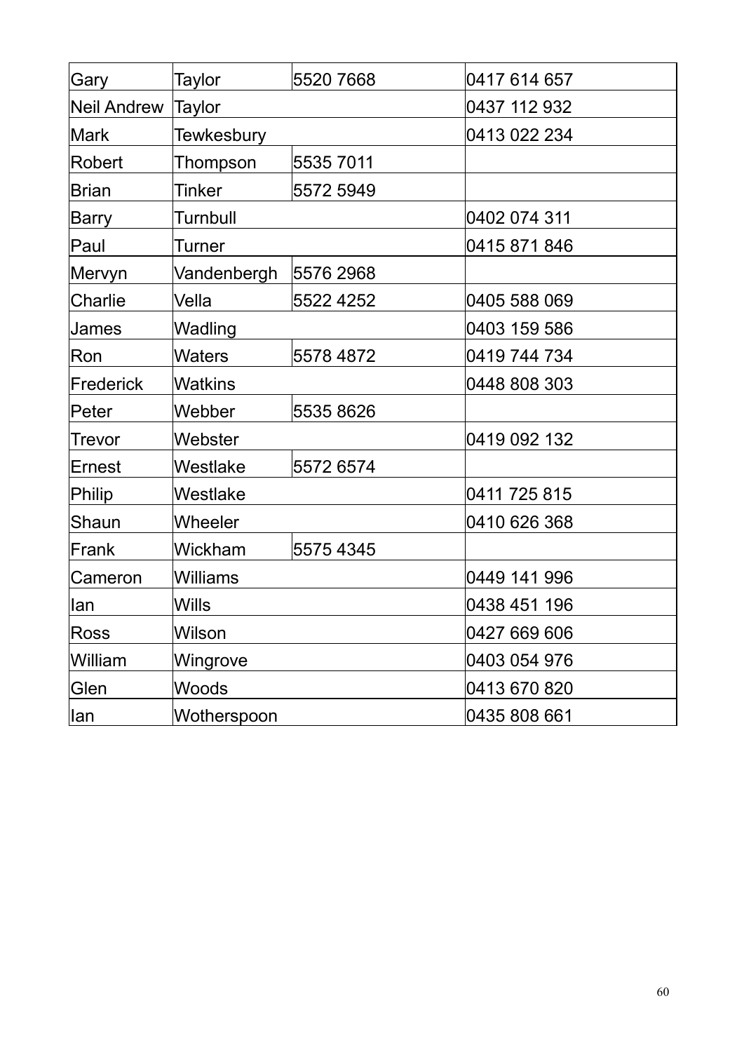| | | | |
|---|---|---|---|
| Gary | Taylor | 5520 7668 | 0417 614 657 |
| Neil Andrew | Taylor | | 0437 112 932 |
| Mark | Tewkesbury | | 0413 022 234 |
| Robert | Thompson | 5535 7011 | |
| Brian | Tinker | 5572 5949 | |
| Barry | Turnbull | | 0402 074 311 |
| Paul | Turner | | 0415 871 846 |
| Mervyn | Vandenbergh | 5576 2968 | |
| Charlie | Vella | 5522 4252 | 0405 588 069 |
| James | Wadling | | 0403 159 586 |
| Ron | Waters | 5578 4872 | 0419 744 734 |
| Frederick | Watkins | | 0448 808 303 |
| Peter | Webber | 5535 8626 | |
| Trevor | Webster | | 0419 092 132 |
| Ernest | Westlake | 5572 6574 | |
| Philip | Westlake | | 0411 725 815 |
| Shaun | Wheeler | | 0410 626 368 |
| Frank | Wickham | 5575 4345 | |
| Cameron | Williams | | 0449 141 996 |
| Ian | Wills | | 0438 451 196 |
| Ross | Wilson | | 0427 669 606 |
| William | Wingrove | | 0403 054 976 |
| Glen | Woods | | 0413 670 820 |
| Ian | Wotherspoon | | 0435 808 661 |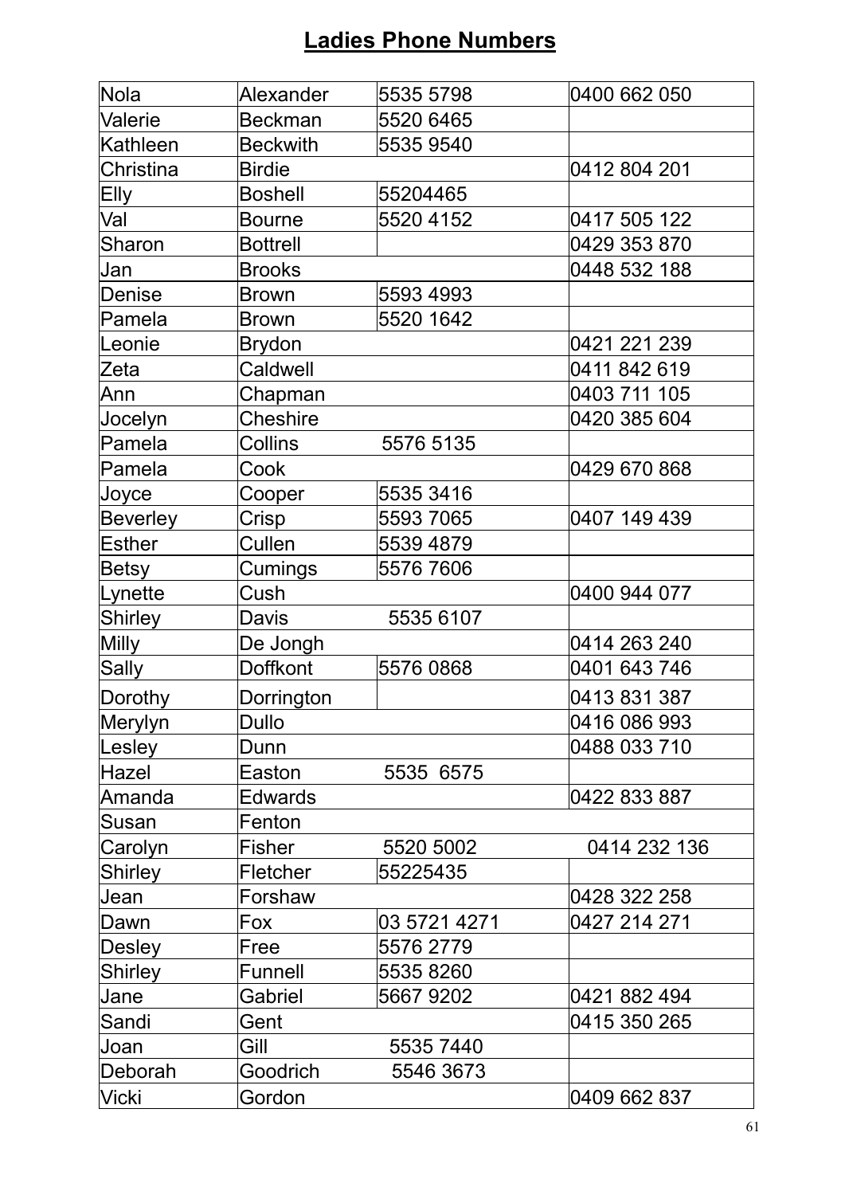# Ladies Phone Numbers

| | | | |
|---|---|---|---|
| Nola | Alexander | 5535 5798 | 0400 662 050 |
| Valerie | Beckman | 5520 6465 | |
| Kathleen | Beckwith | 5535 9540 | |
| Christina | Birdie | | 0412 804 201 |
| Elly | Boshell | 55204465 | |
| Val | Bourne | 5520 4152 | 0417 505 122 |
| Sharon | Bottrell | | 0429 353 870 |
| Jan | Brooks | | 0448 532 188 |
| Denise | Brown | 5593 4993 | |
| Pamela | Brown | 5520 1642 | |
| Leonie | Brydon | | 0421 221 239 |
| Zeta | Caldwell | | 0411 842 619 |
| Ann | Chapman | | 0403 711 105 |
| Jocelyn | Cheshire | | 0420 385 604 |
| Pamela | Collins | 5576 5135 | |
| Pamela | Cook | | 0429 670 868 |
| Joyce | Cooper | 5535 3416 | |
| Beverley | Crisp | 5593 7065 | 0407 149 439 |
| Esther | Cullen | 5539 4879 | |
| Betsy | Cumings | 5576 7606 | |
| Lynette | Cush | | 0400 944 077 |
| Shirley | Davis | 5535 6107 | |
| Milly | De Jongh | | 0414 263 240 |
| Sally | Doffkont | 5576 0868 | 0401 643 746 |
| Dorothy | Dorrington | | 0413 831 387 |
| Merylyn | Dullo | | 0416 086 993 |
| Lesley | Dunn | | 0488 033 710 |
| Hazel | Easton | 5535 6575 | |
| Amanda | Edwards | | 0422 833 887 |
| Susan | Fenton | | |
| Carolyn | Fisher | 5520 5002 | 0414 232 136 |
| Shirley | Fletcher | 55225435 | |
| Jean | Forshaw | | 0428 322 258 |
| Dawn | Fox | 03 5721 4271 | 0427 214 271 |
| Desley | Free | 5576 2779 | |
| Shirley | Funnell | 5535 8260 | |
| Jane | Gabriel | 5667 9202 | 0421 882 494 |
| Sandi | Gent | | 0415 350 265 |
| Joan | Gill | 5535 7440 | |
| Deborah | Goodrich | 5546 3673 | |
| Vicki | Gordon | | 0409 662 837 |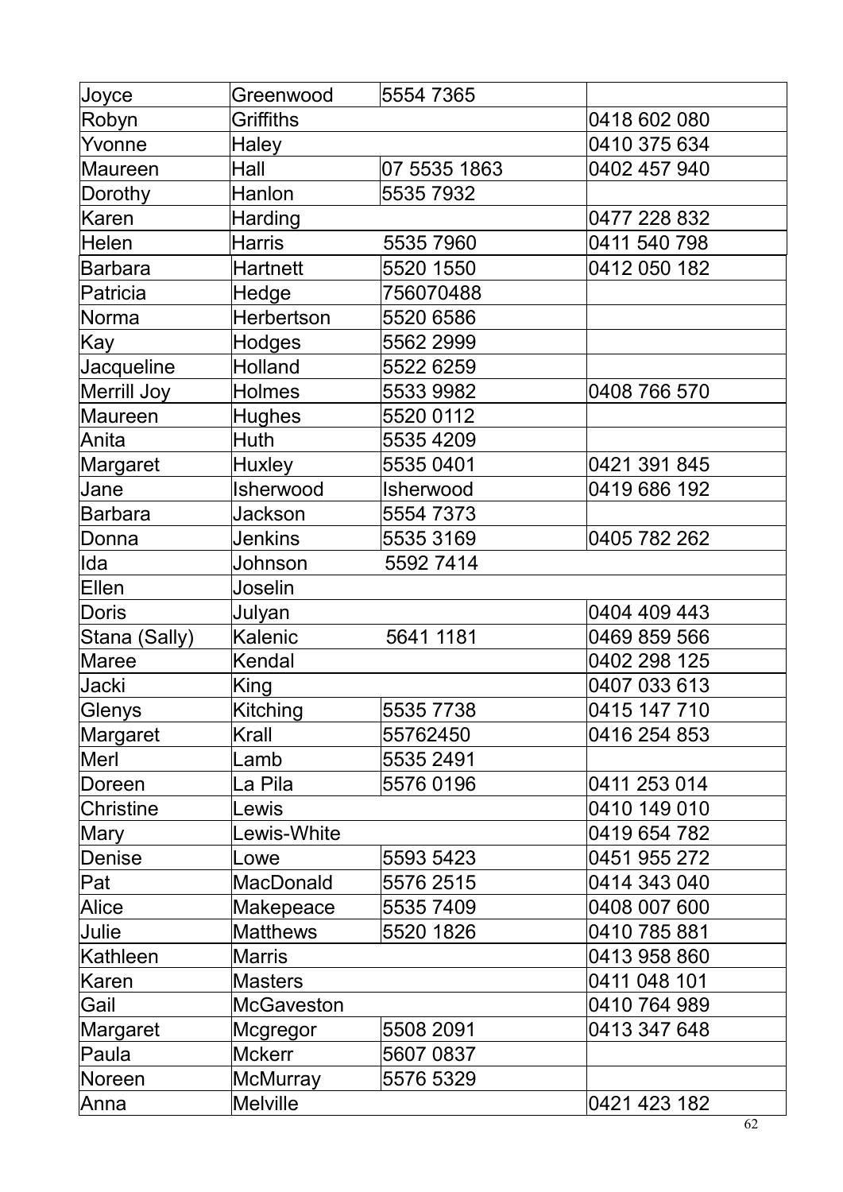| Joyce | Greenwood | 5554 7365 | |
|---|---|---|---|
| Robyn | Griffiths | | 0418 602 080 |
| Yvonne | Haley | | 0410 375 634 |
| Maureen | Hall | 07 5535 1863 | 0402 457 940 |
| Dorothy | Hanlon | 5535 7932 | |
| Karen | Harding | | 0477 228 832 |
| Helen | Harris | 5535 7960 | 0411 540 798 |
| Barbara | Hartnett | 5520 1550 | 0412 050 182 |
| Patricia | Hedge | 756070488 | |
| Norma | Herbertson | 5520 6586 | |
| Kay | Hodges | 5562 2999 | |
| Jacqueline | Holland | 5522 6259 | |
| Merrill Joy | Holmes | 5533 9982 | 0408 766 570 |
| Maureen | Hughes | 5520 0112 | |
| Anita | Huth | 5535 4209 | |
| Margaret | Huxley | 5535 0401 | 0421 391 845 |
| Jane | Isherwood | Isherwood | 0419 686 192 |
| Barbara | Jackson | 5554 7373 | |
| Donna | Jenkins | 5535 3169 | 0405 782 262 |
| Ida | Johnson | 5592 7414 | |
| Ellen | Joselin | | |
| Doris | Julyan | | 0404 409 443 |
| Stana (Sally) | Kalenic | 5641 1181 | 0469 859 566 |
| Maree | Kendal | | 0402 298 125 |
| Jacki | King | | 0407 033 613 |
| Glenys | Kitching | 5535 7738 | 0415 147 710 |
| Margaret | Krall | 55762450 | 0416 254 853 |
| Merl | Lamb | 5535 2491 | |
| Doreen | La Pila | 5576 0196 | 0411 253 014 |
| Christine | Lewis | | 0410 149 010 |
| Mary | Lewis-White | | 0419 654 782 |
| Denise | Lowe | 5593 5423 | 0451 955 272 |
| Pat | MacDonald | 5576 2515 | 0414 343 040 |
| Alice | Makepeace | 5535 7409 | 0408 007 600 |
| Julie | Matthews | 5520 1826 | 0410 785 881 |
| Kathleen | Marris | | 0413 958 860 |
| Karen | Masters | | 0411 048 101 |
| Gail | McGaveston | | 0410 764 989 |
| Margaret | Mcgregor | 5508 2091 | 0413 347 648 |
| Paula | Mckerr | 5607 0837 | |
| Noreen | McMurray | 5576 5329 | |
| Anna | Melville | | 0421 423 182 |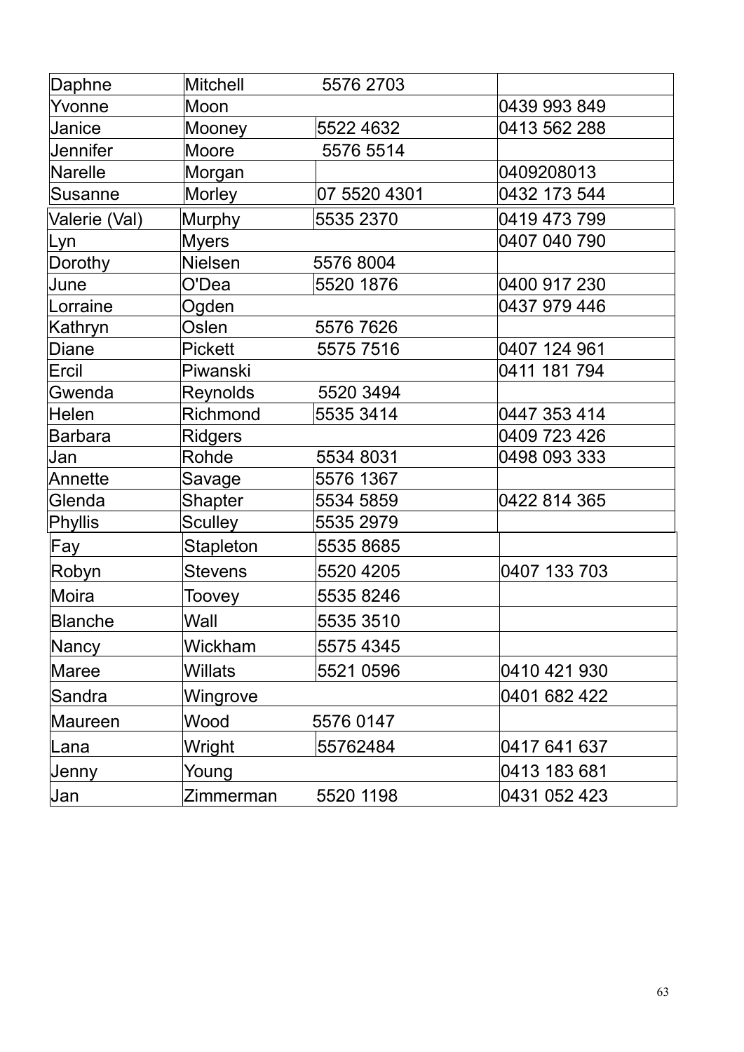| | | | |
|---|---|---|---|
| Daphne | Mitchell | 5576 2703 | |
| Yvonne | Moon | | 0439 993 849 |
| Janice | Mooney | 5522 4632 | 0413 562 288 |
| Jennifer | Moore | 5576 5514 | |
| Narelle | Morgan | | 0409208013 |
| Susanne | Morley | 07 5520 4301 | 0432 173 544 |
| Valerie (Val) | Murphy | 5535 2370 | 0419 473 799 |
| Lyn | Myers | | 0407 040 790 |
| Dorothy | Nielsen | 5576 8004 | |
| June | O'Dea | 5520 1876 | 0400 917 230 |
| Lorraine | Ogden | | 0437 979 446 |
| Kathryn | Oslen | 5576 7626 | |
| Diane | Pickett | 5575 7516 | 0407 124 961 |
| Ercil | Piwanski | | 0411 181 794 |
| Gwenda | Reynolds | 5520 3494 | |
| Helen | Richmond | 5535 3414 | 0447 353 414 |
| Barbara | Ridgers | | 0409 723 426 |
| Jan | Rohde | 5534 8031 | 0498 093 333 |
| Annette | Savage | 5576 1367 | |
| Glenda | Shapter | 5534 5859 | 0422 814 365 |
| Phyllis | Sculley | 5535 2979 | |
| Fay | Stapleton | 5535 8685 | |
| Robyn | Stevens | 5520 4205 | 0407 133 703 |
| Moira | Toovey | 5535 8246 | |
| Blanche | Wall | 5535 3510 | |
| Nancy | Wickham | 5575 4345 | |
| Maree | Willats | 5521 0596 | 0410 421 930 |
| Sandra | Wingrove | | 0401 682 422 |
| Maureen | Wood | 5576 0147 | |
| Lana | Wright | 55762484 | 0417 641 637 |
| Jenny | Young | | 0413 183 681 |
| Jan | Zimmerman | 5520 1198 | 0431 052 423 |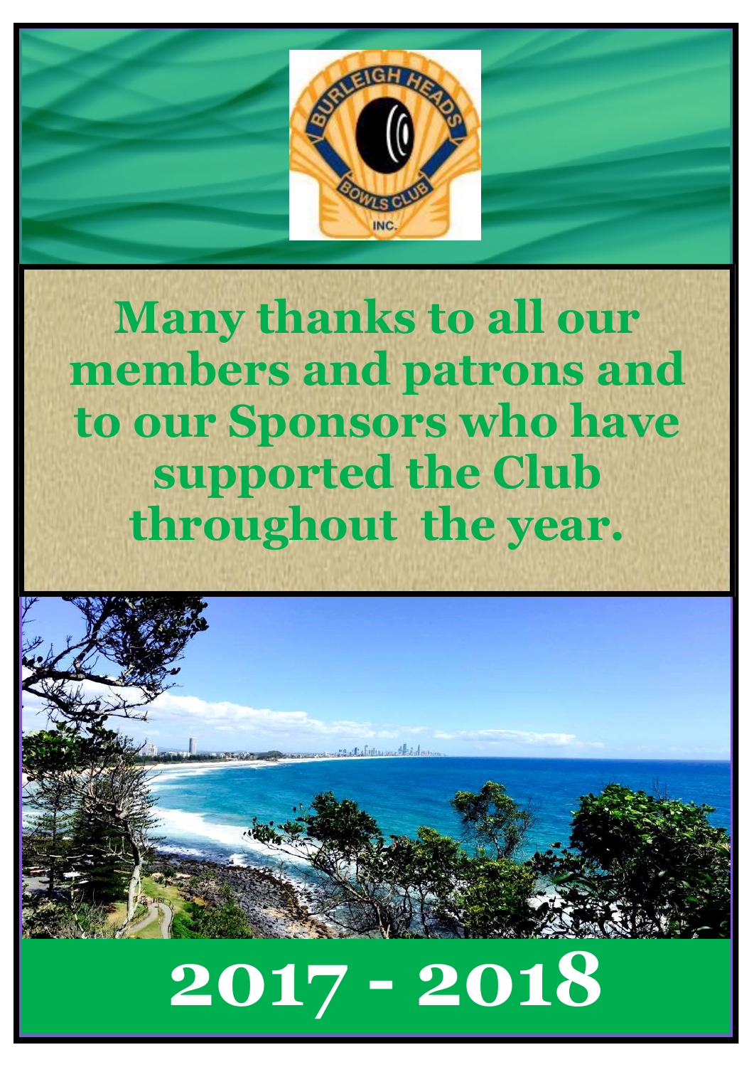Many thanks to all our members and patrons and to our Sponsors who have supported the Club throughout the year.

# 2017 - 2018